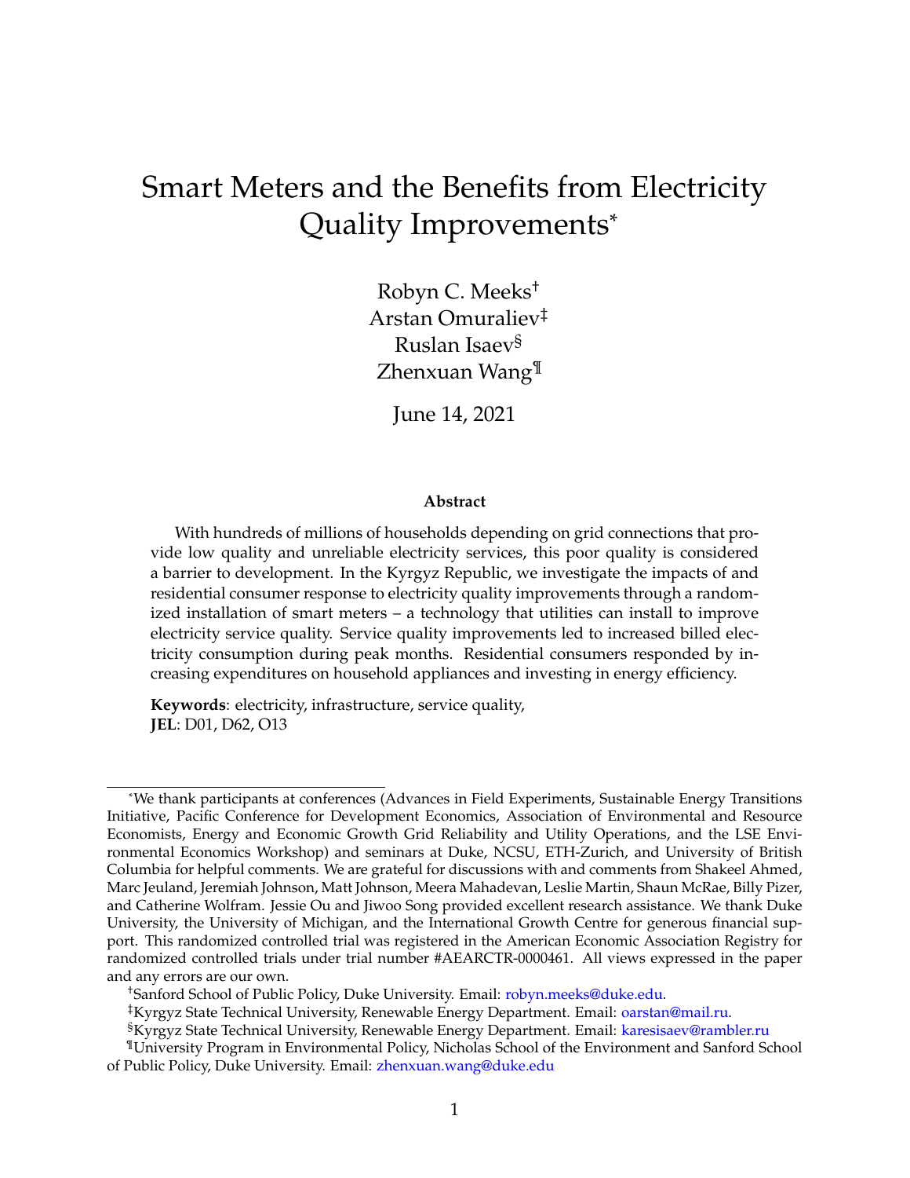# Smart Meters and the Benefits from Electricity Quality Improvements[*]

Robyn C. Meeks[†]
Arstan Omuraliev[‡]
Ruslan Isaev[§]
Zhenxuan Wang[¶]

June 14, 2021

### Abstract

With hundreds of millions of households depending on grid connections that provide low quality and unreliable electricity services, this poor quality is considered a barrier to development. In the Kyrgyz Republic, we investigate the impacts of and residential consumer response to electricity quality improvements through a randomized installation of smart meters – a technology that utilities can install to improve electricity service quality. Service quality improvements led to increased billed electricity consumption during peak months. Residential consumers responded by increasing expenditures on household appliances and investing in energy efficiency.

**Keywords**: electricity, infrastructure, service quality,
**JEL**: D01, D62, O13

---

[*] We thank participants at conferences (Advances in Field Experiments, Sustainable Energy Transitions Initiative, Pacific Conference for Development Economics, Association of Environmental and Resource Economists, Energy and Economic Growth Grid Reliability and Utility Operations, and the LSE Environmental Economics Workshop) and seminars at Duke, NCSU, ETH-Zurich, and University of British Columbia for helpful comments. We are grateful for discussions with and comments from Shakeel Ahmed, Marc Jeuland, Jeremiah Johnson, Matt Johnson, Meera Mahadevan, Leslie Martin, Shaun McRae, Billy Pizer, and Catherine Wolfram. Jessie Ou and Jiwoo Song provided excellent research assistance. We thank Duke University, the University of Michigan, and the International Growth Centre for generous financial support. This randomized controlled trial was registered in the American Economic Association Registry for randomized controlled trials under trial number #AEARCTR-0000461. All views expressed in the paper and any errors are our own.

[†] Sanford School of Public Policy, Duke University. Email: robyn.meeks@duke.edu.

[‡] Kyrgyz State Technical University, Renewable Energy Department. Email: oarstan@mail.ru.

[§] Kyrgyz State Technical University, Renewable Energy Department. Email: karesisaev@rambler.ru

[¶] University Program in Environmental Policy, Nicholas School of the Environment and Sanford School of Public Policy, Duke University. Email: zhenxuan.wang@duke.edu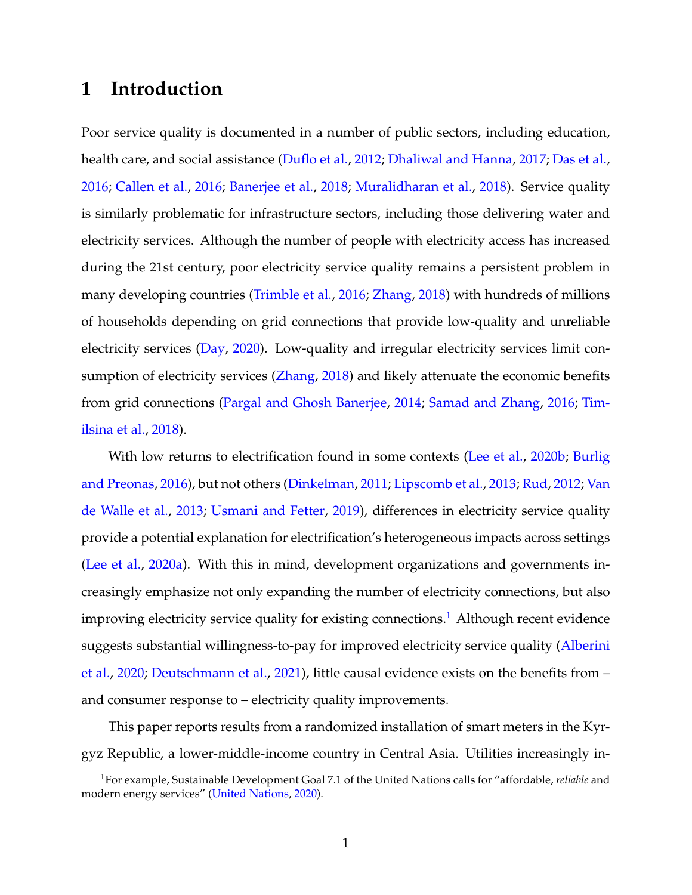# 1 Introduction

Poor service quality is documented in a number of public sectors, including education, health care, and social assistance (Duflo et al., 2012; Dhaliwal and Hanna, 2017; Das et al., 2016; Callen et al., 2016; Banerjee et al., 2018; Muralidharan et al., 2018). Service quality is similarly problematic for infrastructure sectors, including those delivering water and electricity services. Although the number of people with electricity access has increased during the 21st century, poor electricity service quality remains a persistent problem in many developing countries (Trimble et al., 2016; Zhang, 2018) with hundreds of millions of households depending on grid connections that provide low-quality and unreliable electricity services (Day, 2020). Low-quality and irregular electricity services limit consumption of electricity services (Zhang, 2018) and likely attenuate the economic benefits from grid connections (Pargal and Ghosh Banerjee, 2014; Samad and Zhang, 2016; Timilsina et al., 2018).

With low returns to electrification found in some contexts (Lee et al., 2020b; Burlig and Preonas, 2016), but not others (Dinkelman, 2011; Lipscomb et al., 2013; Rud, 2012; Van de Walle et al., 2013; Usmani and Fetter, 2019), differences in electricity service quality provide a potential explanation for electrification's heterogeneous impacts across settings (Lee et al., 2020a). With this in mind, development organizations and governments increasingly emphasize not only expanding the number of electricity connections, but also improving electricity service quality for existing connections.[1] Although recent evidence suggests substantial willingness-to-pay for improved electricity service quality (Alberini et al., 2020; Deutschmann et al., 2021), little causal evidence exists on the benefits from – and consumer response to – electricity quality improvements.

This paper reports results from a randomized installation of smart meters in the Kyrgyz Republic, a lower-middle-income country in Central Asia. Utilities increasingly in-

[1] For example, Sustainable Development Goal 7.1 of the United Nations calls for "affordable, *reliable* and modern energy services" (United Nations, 2020).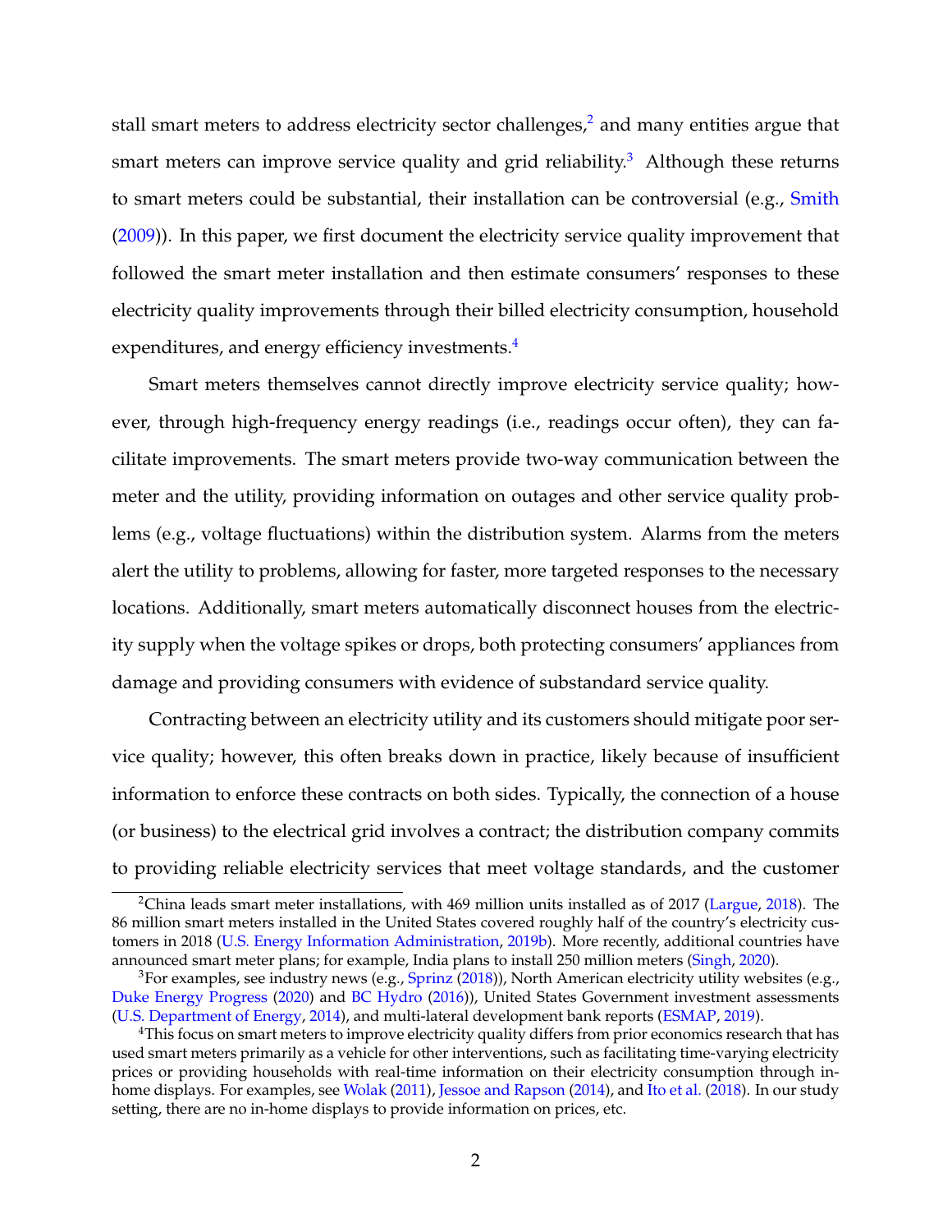stall smart meters to address electricity sector challenges,[2] and many entities argue that smart meters can improve service quality and grid reliability.[3] Although these returns to smart meters could be substantial, their installation can be controversial (e.g., Smith (2009)). In this paper, we first document the electricity service quality improvement that followed the smart meter installation and then estimate consumers' responses to these electricity quality improvements through their billed electricity consumption, household expenditures, and energy efficiency investments.[4]

Smart meters themselves cannot directly improve electricity service quality; however, through high-frequency energy readings (i.e., readings occur often), they can facilitate improvements. The smart meters provide two-way communication between the meter and the utility, providing information on outages and other service quality problems (e.g., voltage fluctuations) within the distribution system. Alarms from the meters alert the utility to problems, allowing for faster, more targeted responses to the necessary locations. Additionally, smart meters automatically disconnect houses from the electricity supply when the voltage spikes or drops, both protecting consumers' appliances from damage and providing consumers with evidence of substandard service quality.

Contracting between an electricity utility and its customers should mitigate poor service quality; however, this often breaks down in practice, likely because of insufficient information to enforce these contracts on both sides. Typically, the connection of a house (or business) to the electrical grid involves a contract; the distribution company commits to providing reliable electricity services that meet voltage standards, and the customer

---

[2] China leads smart meter installations, with 469 million units installed as of 2017 (Largue, 2018). The 86 million smart meters installed in the United States covered roughly half of the country's electricity customers in 2018 (U.S. Energy Information Administration, 2019b). More recently, additional countries have announced smart meter plans; for example, India plans to install 250 million meters (Singh, 2020).

[3] For examples, see industry news (e.g., Sprinz (2018)), North American electricity utility websites (e.g., Duke Energy Progress (2020) and BC Hydro (2016)), United States Government investment assessments (U.S. Department of Energy, 2014), and multi-lateral development bank reports (ESMAP, 2019).

[4] This focus on smart meters to improve electricity quality differs from prior economics research that has used smart meters primarily as a vehicle for other interventions, such as facilitating time-varying electricity prices or providing households with real-time information on their electricity consumption through in-home displays. For examples, see Wolak (2011), Jessoe and Rapson (2014), and Ito et al. (2018). In our study setting, there are no in-home displays to provide information on prices, etc.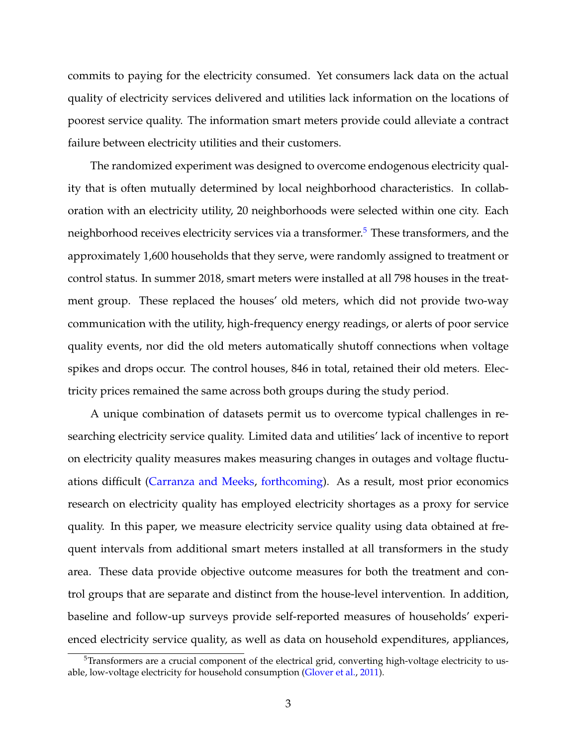commits to paying for the electricity consumed. Yet consumers lack data on the actual quality of electricity services delivered and utilities lack information on the locations of poorest service quality. The information smart meters provide could alleviate a contract failure between electricity utilities and their customers.

The randomized experiment was designed to overcome endogenous electricity quality that is often mutually determined by local neighborhood characteristics. In collaboration with an electricity utility, 20 neighborhoods were selected within one city. Each neighborhood receives electricity services via a transformer.[5] These transformers, and the approximately 1,600 households that they serve, were randomly assigned to treatment or control status. In summer 2018, smart meters were installed at all 798 houses in the treatment group. These replaced the houses' old meters, which did not provide two-way communication with the utility, high-frequency energy readings, or alerts of poor service quality events, nor did the old meters automatically shutoff connections when voltage spikes and drops occur. The control houses, 846 in total, retained their old meters. Electricity prices remained the same across both groups during the study period.

A unique combination of datasets permit us to overcome typical challenges in researching electricity service quality. Limited data and utilities' lack of incentive to report on electricity quality measures makes measuring changes in outages and voltage fluctuations difficult (Carranza and Meeks, forthcoming). As a result, most prior economics research on electricity quality has employed electricity shortages as a proxy for service quality. In this paper, we measure electricity service quality using data obtained at frequent intervals from additional smart meters installed at all transformers in the study area. These data provide objective outcome measures for both the treatment and control groups that are separate and distinct from the house-level intervention. In addition, baseline and follow-up surveys provide self-reported measures of households' experienced electricity service quality, as well as data on household expenditures, appliances,

[5] Transformers are a crucial component of the electrical grid, converting high-voltage electricity to usable, low-voltage electricity for household consumption (Glover et al., 2011).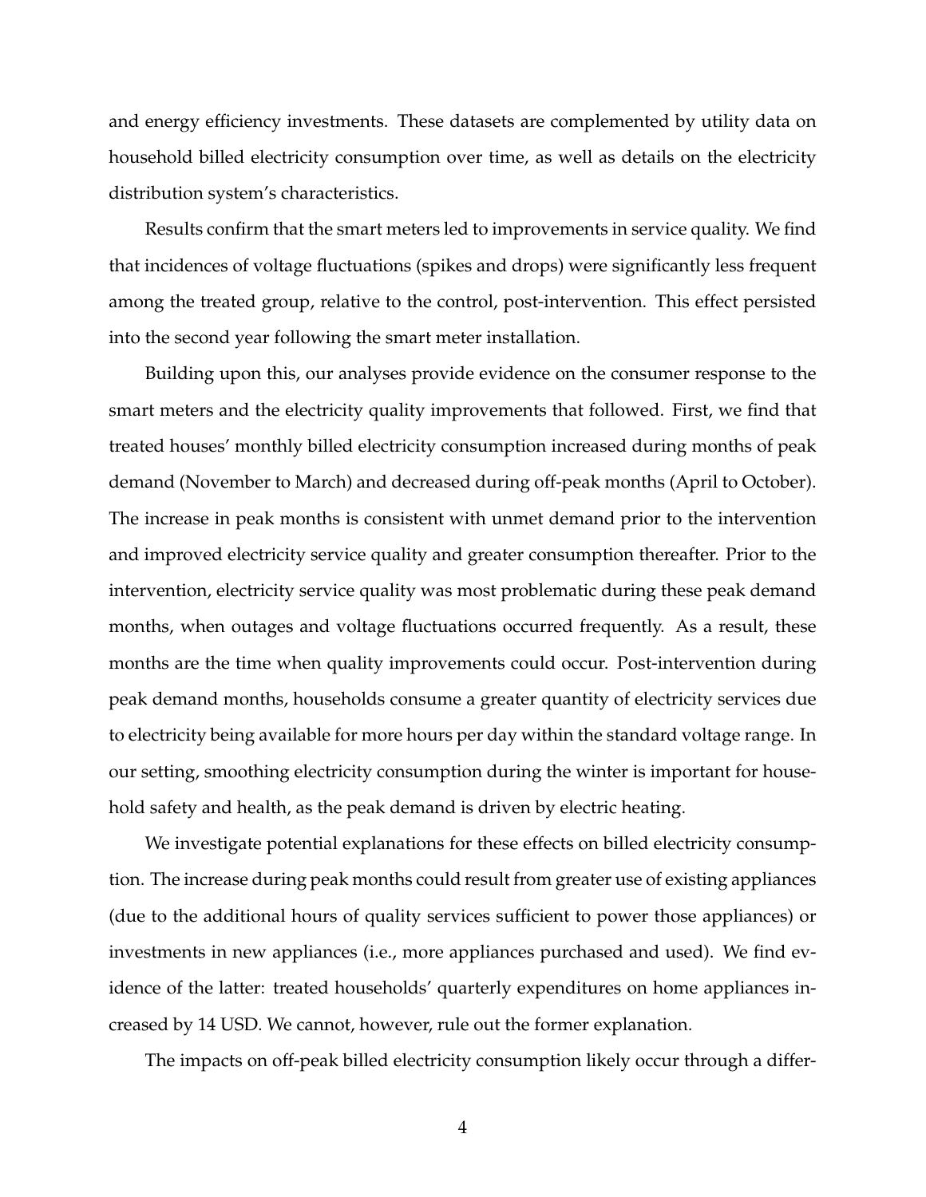and energy efficiency investments. These datasets are complemented by utility data on household billed electricity consumption over time, as well as details on the electricity distribution system's characteristics.

Results confirm that the smart meters led to improvements in service quality. We find that incidences of voltage fluctuations (spikes and drops) were significantly less frequent among the treated group, relative to the control, post-intervention. This effect persisted into the second year following the smart meter installation.

Building upon this, our analyses provide evidence on the consumer response to the smart meters and the electricity quality improvements that followed. First, we find that treated houses' monthly billed electricity consumption increased during months of peak demand (November to March) and decreased during off-peak months (April to October). The increase in peak months is consistent with unmet demand prior to the intervention and improved electricity service quality and greater consumption thereafter. Prior to the intervention, electricity service quality was most problematic during these peak demand months, when outages and voltage fluctuations occurred frequently. As a result, these months are the time when quality improvements could occur. Post-intervention during peak demand months, households consume a greater quantity of electricity services due to electricity being available for more hours per day within the standard voltage range. In our setting, smoothing electricity consumption during the winter is important for household safety and health, as the peak demand is driven by electric heating.

We investigate potential explanations for these effects on billed electricity consumption. The increase during peak months could result from greater use of existing appliances (due to the additional hours of quality services sufficient to power those appliances) or investments in new appliances (i.e., more appliances purchased and used). We find evidence of the latter: treated households' quarterly expenditures on home appliances increased by 14 USD. We cannot, however, rule out the former explanation.

The impacts on off-peak billed electricity consumption likely occur through a differ-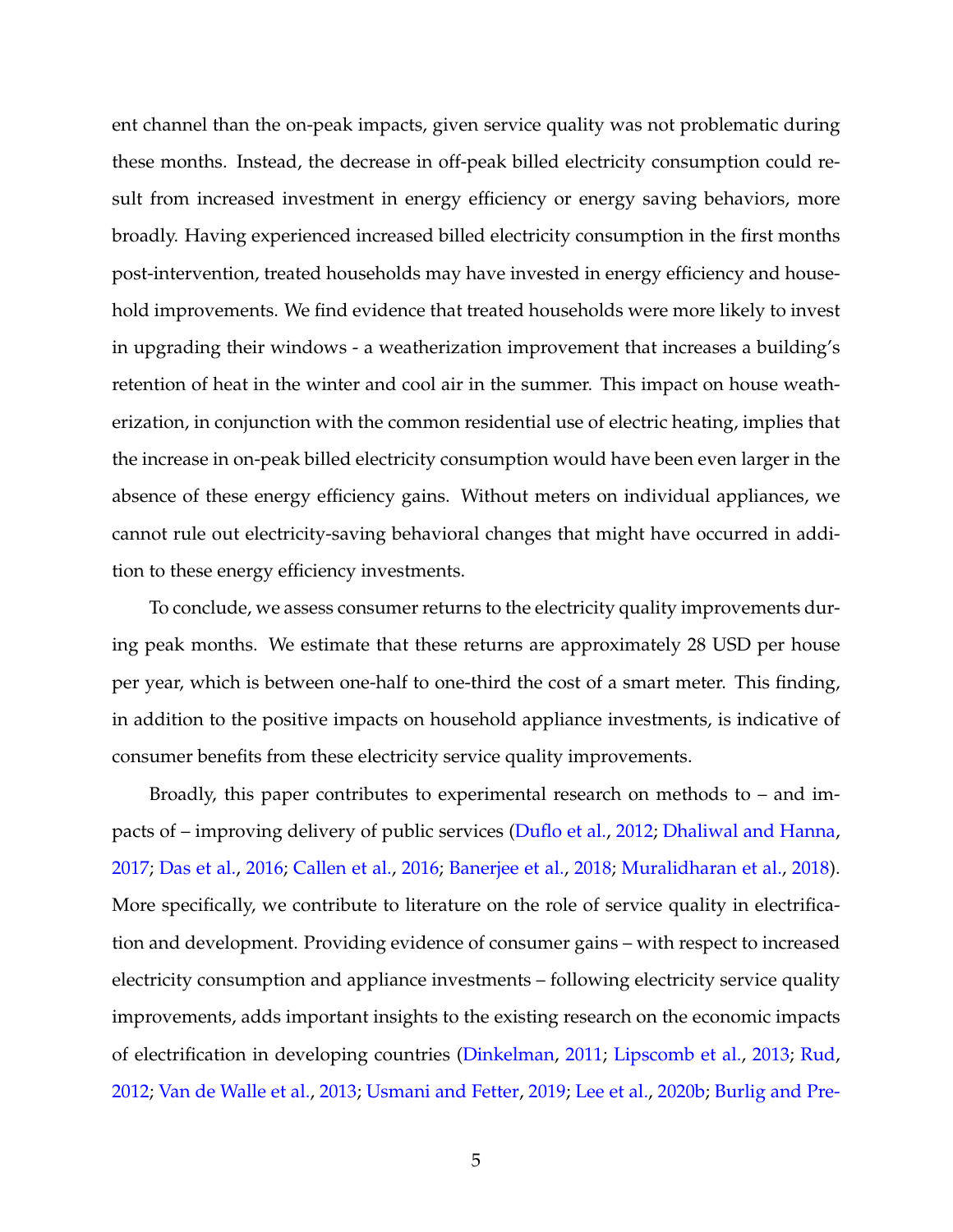ent channel than the on-peak impacts, given service quality was not problematic during these months. Instead, the decrease in off-peak billed electricity consumption could result from increased investment in energy efficiency or energy saving behaviors, more broadly. Having experienced increased billed electricity consumption in the first months post-intervention, treated households may have invested in energy efficiency and household improvements. We find evidence that treated households were more likely to invest in upgrading their windows - a weatherization improvement that increases a building's retention of heat in the winter and cool air in the summer. This impact on house weatherization, in conjunction with the common residential use of electric heating, implies that the increase in on-peak billed electricity consumption would have been even larger in the absence of these energy efficiency gains. Without meters on individual appliances, we cannot rule out electricity-saving behavioral changes that might have occurred in addition to these energy efficiency investments.

To conclude, we assess consumer returns to the electricity quality improvements during peak months. We estimate that these returns are approximately 28 USD per house per year, which is between one-half to one-third the cost of a smart meter. This finding, in addition to the positive impacts on household appliance investments, is indicative of consumer benefits from these electricity service quality improvements.

Broadly, this paper contributes to experimental research on methods to – and impacts of – improving delivery of public services (Duflo et al., 2012; Dhaliwal and Hanna, 2017; Das et al., 2016; Callen et al., 2016; Banerjee et al., 2018; Muralidharan et al., 2018). More specifically, we contribute to literature on the role of service quality in electrification and development. Providing evidence of consumer gains – with respect to increased electricity consumption and appliance investments – following electricity service quality improvements, adds important insights to the existing research on the economic impacts of electrification in developing countries (Dinkelman, 2011; Lipscomb et al., 2013; Rud, 2012; Van de Walle et al., 2013; Usmani and Fetter, 2019; Lee et al., 2020b; Burlig and Pre-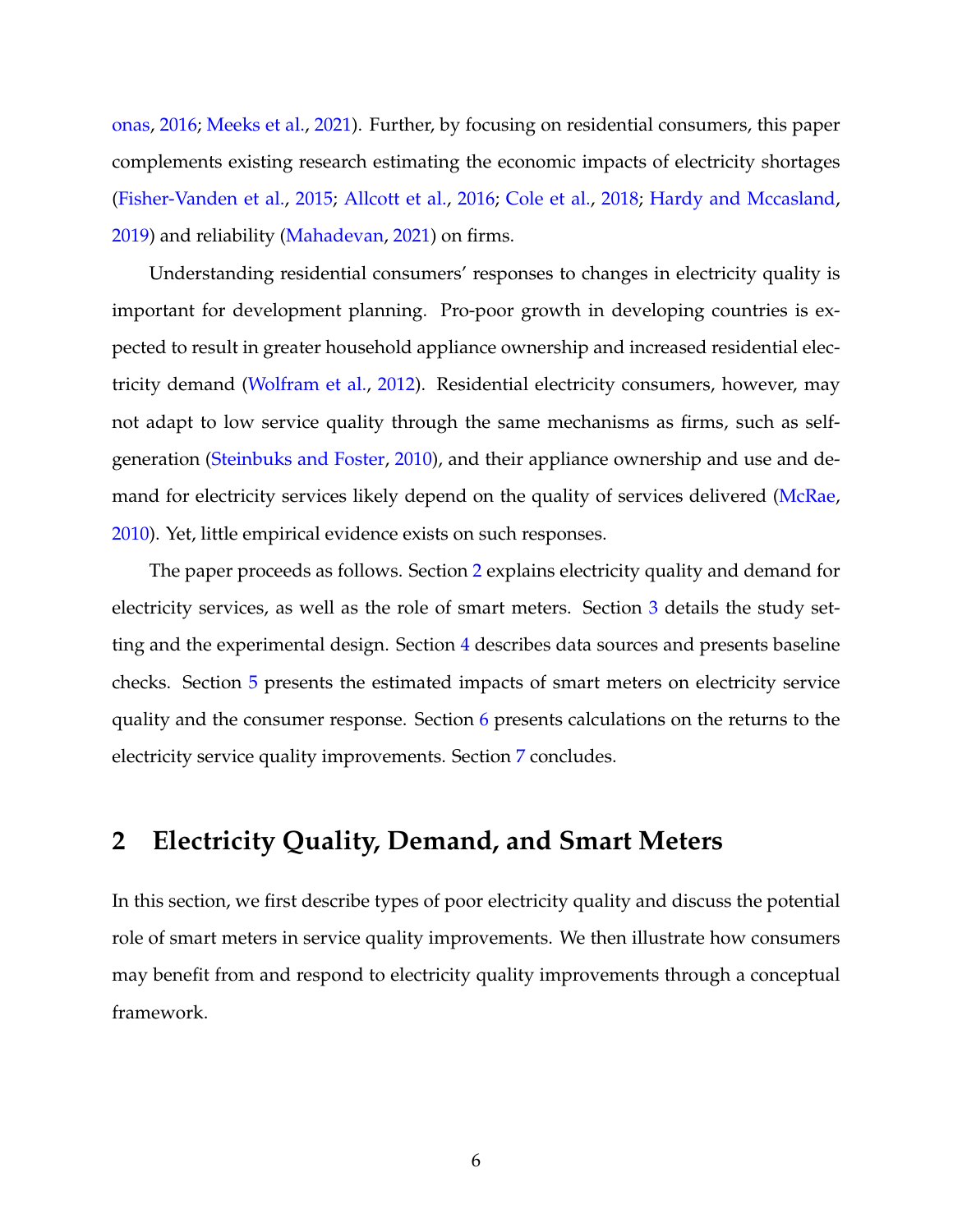onas, 2016; Meeks et al., 2021). Further, by focusing on residential consumers, this paper complements existing research estimating the economic impacts of electricity shortages (Fisher-Vanden et al., 2015; Allcott et al., 2016; Cole et al., 2018; Hardy and Mccasland, 2019) and reliability (Mahadevan, 2021) on firms.

Understanding residential consumers' responses to changes in electricity quality is important for development planning. Pro-poor growth in developing countries is expected to result in greater household appliance ownership and increased residential electricity demand (Wolfram et al., 2012). Residential electricity consumers, however, may not adapt to low service quality through the same mechanisms as firms, such as self-generation (Steinbuks and Foster, 2010), and their appliance ownership and use and demand for electricity services likely depend on the quality of services delivered (McRae, 2010). Yet, little empirical evidence exists on such responses.

The paper proceeds as follows. Section 2 explains electricity quality and demand for electricity services, as well as the role of smart meters. Section 3 details the study setting and the experimental design. Section 4 describes data sources and presents baseline checks. Section 5 presents the estimated impacts of smart meters on electricity service quality and the consumer response. Section 6 presents calculations on the returns to the electricity service quality improvements. Section 7 concludes.

## 2 Electricity Quality, Demand, and Smart Meters

In this section, we first describe types of poor electricity quality and discuss the potential role of smart meters in service quality improvements. We then illustrate how consumers may benefit from and respond to electricity quality improvements through a conceptual framework.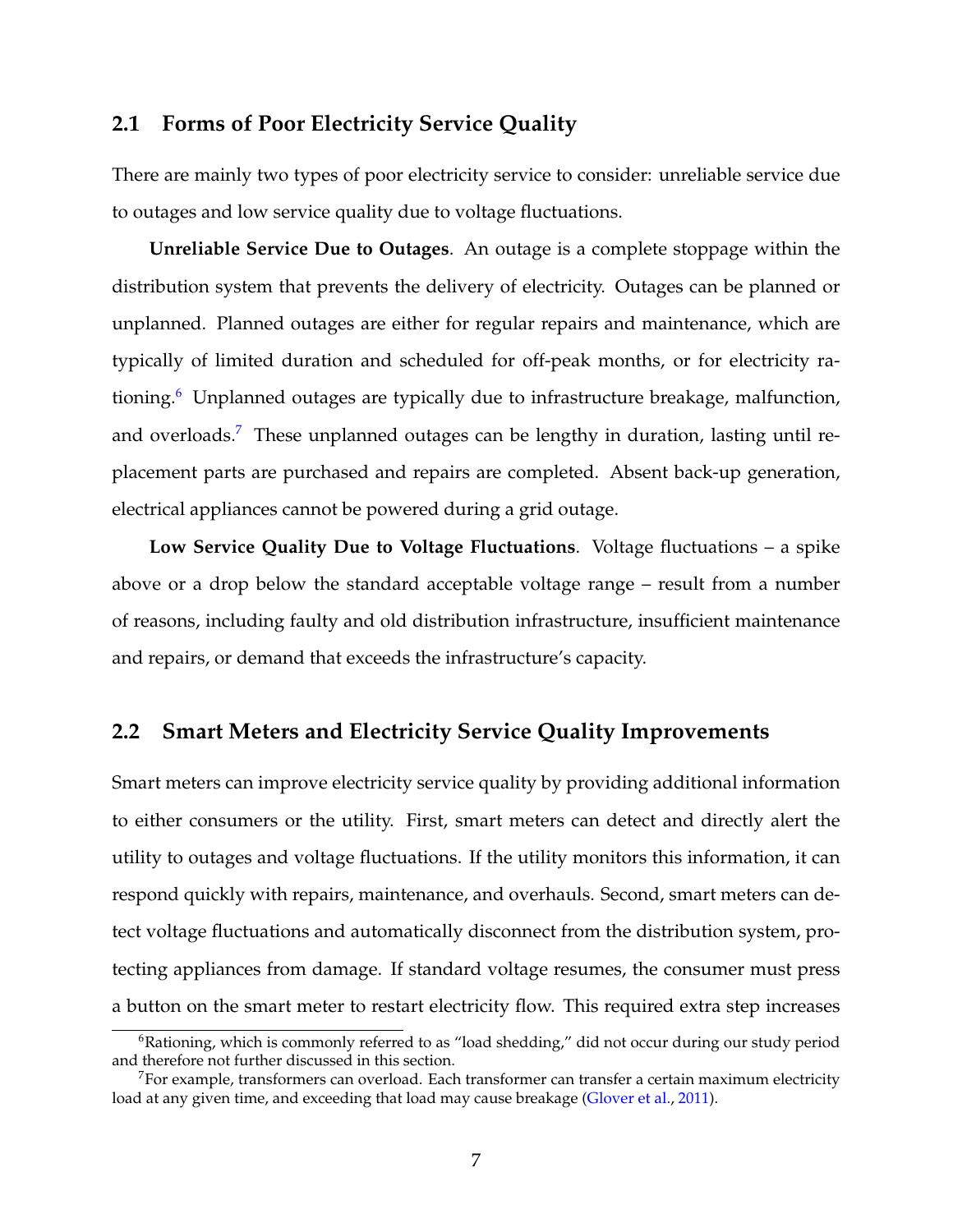## 2.1 Forms of Poor Electricity Service Quality

There are mainly two types of poor electricity service to consider: unreliable service due to outages and low service quality due to voltage fluctuations.

**Unreliable Service Due to Outages**. An outage is a complete stoppage within the distribution system that prevents the delivery of electricity. Outages can be planned or unplanned. Planned outages are either for regular repairs and maintenance, which are typically of limited duration and scheduled for off-peak months, or for electricity rationing.[6] Unplanned outages are typically due to infrastructure breakage, malfunction, and overloads.[7] These unplanned outages can be lengthy in duration, lasting until replacement parts are purchased and repairs are completed. Absent back-up generation, electrical appliances cannot be powered during a grid outage.

**Low Service Quality Due to Voltage Fluctuations**. Voltage fluctuations – a spike above or a drop below the standard acceptable voltage range – result from a number of reasons, including faulty and old distribution infrastructure, insufficient maintenance and repairs, or demand that exceeds the infrastructure's capacity.

## 2.2 Smart Meters and Electricity Service Quality Improvements

Smart meters can improve electricity service quality by providing additional information to either consumers or the utility. First, smart meters can detect and directly alert the utility to outages and voltage fluctuations. If the utility monitors this information, it can respond quickly with repairs, maintenance, and overhauls. Second, smart meters can detect voltage fluctuations and automatically disconnect from the distribution system, protecting appliances from damage. If standard voltage resumes, the consumer must press a button on the smart meter to restart electricity flow. This required extra step increases

[6] Rationing, which is commonly referred to as "load shedding," did not occur during our study period and therefore not further discussed in this section.

[7] For example, transformers can overload. Each transformer can transfer a certain maximum electricity load at any given time, and exceeding that load may cause breakage (Glover et al., 2011).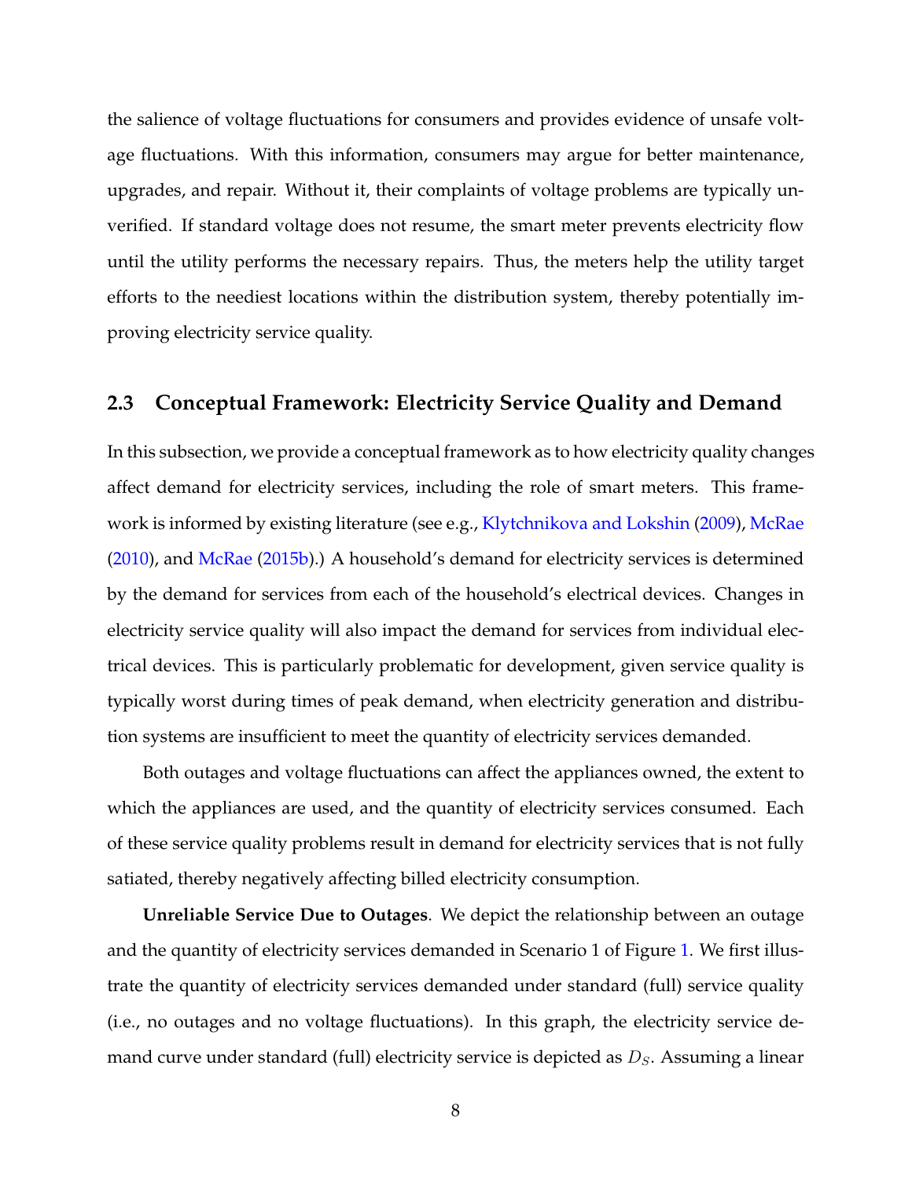the salience of voltage fluctuations for consumers and provides evidence of unsafe voltage fluctuations. With this information, consumers may argue for better maintenance, upgrades, and repair. Without it, their complaints of voltage problems are typically unverified. If standard voltage does not resume, the smart meter prevents electricity flow until the utility performs the necessary repairs. Thus, the meters help the utility target efforts to the neediest locations within the distribution system, thereby potentially improving electricity service quality.

### 2.3 Conceptual Framework: Electricity Service Quality and Demand

In this subsection, we provide a conceptual framework as to how electricity quality changes affect demand for electricity services, including the role of smart meters. This framework is informed by existing literature (see e.g., Klytchnikova and Lokshin (2009), McRae (2010), and McRae (2015b).) A household's demand for electricity services is determined by the demand for services from each of the household's electrical devices. Changes in electricity service quality will also impact the demand for services from individual electrical devices. This is particularly problematic for development, given service quality is typically worst during times of peak demand, when electricity generation and distribution systems are insufficient to meet the quantity of electricity services demanded.

Both outages and voltage fluctuations can affect the appliances owned, the extent to which the appliances are used, and the quantity of electricity services consumed. Each of these service quality problems result in demand for electricity services that is not fully satiated, thereby negatively affecting billed electricity consumption.

**Unreliable Service Due to Outages**. We depict the relationship between an outage and the quantity of electricity services demanded in Scenario 1 of Figure 1. We first illustrate the quantity of electricity services demanded under standard (full) service quality (i.e., no outages and no voltage fluctuations). In this graph, the electricity service demand curve under standard (full) electricity service is depicted as $D_S$. Assuming a linear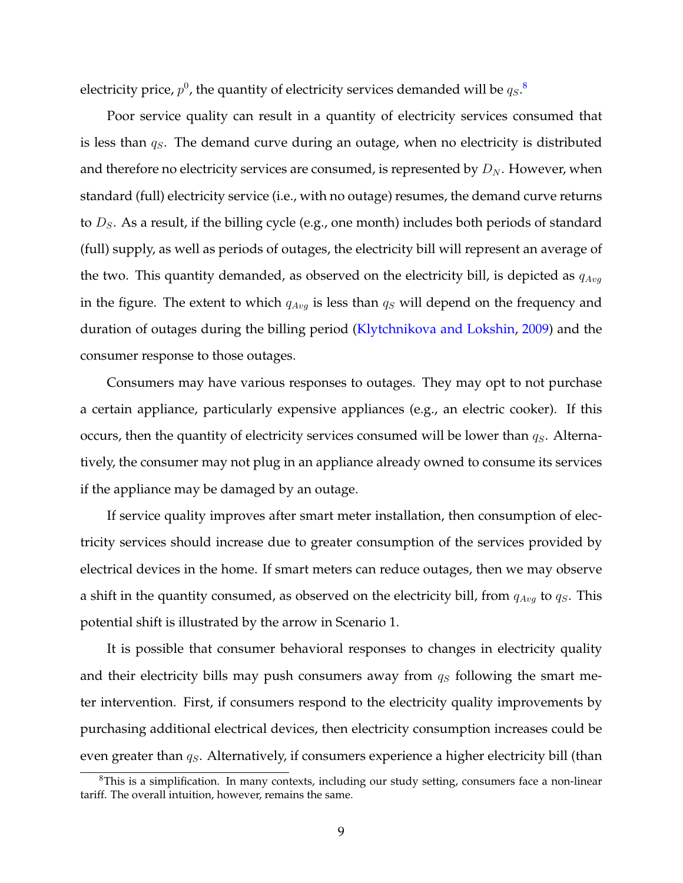electricity price, $p^0$, the quantity of electricity services demanded will be $q_S$.[8]

Poor service quality can result in a quantity of electricity services consumed that is less than $q_S$. The demand curve during an outage, when no electricity is distributed and therefore no electricity services are consumed, is represented by $D_N$. However, when standard (full) electricity service (i.e., with no outage) resumes, the demand curve returns to $D_S$. As a result, if the billing cycle (e.g., one month) includes both periods of standard (full) supply, as well as periods of outages, the electricity bill will represent an average of the two. This quantity demanded, as observed on the electricity bill, is depicted as $q_{Avg}$ in the figure. The extent to which $q_{Avg}$ is less than $q_S$ will depend on the frequency and duration of outages during the billing period (Klytchnikova and Lokshin, 2009) and the consumer response to those outages.

Consumers may have various responses to outages. They may opt to not purchase a certain appliance, particularly expensive appliances (e.g., an electric cooker). If this occurs, then the quantity of electricity services consumed will be lower than $q_S$. Alternatively, the consumer may not plug in an appliance already owned to consume its services if the appliance may be damaged by an outage.

If service quality improves after smart meter installation, then consumption of electricity services should increase due to greater consumption of the services provided by electrical devices in the home. If smart meters can reduce outages, then we may observe a shift in the quantity consumed, as observed on the electricity bill, from $q_{Avg}$ to $q_S$. This potential shift is illustrated by the arrow in Scenario 1.

It is possible that consumer behavioral responses to changes in electricity quality and their electricity bills may push consumers away from $q_S$ following the smart meter intervention. First, if consumers respond to the electricity quality improvements by purchasing additional electrical devices, then electricity consumption increases could be even greater than $q_S$. Alternatively, if consumers experience a higher electricity bill (than

[8] This is a simplification. In many contexts, including our study setting, consumers face a non-linear tariff. The overall intuition, however, remains the same.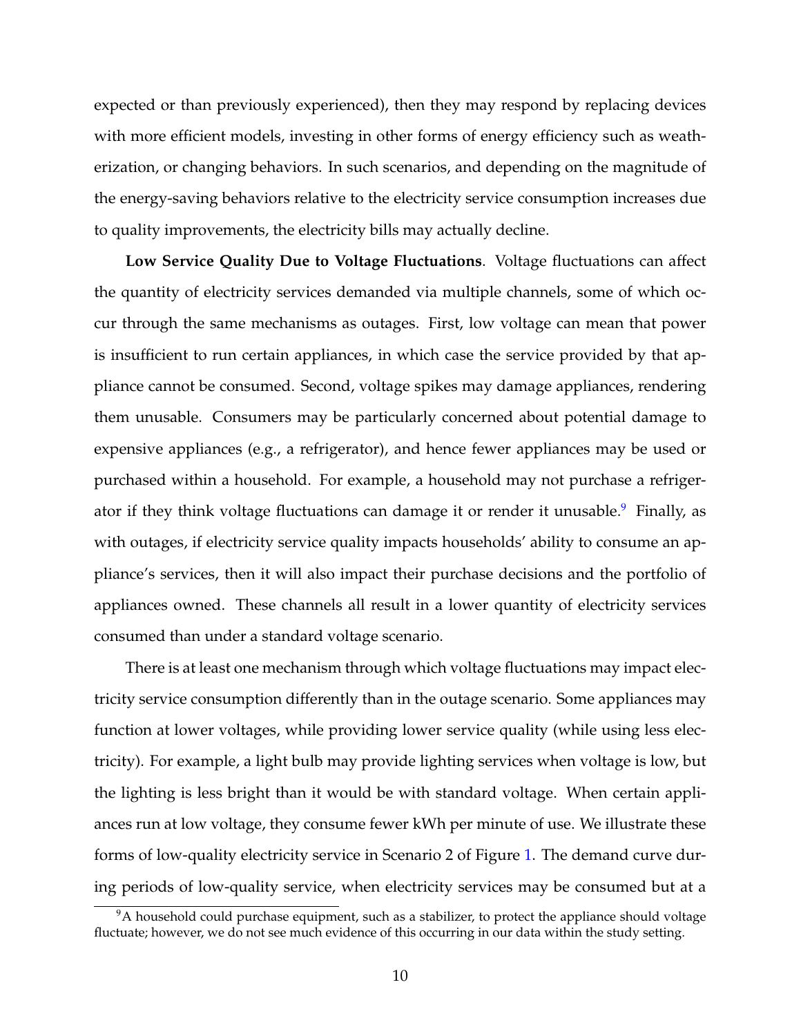expected or than previously experienced), then they may respond by replacing devices with more efficient models, investing in other forms of energy efficiency such as weatherization, or changing behaviors. In such scenarios, and depending on the magnitude of the energy-saving behaviors relative to the electricity service consumption increases due to quality improvements, the electricity bills may actually decline.

**Low Service Quality Due to Voltage Fluctuations**. Voltage fluctuations can affect the quantity of electricity services demanded via multiple channels, some of which occur through the same mechanisms as outages. First, low voltage can mean that power is insufficient to run certain appliances, in which case the service provided by that appliance cannot be consumed. Second, voltage spikes may damage appliances, rendering them unusable. Consumers may be particularly concerned about potential damage to expensive appliances (e.g., a refrigerator), and hence fewer appliances may be used or purchased within a household. For example, a household may not purchase a refrigerator if they think voltage fluctuations can damage it or render it unusable.[9] Finally, as with outages, if electricity service quality impacts households' ability to consume an appliance's services, then it will also impact their purchase decisions and the portfolio of appliances owned. These channels all result in a lower quantity of electricity services consumed than under a standard voltage scenario.

There is at least one mechanism through which voltage fluctuations may impact electricity service consumption differently than in the outage scenario. Some appliances may function at lower voltages, while providing lower service quality (while using less electricity). For example, a light bulb may provide lighting services when voltage is low, but the lighting is less bright than it would be with standard voltage. When certain appliances run at low voltage, they consume fewer kWh per minute of use. We illustrate these forms of low-quality electricity service in Scenario 2 of Figure 1. The demand curve during periods of low-quality service, when electricity services may be consumed but at a

[9] A household could purchase equipment, such as a stabilizer, to protect the appliance should voltage fluctuate; however, we do not see much evidence of this occurring in our data within the study setting.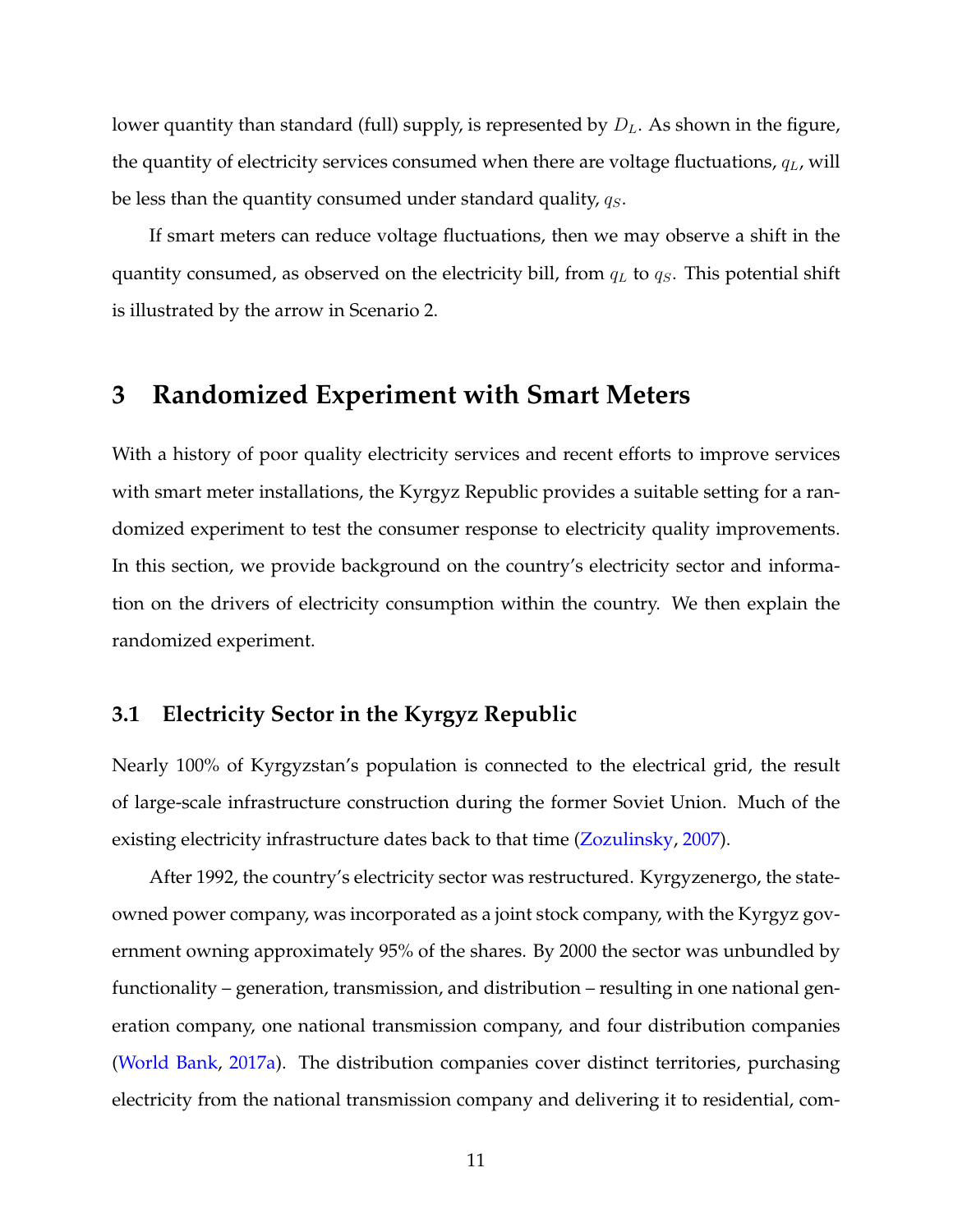lower quantity than standard (full) supply, is represented by $D_L$. As shown in the figure, the quantity of electricity services consumed when there are voltage fluctuations, $q_L$, will be less than the quantity consumed under standard quality, $q_S$.

If smart meters can reduce voltage fluctuations, then we may observe a shift in the quantity consumed, as observed on the electricity bill, from $q_L$ to $q_S$. This potential shift is illustrated by the arrow in Scenario 2.

# 3 Randomized Experiment with Smart Meters

With a history of poor quality electricity services and recent efforts to improve services with smart meter installations, the Kyrgyz Republic provides a suitable setting for a randomized experiment to test the consumer response to electricity quality improvements. In this section, we provide background on the country's electricity sector and information on the drivers of electricity consumption within the country. We then explain the randomized experiment.

## 3.1 Electricity Sector in the Kyrgyz Republic

Nearly 100% of Kyrgyzstan's population is connected to the electrical grid, the result of large-scale infrastructure construction during the former Soviet Union. Much of the existing electricity infrastructure dates back to that time (Zozulinsky, 2007).

After 1992, the country's electricity sector was restructured. Kyrgyzenergo, the state-owned power company, was incorporated as a joint stock company, with the Kyrgyz government owning approximately 95% of the shares. By 2000 the sector was unbundled by functionality – generation, transmission, and distribution – resulting in one national generation company, one national transmission company, and four distribution companies (World Bank, 2017a). The distribution companies cover distinct territories, purchasing electricity from the national transmission company and delivering it to residential, com-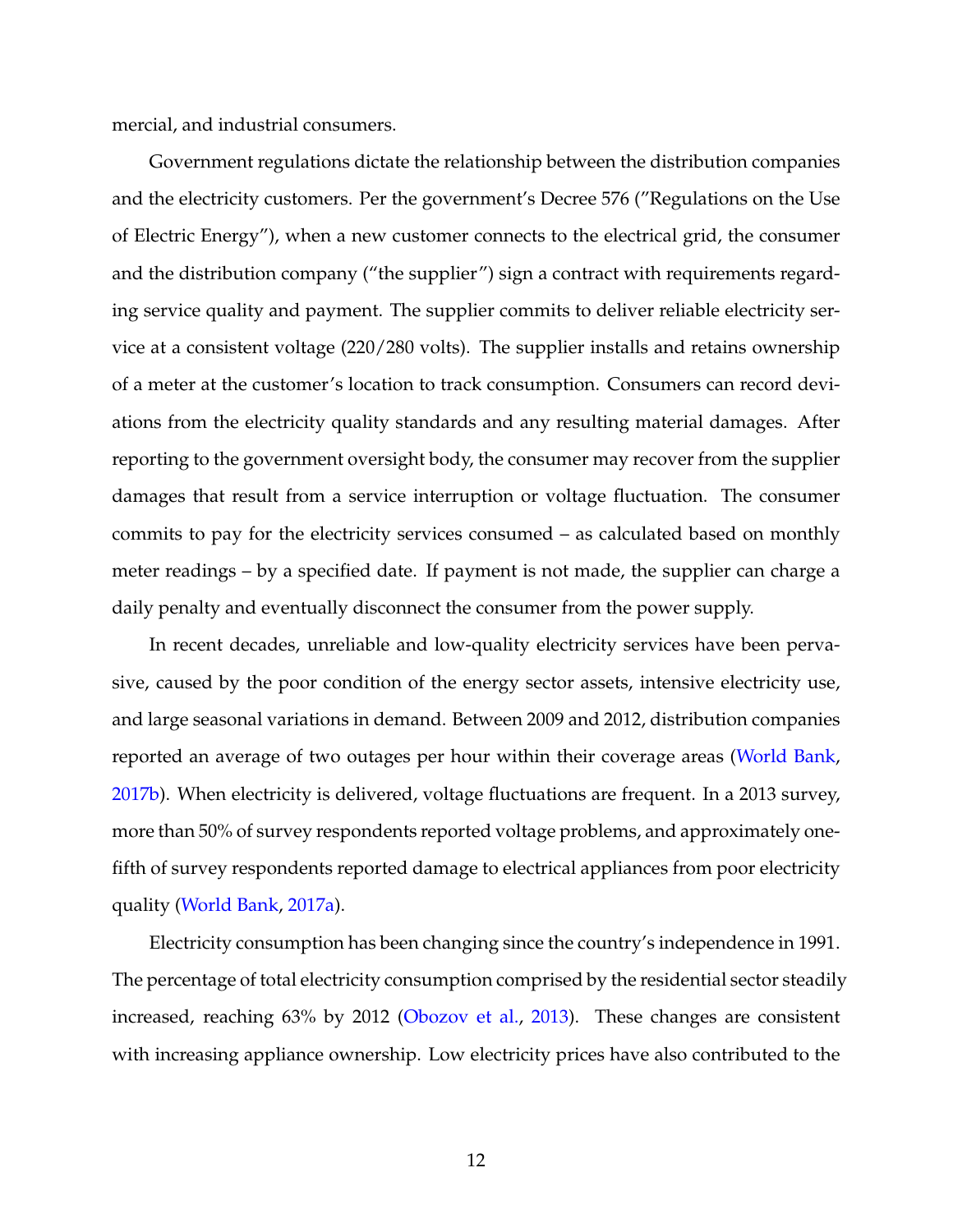mercial, and industrial consumers.

Government regulations dictate the relationship between the distribution companies and the electricity customers. Per the government's Decree 576 ("Regulations on the Use of Electric Energy"), when a new customer connects to the electrical grid, the consumer and the distribution company ("the supplier") sign a contract with requirements regarding service quality and payment. The supplier commits to deliver reliable electricity service at a consistent voltage (220/280 volts). The supplier installs and retains ownership of a meter at the customer's location to track consumption. Consumers can record deviations from the electricity quality standards and any resulting material damages. After reporting to the government oversight body, the consumer may recover from the supplier damages that result from a service interruption or voltage fluctuation. The consumer commits to pay for the electricity services consumed – as calculated based on monthly meter readings – by a specified date. If payment is not made, the supplier can charge a daily penalty and eventually disconnect the consumer from the power supply.

In recent decades, unreliable and low-quality electricity services have been pervasive, caused by the poor condition of the energy sector assets, intensive electricity use, and large seasonal variations in demand. Between 2009 and 2012, distribution companies reported an average of two outages per hour within their coverage areas (World Bank, 2017b). When electricity is delivered, voltage fluctuations are frequent. In a 2013 survey, more than 50% of survey respondents reported voltage problems, and approximately one-fifth of survey respondents reported damage to electrical appliances from poor electricity quality (World Bank, 2017a).

Electricity consumption has been changing since the country's independence in 1991. The percentage of total electricity consumption comprised by the residential sector steadily increased, reaching 63% by 2012 (Obozov et al., 2013). These changes are consistent with increasing appliance ownership. Low electricity prices have also contributed to the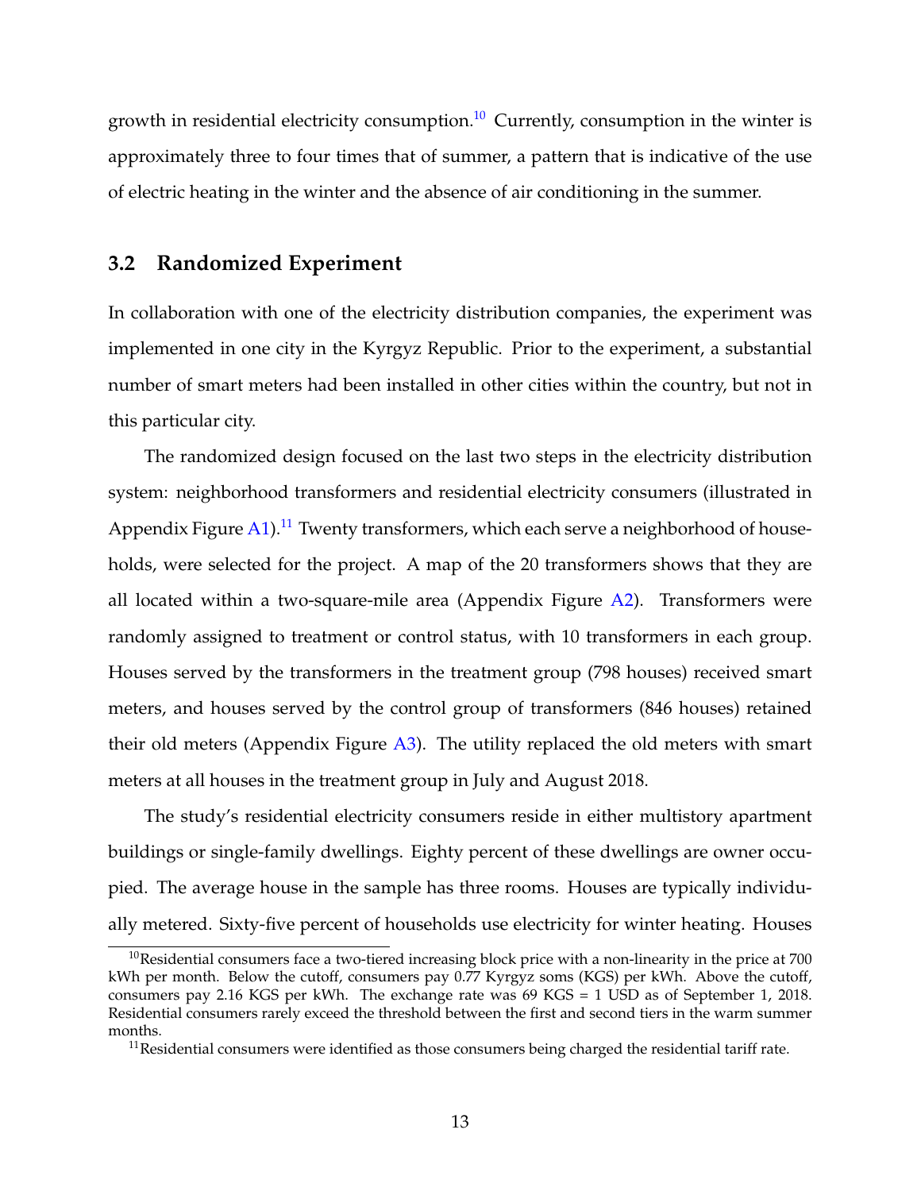growth in residential electricity consumption.[10] Currently, consumption in the winter is approximately three to four times that of summer, a pattern that is indicative of the use of electric heating in the winter and the absence of air conditioning in the summer.

## 3.2 Randomized Experiment

In collaboration with one of the electricity distribution companies, the experiment was implemented in one city in the Kyrgyz Republic. Prior to the experiment, a substantial number of smart meters had been installed in other cities within the country, but not in this particular city.

The randomized design focused on the last two steps in the electricity distribution system: neighborhood transformers and residential electricity consumers (illustrated in Appendix Figure A1).[11] Twenty transformers, which each serve a neighborhood of households, were selected for the project. A map of the 20 transformers shows that they are all located within a two-square-mile area (Appendix Figure A2). Transformers were randomly assigned to treatment or control status, with 10 transformers in each group. Houses served by the transformers in the treatment group (798 houses) received smart meters, and houses served by the control group of transformers (846 houses) retained their old meters (Appendix Figure A3). The utility replaced the old meters with smart meters at all houses in the treatment group in July and August 2018.

The study's residential electricity consumers reside in either multistory apartment buildings or single-family dwellings. Eighty percent of these dwellings are owner occupied. The average house in the sample has three rooms. Houses are typically individually metered. Sixty-five percent of households use electricity for winter heating. Houses

[10] Residential consumers face a two-tiered increasing block price with a non-linearity in the price at 700 kWh per month. Below the cutoff, consumers pay 0.77 Kyrgyz soms (KGS) per kWh. Above the cutoff, consumers pay 2.16 KGS per kWh. The exchange rate was 69 KGS = 1 USD as of September 1, 2018. Residential consumers rarely exceed the threshold between the first and second tiers in the warm summer months.

[11] Residential consumers were identified as those consumers being charged the residential tariff rate.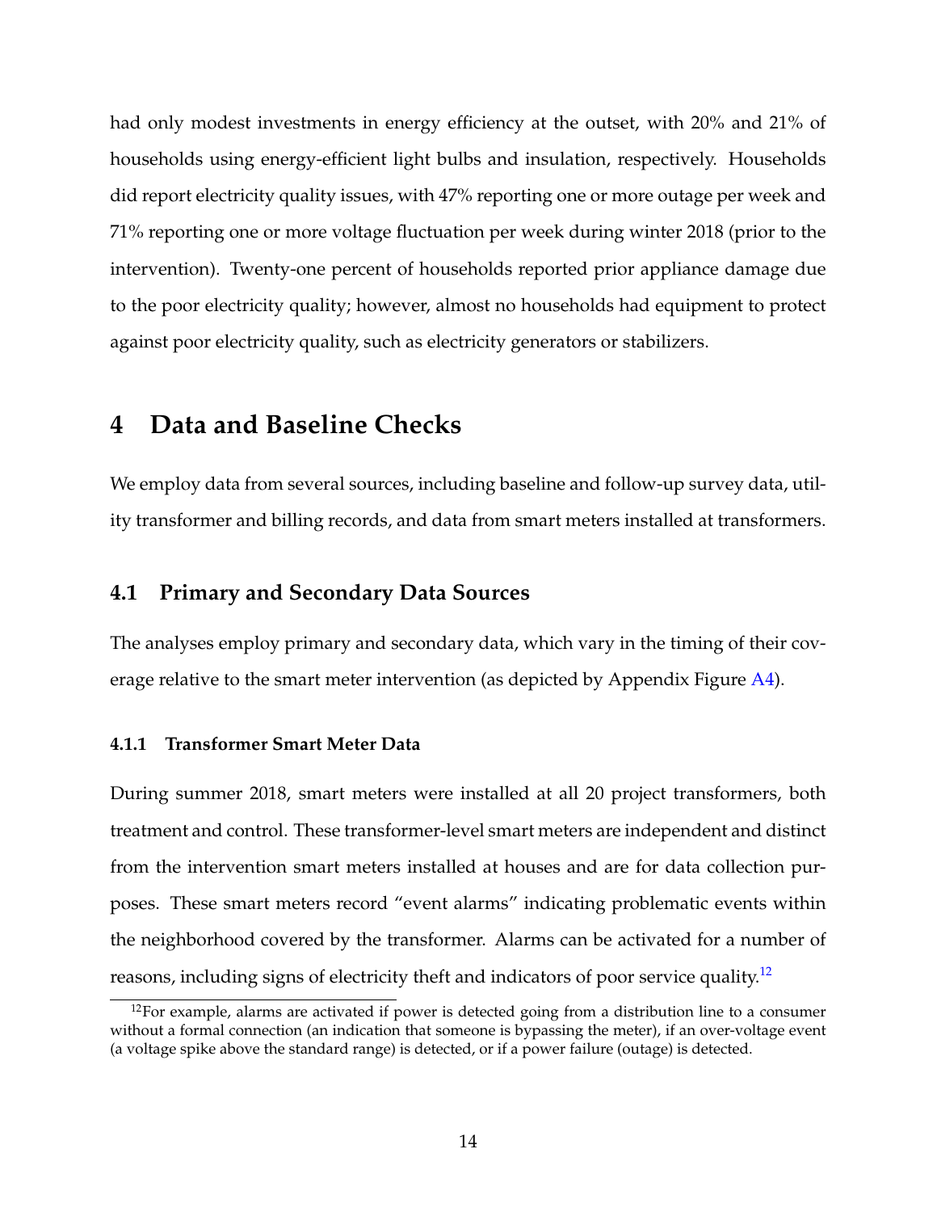had only modest investments in energy efficiency at the outset, with 20% and 21% of households using energy-efficient light bulbs and insulation, respectively. Households did report electricity quality issues, with 47% reporting one or more outage per week and 71% reporting one or more voltage fluctuation per week during winter 2018 (prior to the intervention). Twenty-one percent of households reported prior appliance damage due to the poor electricity quality; however, almost no households had equipment to protect against poor electricity quality, such as electricity generators or stabilizers.

# 4 Data and Baseline Checks

We employ data from several sources, including baseline and follow-up survey data, utility transformer and billing records, and data from smart meters installed at transformers.

## 4.1 Primary and Secondary Data Sources

The analyses employ primary and secondary data, which vary in the timing of their coverage relative to the smart meter intervention (as depicted by Appendix Figure A4).

### 4.1.1 Transformer Smart Meter Data

During summer 2018, smart meters were installed at all 20 project transformers, both treatment and control. These transformer-level smart meters are independent and distinct from the intervention smart meters installed at houses and are for data collection purposes. These smart meters record "event alarms" indicating problematic events within the neighborhood covered by the transformer. Alarms can be activated for a number of reasons, including signs of electricity theft and indicators of poor service quality.[12]

[12]For example, alarms are activated if power is detected going from a distribution line to a consumer without a formal connection (an indication that someone is bypassing the meter), if an over-voltage event (a voltage spike above the standard range) is detected, or if a power failure (outage) is detected.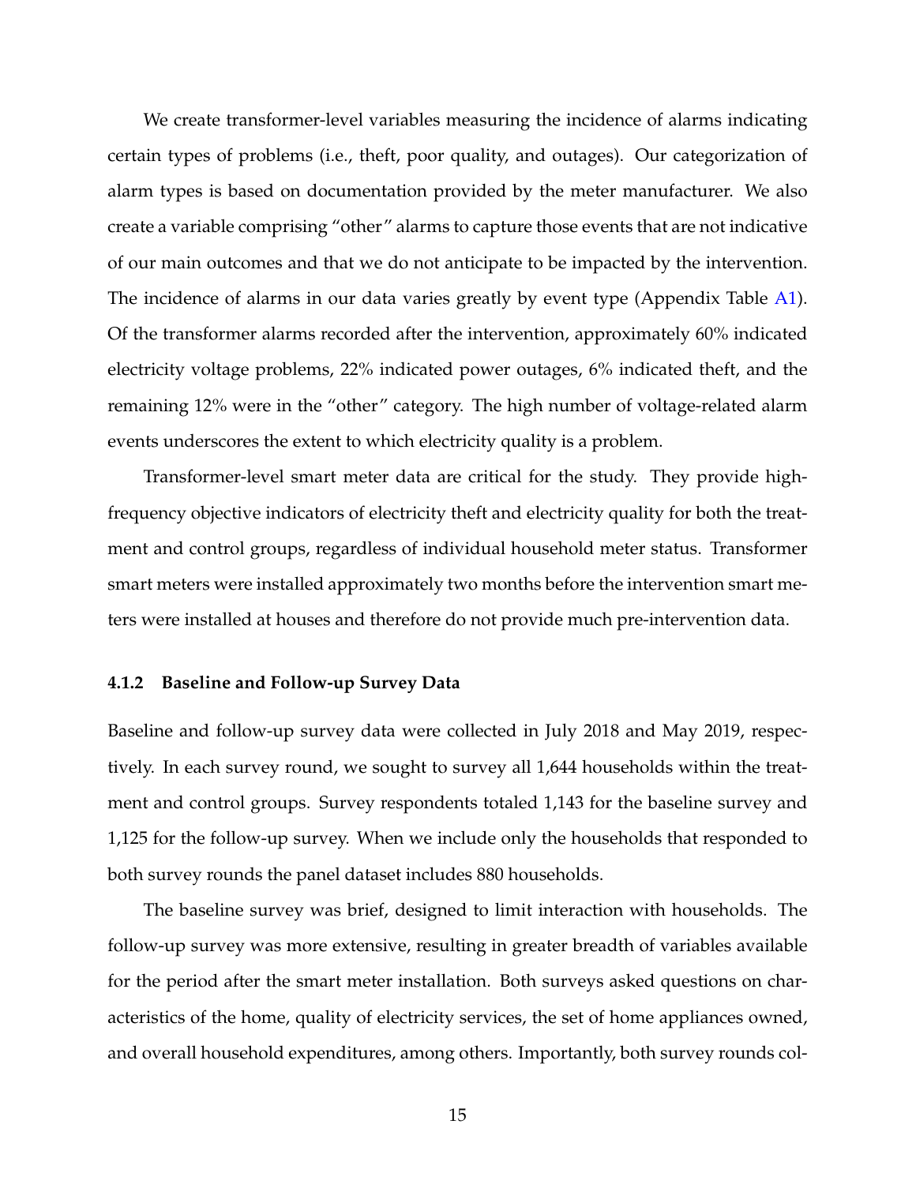We create transformer-level variables measuring the incidence of alarms indicating certain types of problems (i.e., theft, poor quality, and outages). Our categorization of alarm types is based on documentation provided by the meter manufacturer. We also create a variable comprising "other" alarms to capture those events that are not indicative of our main outcomes and that we do not anticipate to be impacted by the intervention. The incidence of alarms in our data varies greatly by event type (Appendix Table A1). Of the transformer alarms recorded after the intervention, approximately 60% indicated electricity voltage problems, 22% indicated power outages, 6% indicated theft, and the remaining 12% were in the "other" category. The high number of voltage-related alarm events underscores the extent to which electricity quality is a problem.

Transformer-level smart meter data are critical for the study. They provide high-frequency objective indicators of electricity theft and electricity quality for both the treatment and control groups, regardless of individual household meter status. Transformer smart meters were installed approximately two months before the intervention smart meters were installed at houses and therefore do not provide much pre-intervention data.

#### 4.1.2 Baseline and Follow-up Survey Data

Baseline and follow-up survey data were collected in July 2018 and May 2019, respectively. In each survey round, we sought to survey all 1,644 households within the treatment and control groups. Survey respondents totaled 1,143 for the baseline survey and 1,125 for the follow-up survey. When we include only the households that responded to both survey rounds the panel dataset includes 880 households.

The baseline survey was brief, designed to limit interaction with households. The follow-up survey was more extensive, resulting in greater breadth of variables available for the period after the smart meter installation. Both surveys asked questions on characteristics of the home, quality of electricity services, the set of home appliances owned, and overall household expenditures, among others. Importantly, both survey rounds col-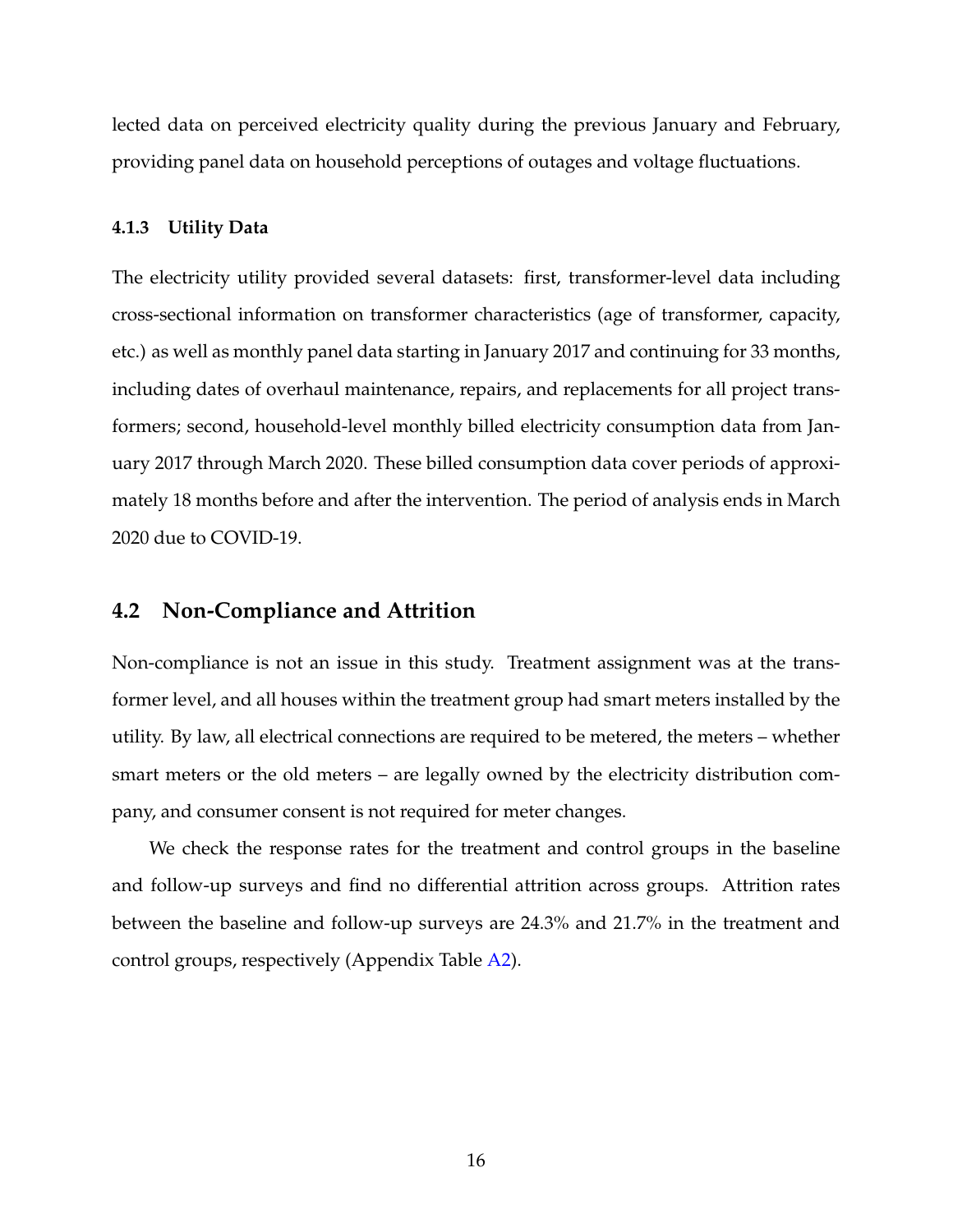lected data on perceived electricity quality during the previous January and February, providing panel data on household perceptions of outages and voltage fluctuations.

#### 4.1.3 Utility Data

The electricity utility provided several datasets: first, transformer-level data including cross-sectional information on transformer characteristics (age of transformer, capacity, etc.) as well as monthly panel data starting in January 2017 and continuing for 33 months, including dates of overhaul maintenance, repairs, and replacements for all project transformers; second, household-level monthly billed electricity consumption data from January 2017 through March 2020. These billed consumption data cover periods of approximately 18 months before and after the intervention. The period of analysis ends in March 2020 due to COVID-19.

## 4.2 Non-Compliance and Attrition

Non-compliance is not an issue in this study. Treatment assignment was at the transformer level, and all houses within the treatment group had smart meters installed by the utility. By law, all electrical connections are required to be metered, the meters – whether smart meters or the old meters – are legally owned by the electricity distribution company, and consumer consent is not required for meter changes.

We check the response rates for the treatment and control groups in the baseline and follow-up surveys and find no differential attrition across groups. Attrition rates between the baseline and follow-up surveys are 24.3% and 21.7% in the treatment and control groups, respectively (Appendix Table A2).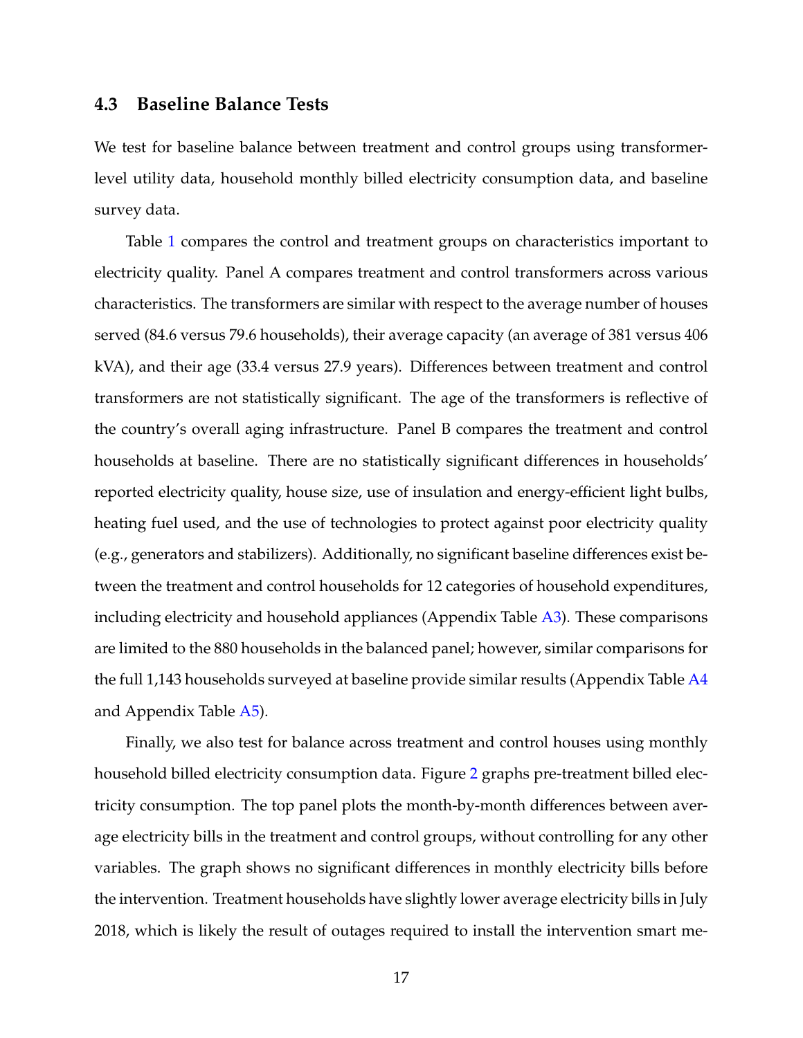### 4.3 Baseline Balance Tests

We test for baseline balance between treatment and control groups using transformer-level utility data, household monthly billed electricity consumption data, and baseline survey data.

Table 1 compares the control and treatment groups on characteristics important to electricity quality. Panel A compares treatment and control transformers across various characteristics. The transformers are similar with respect to the average number of houses served (84.6 versus 79.6 households), their average capacity (an average of 381 versus 406 kVA), and their age (33.4 versus 27.9 years). Differences between treatment and control transformers are not statistically significant. The age of the transformers is reflective of the country's overall aging infrastructure. Panel B compares the treatment and control households at baseline. There are no statistically significant differences in households' reported electricity quality, house size, use of insulation and energy-efficient light bulbs, heating fuel used, and the use of technologies to protect against poor electricity quality (e.g., generators and stabilizers). Additionally, no significant baseline differences exist between the treatment and control households for 12 categories of household expenditures, including electricity and household appliances (Appendix Table A3). These comparisons are limited to the 880 households in the balanced panel; however, similar comparisons for the full 1,143 households surveyed at baseline provide similar results (Appendix Table A4 and Appendix Table A5).

Finally, we also test for balance across treatment and control houses using monthly household billed electricity consumption data. Figure 2 graphs pre-treatment billed electricity consumption. The top panel plots the month-by-month differences between average electricity bills in the treatment and control groups, without controlling for any other variables. The graph shows no significant differences in monthly electricity bills before the intervention. Treatment households have slightly lower average electricity bills in July 2018, which is likely the result of outages required to install the intervention smart me-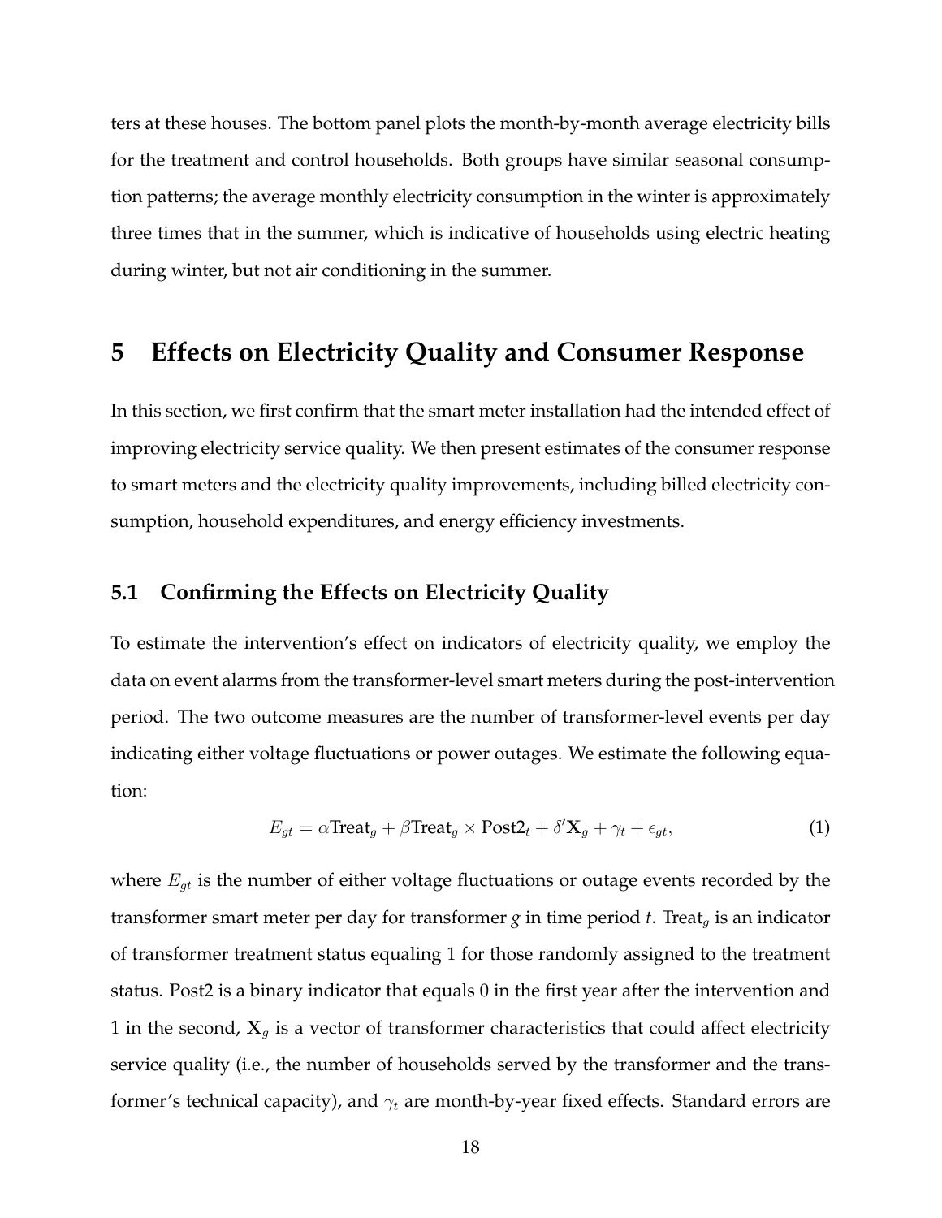ters at these houses. The bottom panel plots the month-by-month average electricity bills for the treatment and control households. Both groups have similar seasonal consumption patterns; the average monthly electricity consumption in the winter is approximately three times that in the summer, which is indicative of households using electric heating during winter, but not air conditioning in the summer.

# 5 Effects on Electricity Quality and Consumer Response

In this section, we first confirm that the smart meter installation had the intended effect of improving electricity service quality. We then present estimates of the consumer response to smart meters and the electricity quality improvements, including billed electricity consumption, household expenditures, and energy efficiency investments.

## 5.1 Confirming the Effects on Electricity Quality

To estimate the intervention's effect on indicators of electricity quality, we employ the data on event alarms from the transformer-level smart meters during the post-intervention period. The two outcome measures are the number of transformer-level events per day indicating either voltage fluctuations or power outages. We estimate the following equation:

$$E_{gt} = \alpha \text{Treat}_g + \beta \text{Treat}_g \times \text{Post2}_t + \delta' \mathbf{X}_g + \gamma_t + \epsilon_{gt}, \tag{1}$$

where $E_{gt}$ is the number of either voltage fluctuations or outage events recorded by the transformer smart meter per day for transformer $g$ in time period $t$. $\text{Treat}_g$ is an indicator of transformer treatment status equaling 1 for those randomly assigned to the treatment status. Post2 is a binary indicator that equals 0 in the first year after the intervention and 1 in the second, $\mathbf{X}_g$ is a vector of transformer characteristics that could affect electricity service quality (i.e., the number of households served by the transformer and the transformer's technical capacity), and $\gamma_t$ are month-by-year fixed effects. Standard errors are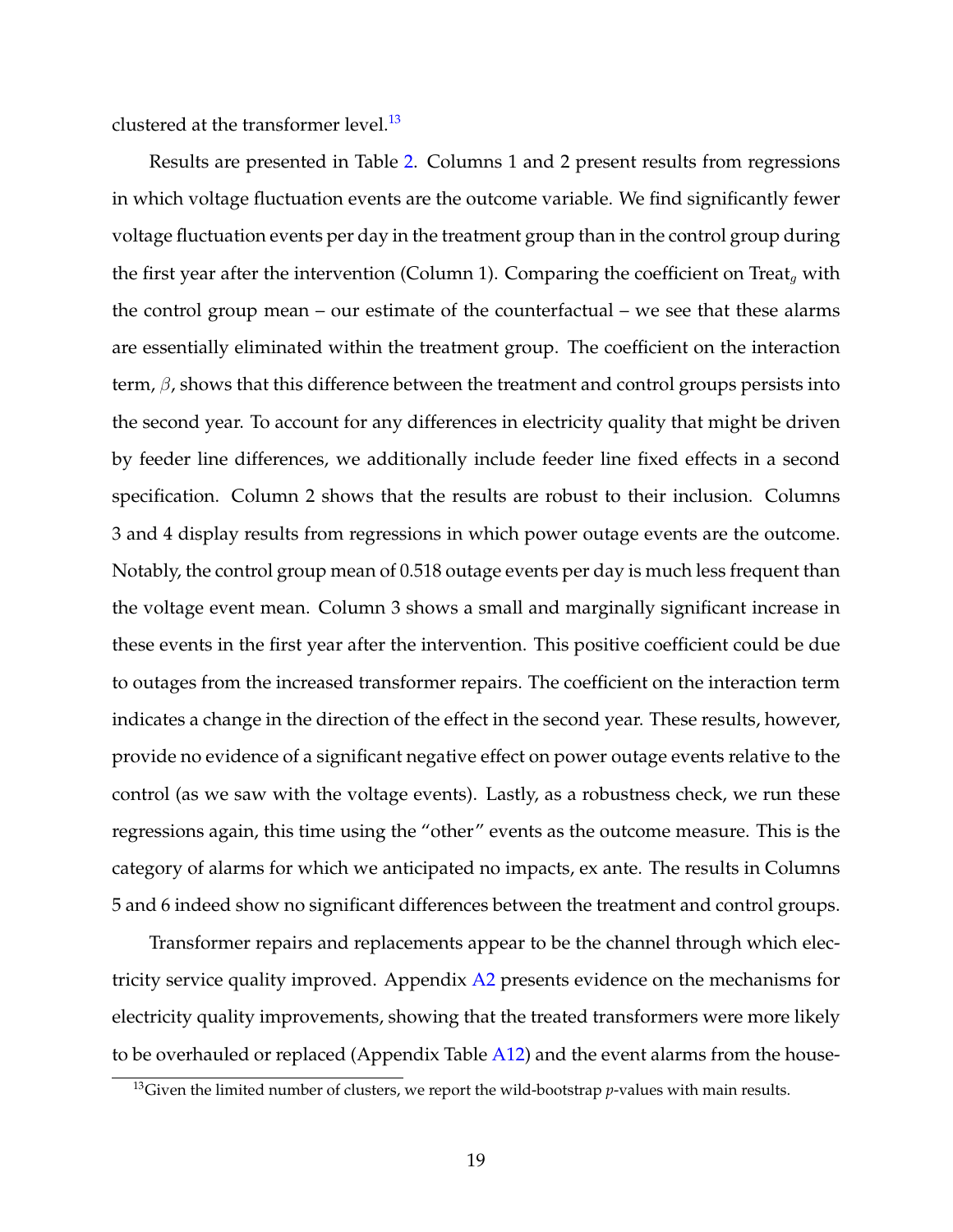clustered at the transformer level.[13]

Results are presented in Table 2. Columns 1 and 2 present results from regressions in which voltage fluctuation events are the outcome variable. We find significantly fewer voltage fluctuation events per day in the treatment group than in the control group during the first year after the intervention (Column 1). Comparing the coefficient on $\text{Treat}_g$ with the control group mean – our estimate of the counterfactual – we see that these alarms are essentially eliminated within the treatment group. The coefficient on the interaction term, $\beta$, shows that this difference between the treatment and control groups persists into the second year. To account for any differences in electricity quality that might be driven by feeder line differences, we additionally include feeder line fixed effects in a second specification. Column 2 shows that the results are robust to their inclusion. Columns 3 and 4 display results from regressions in which power outage events are the outcome. Notably, the control group mean of 0.518 outage events per day is much less frequent than the voltage event mean. Column 3 shows a small and marginally significant increase in these events in the first year after the intervention. This positive coefficient could be due to outages from the increased transformer repairs. The coefficient on the interaction term indicates a change in the direction of the effect in the second year. These results, however, provide no evidence of a significant negative effect on power outage events relative to the control (as we saw with the voltage events). Lastly, as a robustness check, we run these regressions again, this time using the "other" events as the outcome measure. This is the category of alarms for which we anticipated no impacts, ex ante. The results in Columns 5 and 6 indeed show no significant differences between the treatment and control groups.

Transformer repairs and replacements appear to be the channel through which electricity service quality improved. Appendix A2 presents evidence on the mechanisms for electricity quality improvements, showing that the treated transformers were more likely to be overhauled or replaced (Appendix Table A12) and the event alarms from the house-

[13] Given the limited number of clusters, we report the wild-bootstrap $p$-values with main results.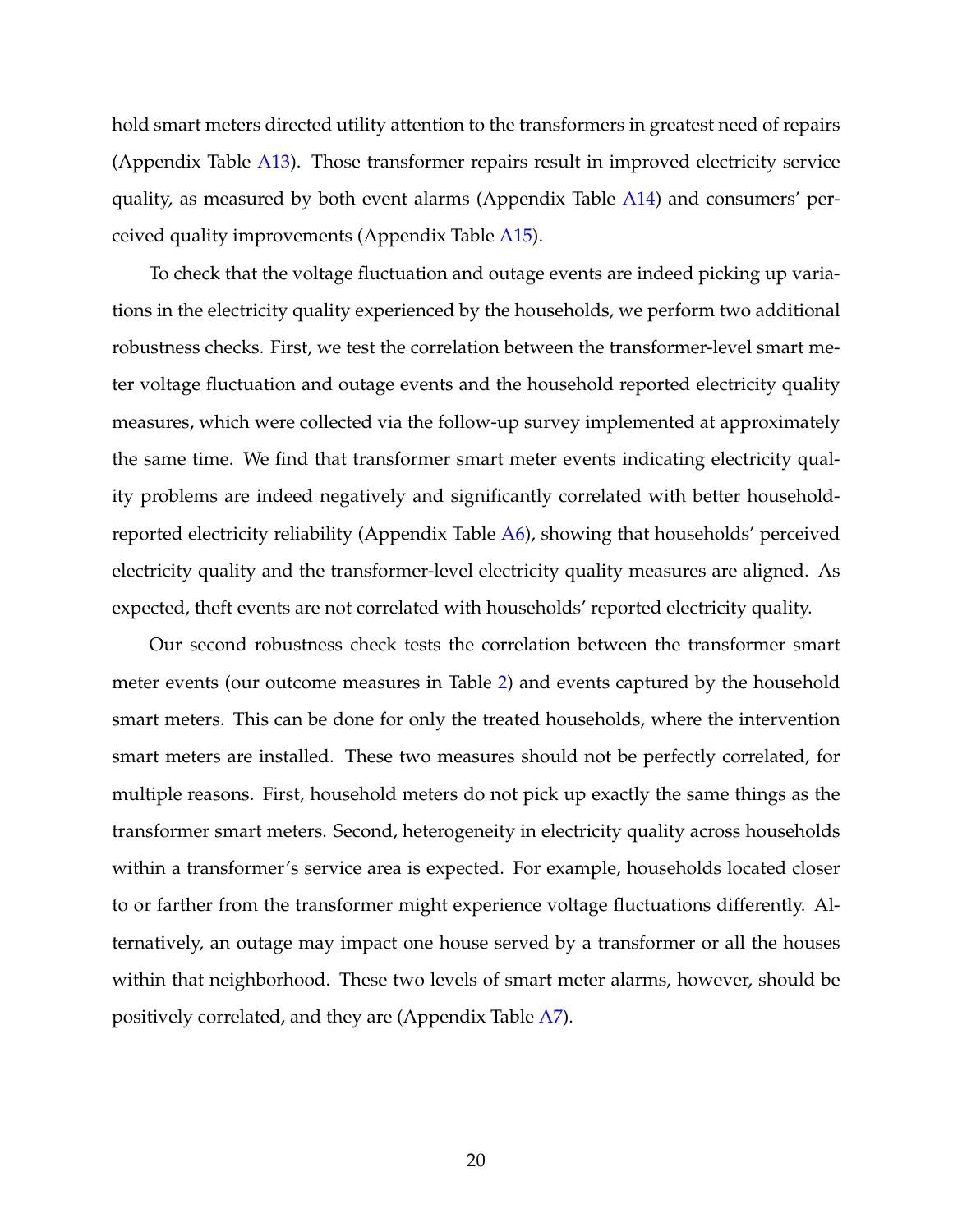hold smart meters directed utility attention to the transformers in greatest need of repairs (Appendix Table A13). Those transformer repairs result in improved electricity service quality, as measured by both event alarms (Appendix Table A14) and consumers' perceived quality improvements (Appendix Table A15).

To check that the voltage fluctuation and outage events are indeed picking up variations in the electricity quality experienced by the households, we perform two additional robustness checks. First, we test the correlation between the transformer-level smart meter voltage fluctuation and outage events and the household reported electricity quality measures, which were collected via the follow-up survey implemented at approximately the same time. We find that transformer smart meter events indicating electricity quality problems are indeed negatively and significantly correlated with better household-reported electricity reliability (Appendix Table A6), showing that households' perceived electricity quality and the transformer-level electricity quality measures are aligned. As expected, theft events are not correlated with households' reported electricity quality.

Our second robustness check tests the correlation between the transformer smart meter events (our outcome measures in Table 2) and events captured by the household smart meters. This can be done for only the treated households, where the intervention smart meters are installed. These two measures should not be perfectly correlated, for multiple reasons. First, household meters do not pick up exactly the same things as the transformer smart meters. Second, heterogeneity in electricity quality across households within a transformer's service area is expected. For example, households located closer to or farther from the transformer might experience voltage fluctuations differently. Alternatively, an outage may impact one house served by a transformer or all the houses within that neighborhood. These two levels of smart meter alarms, however, should be positively correlated, and they are (Appendix Table A7).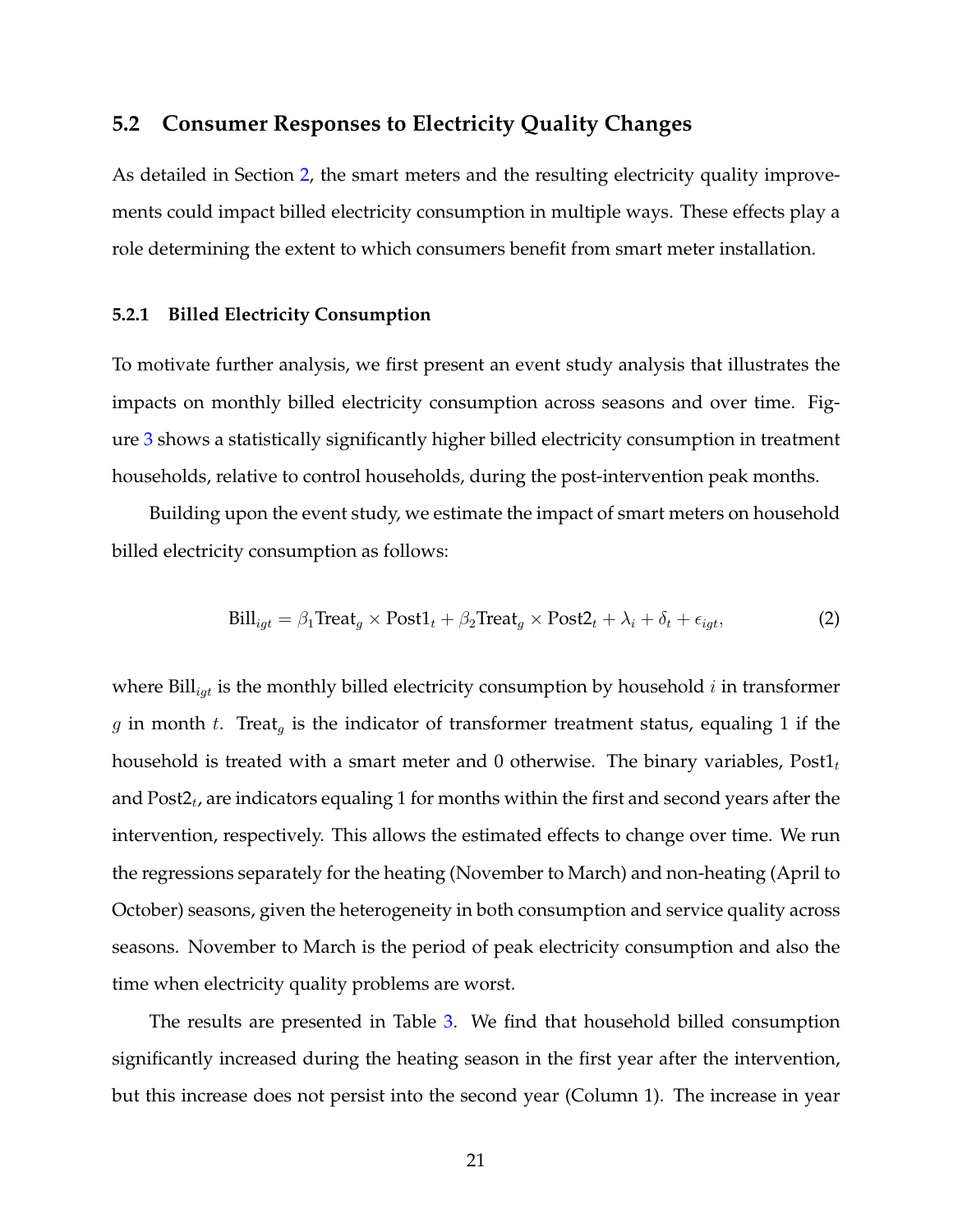## 5.2 Consumer Responses to Electricity Quality Changes

As detailed in Section 2, the smart meters and the resulting electricity quality improvements could impact billed electricity consumption in multiple ways. These effects play a role determining the extent to which consumers benefit from smart meter installation.

### 5.2.1 Billed Electricity Consumption

To motivate further analysis, we first present an event study analysis that illustrates the impacts on monthly billed electricity consumption across seasons and over time. Figure 3 shows a statistically significantly higher billed electricity consumption in treatment households, relative to control households, during the post-intervention peak months.

Building upon the event study, we estimate the impact of smart meters on household billed electricity consumption as follows:

$$\text{Bill}_{igt} = \beta_1 \text{Treat}_g \times \text{Post1}_t + \beta_2 \text{Treat}_g \times \text{Post2}_t + \lambda_i + \delta_t + \epsilon_{igt}, \tag{2}$$

where $\text{Bill}_{igt}$ is the monthly billed electricity consumption by household $i$ in transformer $g$ in month $t$. $\text{Treat}_g$ is the indicator of transformer treatment status, equaling 1 if the household is treated with a smart meter and 0 otherwise. The binary variables, $\text{Post1}_t$ and $\text{Post2}_t$, are indicators equaling 1 for months within the first and second years after the intervention, respectively. This allows the estimated effects to change over time. We run the regressions separately for the heating (November to March) and non-heating (April to October) seasons, given the heterogeneity in both consumption and service quality across seasons. November to March is the period of peak electricity consumption and also the time when electricity quality problems are worst.

The results are presented in Table 3. We find that household billed consumption significantly increased during the heating season in the first year after the intervention, but this increase does not persist into the second year (Column 1). The increase in year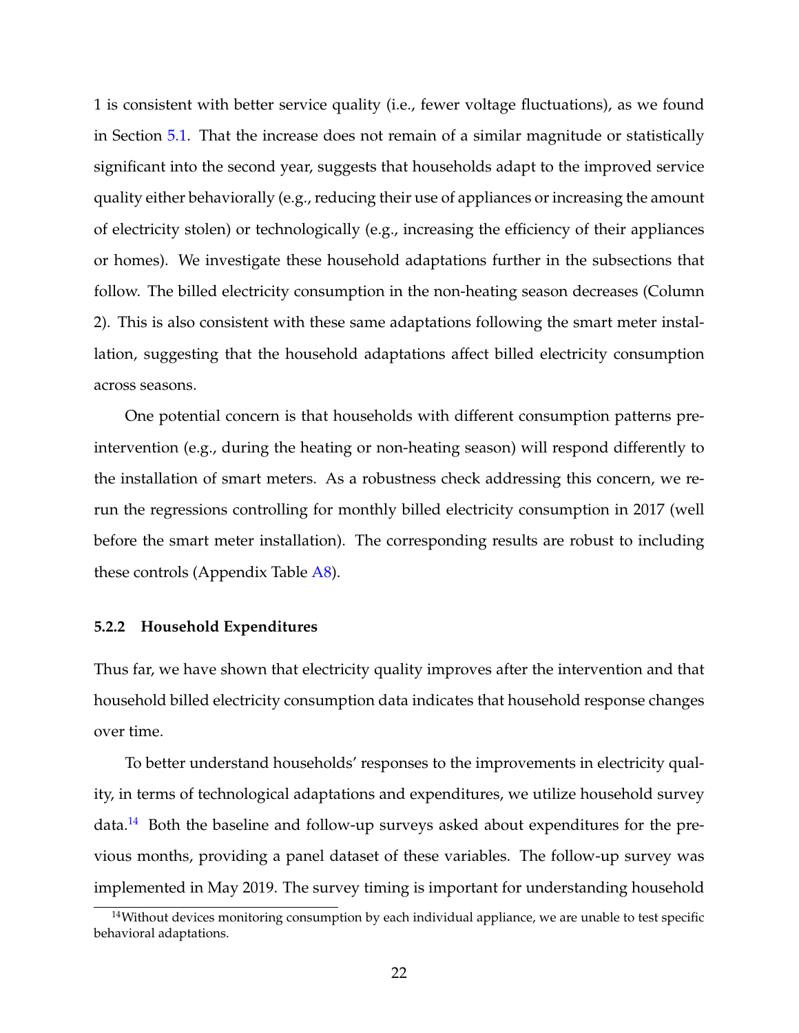1 is consistent with better service quality (i.e., fewer voltage fluctuations), as we found in Section 5.1. That the increase does not remain of a similar magnitude or statistically significant into the second year, suggests that households adapt to the improved service quality either behaviorally (e.g., reducing their use of appliances or increasing the amount of electricity stolen) or technologically (e.g., increasing the efficiency of their appliances or homes). We investigate these household adaptations further in the subsections that follow. The billed electricity consumption in the non-heating season decreases (Column 2). This is also consistent with these same adaptations following the smart meter installation, suggesting that the household adaptations affect billed electricity consumption across seasons.

One potential concern is that households with different consumption patterns pre-intervention (e.g., during the heating or non-heating season) will respond differently to the installation of smart meters. As a robustness check addressing this concern, we rerun the regressions controlling for monthly billed electricity consumption in 2017 (well before the smart meter installation). The corresponding results are robust to including these controls (Appendix Table A8).

#### 5.2.2 Household Expenditures

Thus far, we have shown that electricity quality improves after the intervention and that household billed electricity consumption data indicates that household response changes over time.

To better understand households' responses to the improvements in electricity quality, in terms of technological adaptations and expenditures, we utilize household survey data.[14] Both the baseline and follow-up surveys asked about expenditures for the previous months, providing a panel dataset of these variables. The follow-up survey was implemented in May 2019. The survey timing is important for understanding household

[14] Without devices monitoring consumption by each individual appliance, we are unable to test specific behavioral adaptations.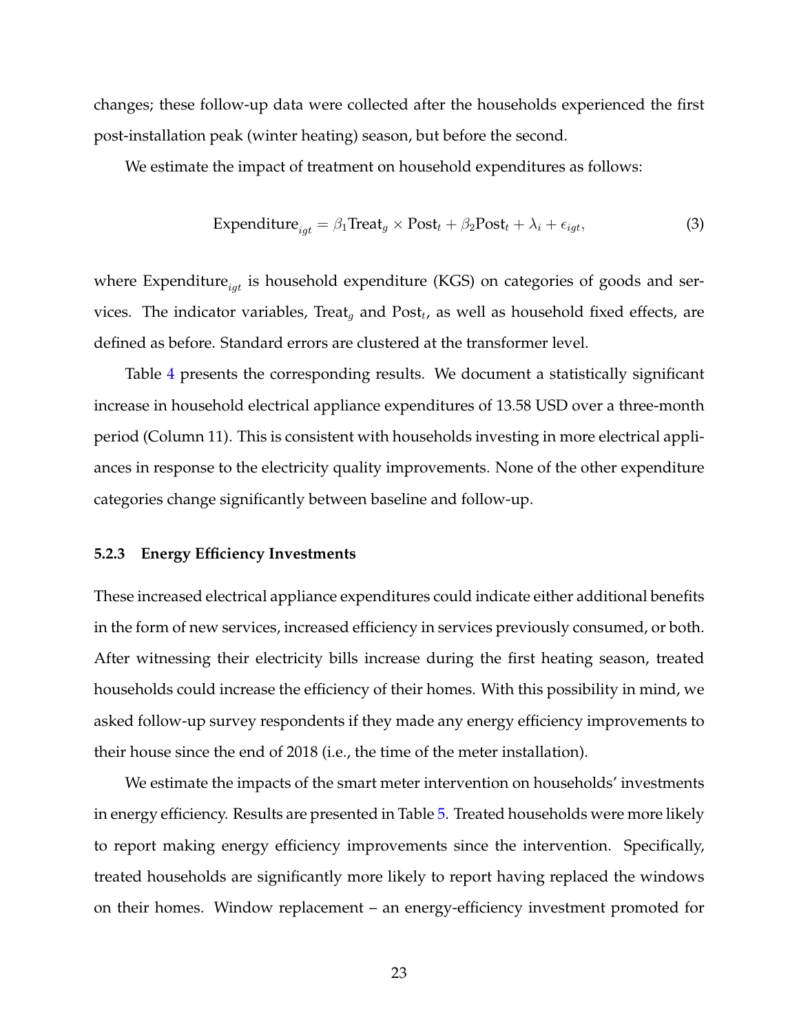changes; these follow-up data were collected after the households experienced the first post-installation peak (winter heating) season, but before the second.

We estimate the impact of treatment on household expenditures as follows:

$$\text{Expenditure}_{igt} = \beta_1 \text{Treat}_g \times \text{Post}_t + \beta_2 \text{Post}_t + \lambda_i + \epsilon_{igt}, \tag{3}$$

where $\text{Expenditure}_{igt}$ is household expenditure (KGS) on categories of goods and services. The indicator variables, $\text{Treat}_g$ and $\text{Post}_t$, as well as household fixed effects, are defined as before. Standard errors are clustered at the transformer level.

Table 4 presents the corresponding results. We document a statistically significant increase in household electrical appliance expenditures of 13.58 USD over a three-month period (Column 11). This is consistent with households investing in more electrical appliances in response to the electricity quality improvements. None of the other expenditure categories change significantly between baseline and follow-up.

#### 5.2.3 Energy Efficiency Investments

These increased electrical appliance expenditures could indicate either additional benefits in the form of new services, increased efficiency in services previously consumed, or both. After witnessing their electricity bills increase during the first heating season, treated households could increase the efficiency of their homes. With this possibility in mind, we asked follow-up survey respondents if they made any energy efficiency improvements to their house since the end of 2018 (i.e., the time of the meter installation).

We estimate the impacts of the smart meter intervention on households' investments in energy efficiency. Results are presented in Table 5. Treated households were more likely to report making energy efficiency improvements since the intervention. Specifically, treated households are significantly more likely to report having replaced the windows on their homes. Window replacement – an energy-efficiency investment promoted for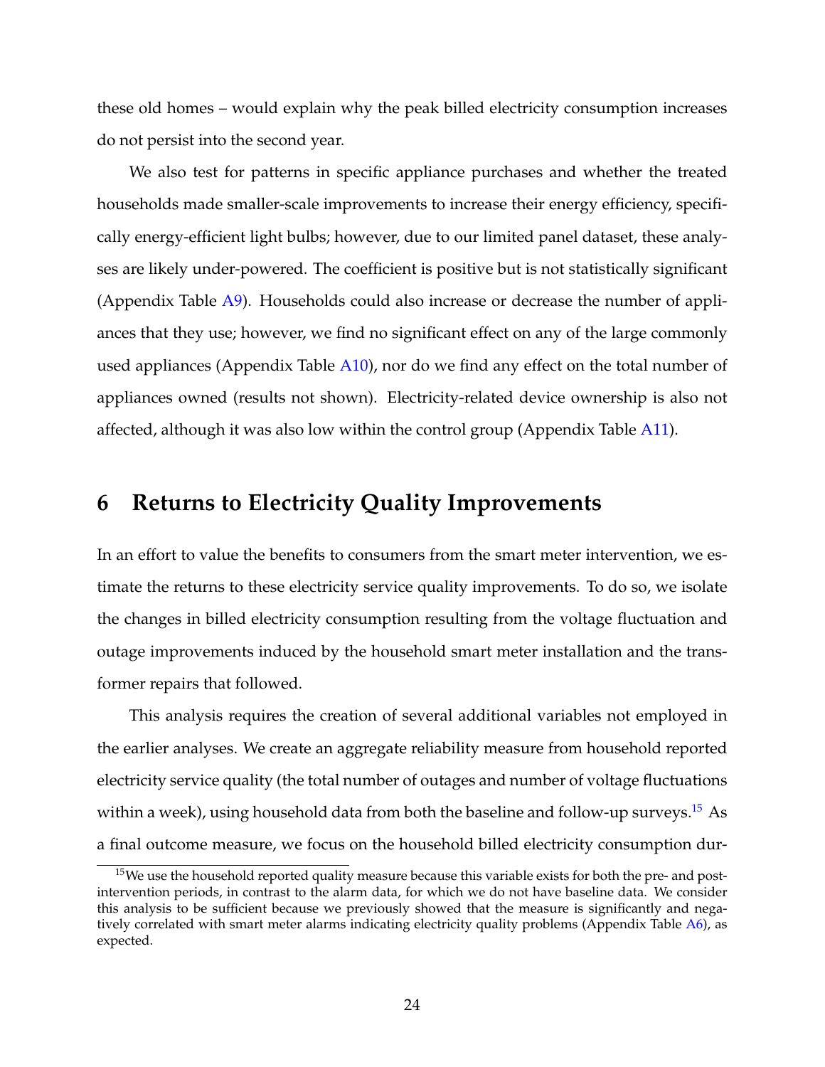these old homes – would explain why the peak billed electricity consumption increases do not persist into the second year.

We also test for patterns in specific appliance purchases and whether the treated households made smaller-scale improvements to increase their energy efficiency, specifically energy-efficient light bulbs; however, due to our limited panel dataset, these analyses are likely under-powered. The coefficient is positive but is not statistically significant (Appendix Table A9). Households could also increase or decrease the number of appliances that they use; however, we find no significant effect on any of the large commonly used appliances (Appendix Table A10), nor do we find any effect on the total number of appliances owned (results not shown). Electricity-related device ownership is also not affected, although it was also low within the control group (Appendix Table A11).

# 6 Returns to Electricity Quality Improvements

In an effort to value the benefits to consumers from the smart meter intervention, we estimate the returns to these electricity service quality improvements. To do so, we isolate the changes in billed electricity consumption resulting from the voltage fluctuation and outage improvements induced by the household smart meter installation and the transformer repairs that followed.

This analysis requires the creation of several additional variables not employed in the earlier analyses. We create an aggregate reliability measure from household reported electricity service quality (the total number of outages and number of voltage fluctuations within a week), using household data from both the baseline and follow-up surveys.[15] As a final outcome measure, we focus on the household billed electricity consumption dur-

[15] We use the household reported quality measure because this variable exists for both the pre- and post-intervention periods, in contrast to the alarm data, for which we do not have baseline data. We consider this analysis to be sufficient because we previously showed that the measure is significantly and negatively correlated with smart meter alarms indicating electricity quality problems (Appendix Table A6), as expected.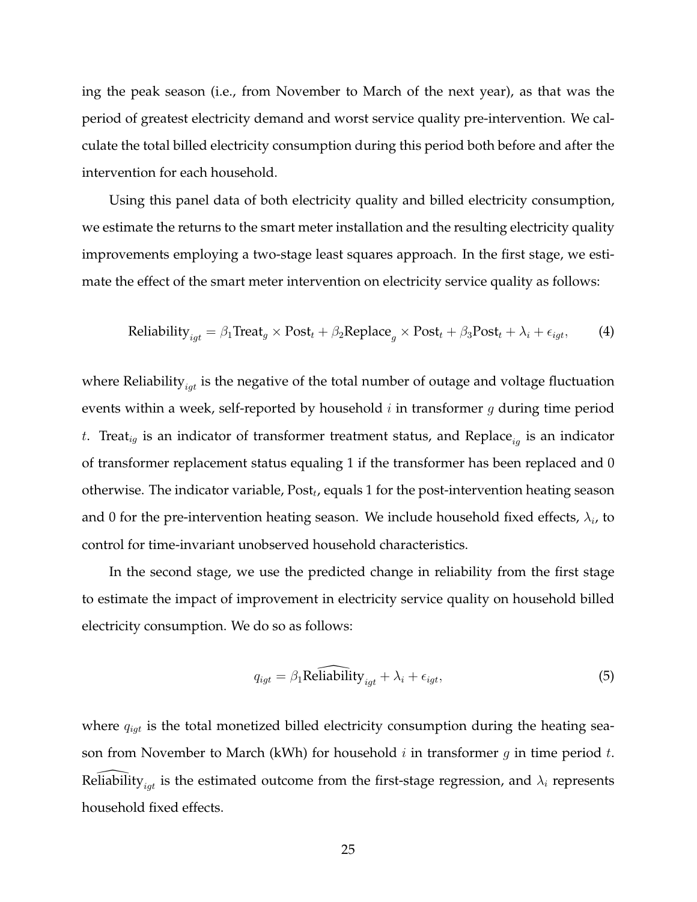ing the peak season (i.e., from November to March of the next year), as that was the period of greatest electricity demand and worst service quality pre-intervention. We calculate the total billed electricity consumption during this period both before and after the intervention for each household.

Using this panel data of both electricity quality and billed electricity consumption, we estimate the returns to the smart meter installation and the resulting electricity quality improvements employing a two-stage least squares approach. In the first stage, we estimate the effect of the smart meter intervention on electricity service quality as follows:

$$\text{Reliability}_{igt} = \beta_1 \text{Treat}_g \times \text{Post}_t + \beta_2 \text{Replace}_g \times \text{Post}_t + \beta_3 \text{Post}_t + \lambda_i + \epsilon_{igt}, \tag{4}$$

where $\text{Reliability}_{igt}$ is the negative of the total number of outage and voltage fluctuation events within a week, self-reported by household $i$ in transformer $g$ during time period $t$. $\text{Treat}_{ig}$ is an indicator of transformer treatment status, and $\text{Replace}_{ig}$ is an indicator of transformer replacement status equaling 1 if the transformer has been replaced and 0 otherwise. The indicator variable, $\text{Post}_t$, equals 1 for the post-intervention heating season and 0 for the pre-intervention heating season. We include household fixed effects, $\lambda_i$, to control for time-invariant unobserved household characteristics.

In the second stage, we use the predicted change in reliability from the first stage to estimate the impact of improvement in electricity service quality on household billed electricity consumption. We do so as follows:

$$q_{igt} = \beta_1 \widehat{\text{Reliability}}_{igt} + \lambda_i + \epsilon_{igt}, \tag{5}$$

where $q_{igt}$ is the total monetized billed electricity consumption during the heating season from November to March (kWh) for household $i$ in transformer $g$ in time period $t$. $\widehat{\text{Reliability}}_{igt}$ is the estimated outcome from the first-stage regression, and $\lambda_i$ represents household fixed effects.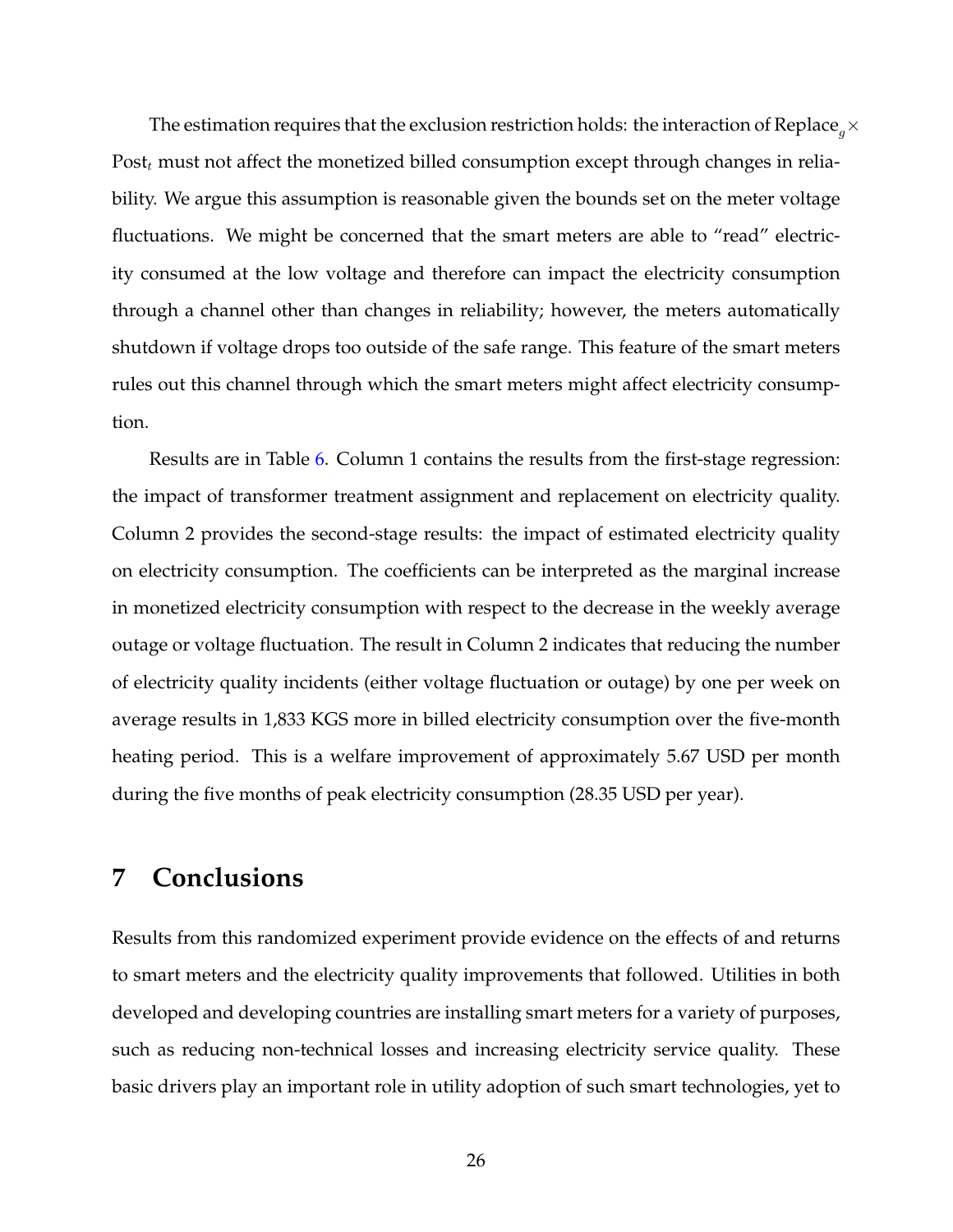The estimation requires that the exclusion restriction holds: the interaction of $\text{Replace}_g \times \text{Post}_t$ must not affect the monetized billed consumption except through changes in reliability. We argue this assumption is reasonable given the bounds set on the meter voltage fluctuations. We might be concerned that the smart meters are able to "read" electricity consumed at the low voltage and therefore can impact the electricity consumption through a channel other than changes in reliability; however, the meters automatically shutdown if voltage drops too outside of the safe range. This feature of the smart meters rules out this channel through which the smart meters might affect electricity consumption.

Results are in Table 6. Column 1 contains the results from the first-stage regression: the impact of transformer treatment assignment and replacement on electricity quality. Column 2 provides the second-stage results: the impact of estimated electricity quality on electricity consumption. The coefficients can be interpreted as the marginal increase in monetized electricity consumption with respect to the decrease in the weekly average outage or voltage fluctuation. The result in Column 2 indicates that reducing the number of electricity quality incidents (either voltage fluctuation or outage) by one per week on average results in 1,833 KGS more in billed electricity consumption over the five-month heating period. This is a welfare improvement of approximately 5.67 USD per month during the five months of peak electricity consumption (28.35 USD per year).

# 7 Conclusions

Results from this randomized experiment provide evidence on the effects of and returns to smart meters and the electricity quality improvements that followed. Utilities in both developed and developing countries are installing smart meters for a variety of purposes, such as reducing non-technical losses and increasing electricity service quality. These basic drivers play an important role in utility adoption of such smart technologies, yet to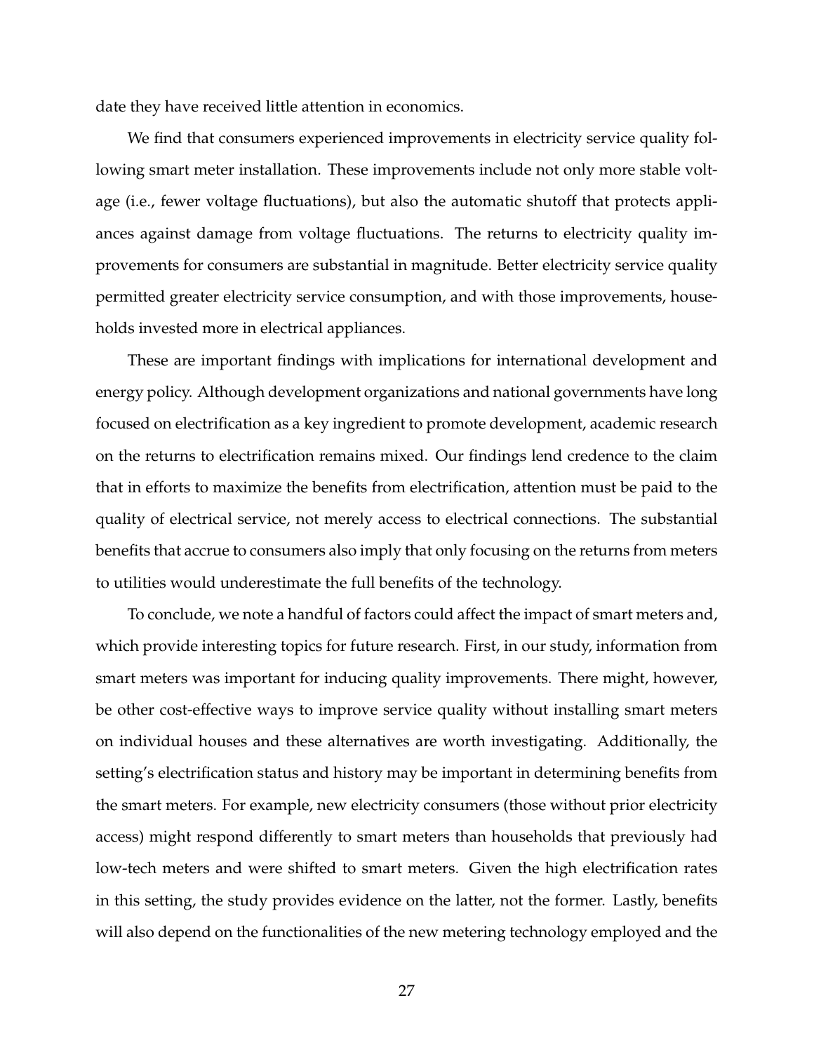date they have received little attention in economics.

We find that consumers experienced improvements in electricity service quality following smart meter installation. These improvements include not only more stable voltage (i.e., fewer voltage fluctuations), but also the automatic shutoff that protects appliances against damage from voltage fluctuations. The returns to electricity quality improvements for consumers are substantial in magnitude. Better electricity service quality permitted greater electricity service consumption, and with those improvements, households invested more in electrical appliances.

These are important findings with implications for international development and energy policy. Although development organizations and national governments have long focused on electrification as a key ingredient to promote development, academic research on the returns to electrification remains mixed. Our findings lend credence to the claim that in efforts to maximize the benefits from electrification, attention must be paid to the quality of electrical service, not merely access to electrical connections. The substantial benefits that accrue to consumers also imply that only focusing on the returns from meters to utilities would underestimate the full benefits of the technology.

To conclude, we note a handful of factors could affect the impact of smart meters and, which provide interesting topics for future research. First, in our study, information from smart meters was important for inducing quality improvements. There might, however, be other cost-effective ways to improve service quality without installing smart meters on individual houses and these alternatives are worth investigating. Additionally, the setting's electrification status and history may be important in determining benefits from the smart meters. For example, new electricity consumers (those without prior electricity access) might respond differently to smart meters than households that previously had low-tech meters and were shifted to smart meters. Given the high electrification rates in this setting, the study provides evidence on the latter, not the former. Lastly, benefits will also depend on the functionalities of the new metering technology employed and the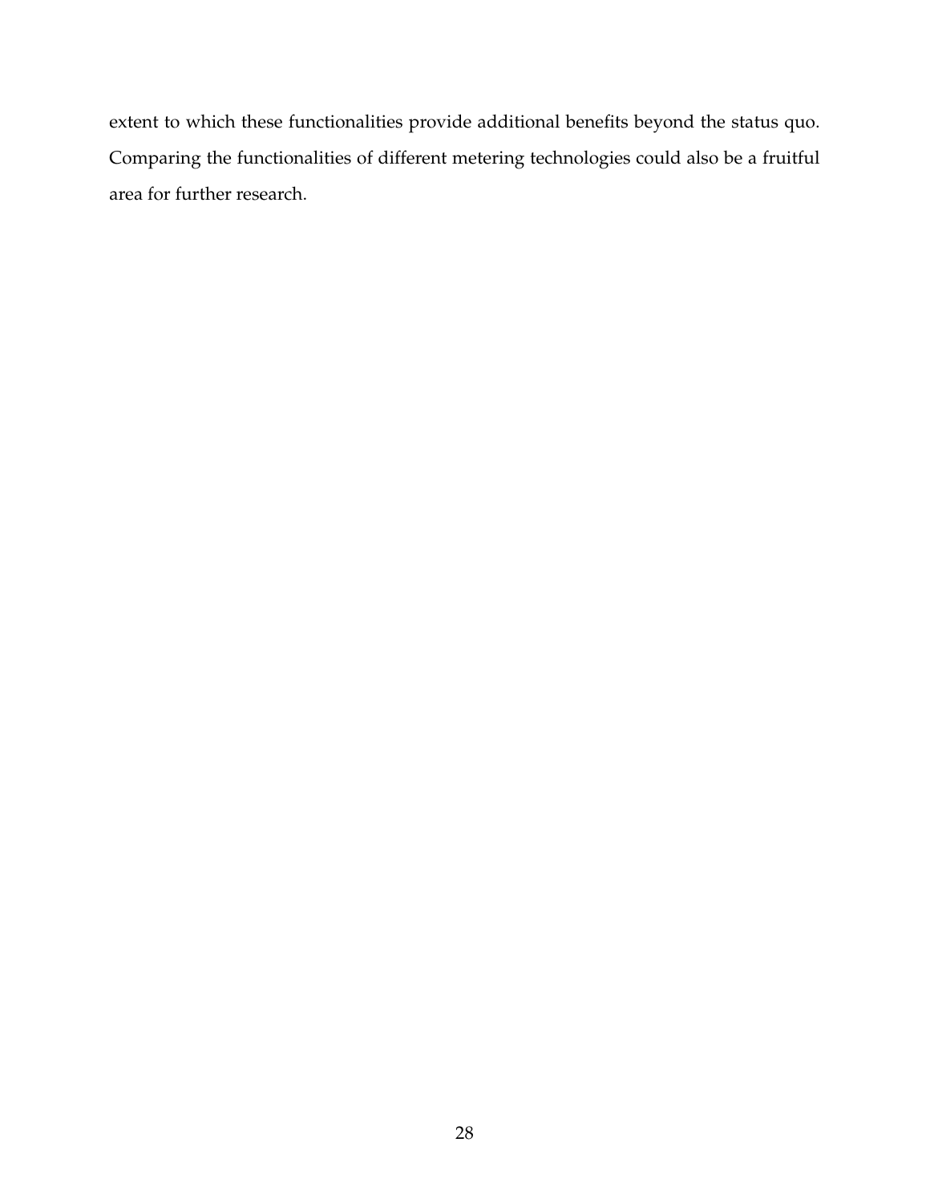extent to which these functionalities provide additional benefits beyond the status quo. Comparing the functionalities of different metering technologies could also be a fruitful area for further research.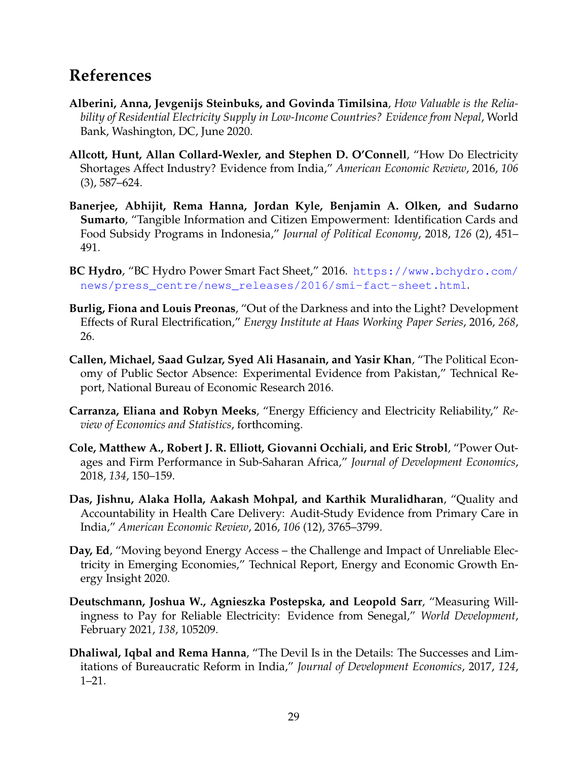# References

**Alberini, Anna, Jevgenijs Steinbuks, and Govinda Timilsina**, *How Valuable is the Reliability of Residential Electricity Supply in Low-Income Countries? Evidence from Nepal*, World Bank, Washington, DC, June 2020.

**Allcott, Hunt, Allan Collard-Wexler, and Stephen D. O'Connell**, "How Do Electricity Shortages Affect Industry? Evidence from India," *American Economic Review*, 2016, *106* (3), 587–624.

**Banerjee, Abhijit, Rema Hanna, Jordan Kyle, Benjamin A. Olken, and Sudarno Sumarto**, "Tangible Information and Citizen Empowerment: Identification Cards and Food Subsidy Programs in Indonesia," *Journal of Political Economy*, 2018, *126* (2), 451–491.

**BC Hydro**, "BC Hydro Power Smart Fact Sheet," 2016. https://www.bchydro.com/news/press_centre/news_releases/2016/smi-fact-sheet.html.

**Burlig, Fiona and Louis Preonas**, "Out of the Darkness and into the Light? Development Effects of Rural Electrification," *Energy Institute at Haas Working Paper Series*, 2016, *268*, 26.

**Callen, Michael, Saad Gulzar, Syed Ali Hasanain, and Yasir Khan**, "The Political Economy of Public Sector Absence: Experimental Evidence from Pakistan," Technical Report, National Bureau of Economic Research 2016.

**Carranza, Eliana and Robyn Meeks**, "Energy Efficiency and Electricity Reliability," *Review of Economics and Statistics*, forthcoming.

**Cole, Matthew A., Robert J. R. Elliott, Giovanni Occhiali, and Eric Strobl**, "Power Outages and Firm Performance in Sub-Saharan Africa," *Journal of Development Economics*, 2018, *134*, 150–159.

**Das, Jishnu, Alaka Holla, Aakash Mohpal, and Karthik Muralidharan**, "Quality and Accountability in Health Care Delivery: Audit-Study Evidence from Primary Care in India," *American Economic Review*, 2016, *106* (12), 3765–3799.

**Day, Ed**, "Moving beyond Energy Access – the Challenge and Impact of Unreliable Electricity in Emerging Economies," Technical Report, Energy and Economic Growth Energy Insight 2020.

**Deutschmann, Joshua W., Agnieszka Postepska, and Leopold Sarr**, "Measuring Willingness to Pay for Reliable Electricity: Evidence from Senegal," *World Development*, February 2021, *138*, 105209.

**Dhaliwal, Iqbal and Rema Hanna**, "The Devil Is in the Details: The Successes and Limitations of Bureaucratic Reform in India," *Journal of Development Economics*, 2017, *124*, 1–21.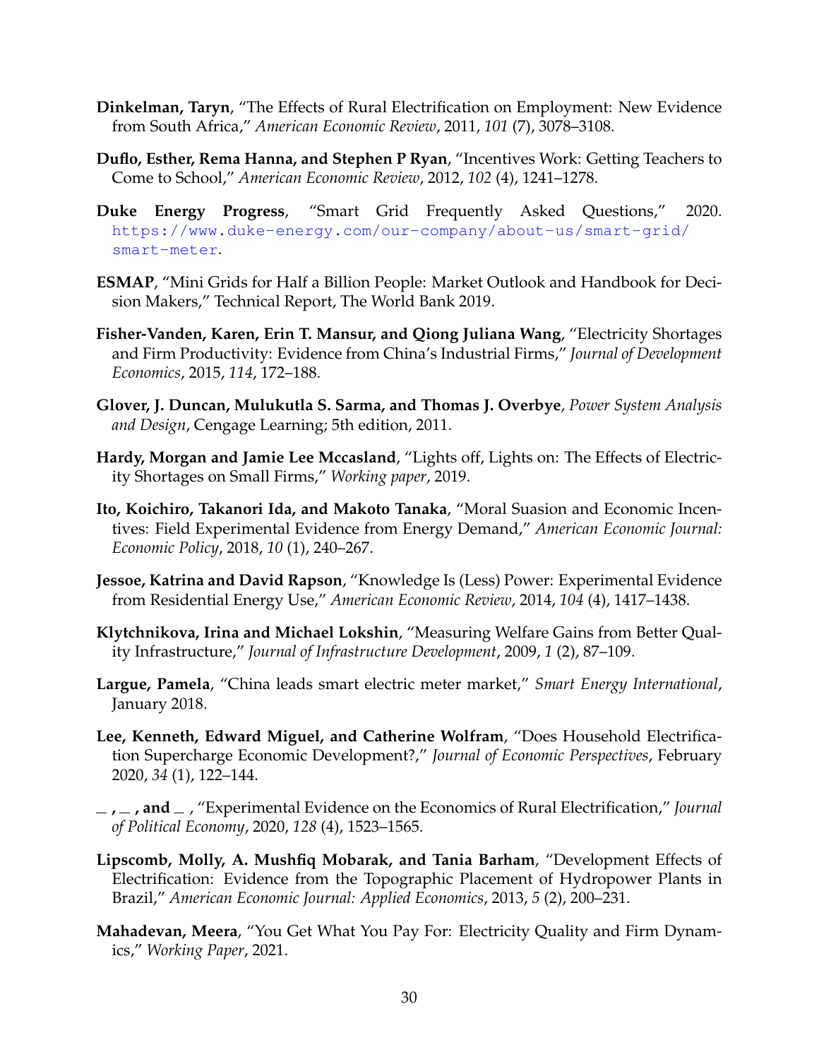**Dinkelman, Taryn**, "The Effects of Rural Electrification on Employment: New Evidence from South Africa," *American Economic Review*, 2011, *101* (7), 3078–3108.

**Duflo, Esther, Rema Hanna, and Stephen P Ryan**, "Incentives Work: Getting Teachers to Come to School," *American Economic Review*, 2012, *102* (4), 1241–1278.

**Duke Energy Progress**, "Smart Grid Frequently Asked Questions," 2020. https://www.duke-energy.com/our-company/about-us/smart-grid/smart-meter.

**ESMAP**, "Mini Grids for Half a Billion People: Market Outlook and Handbook for Decision Makers," Technical Report, The World Bank 2019.

**Fisher-Vanden, Karen, Erin T. Mansur, and Qiong Juliana Wang**, "Electricity Shortages and Firm Productivity: Evidence from China's Industrial Firms," *Journal of Development Economics*, 2015, *114*, 172–188.

**Glover, J. Duncan, Mulukutla S. Sarma, and Thomas J. Overbye**, *Power System Analysis and Design*, Cengage Learning; 5th edition, 2011.

**Hardy, Morgan and Jamie Lee Mccasland**, "Lights off, Lights on: The Effects of Electricity Shortages on Small Firms," *Working paper*, 2019.

**Ito, Koichiro, Takanori Ida, and Makoto Tanaka**, "Moral Suasion and Economic Incentives: Field Experimental Evidence from Energy Demand," *American Economic Journal: Economic Policy*, 2018, *10* (1), 240–267.

**Jessoe, Katrina and David Rapson**, "Knowledge Is (Less) Power: Experimental Evidence from Residential Energy Use," *American Economic Review*, 2014, *104* (4), 1417–1438.

**Klytchnikova, Irina and Michael Lokshin**, "Measuring Welfare Gains from Better Quality Infrastructure," *Journal of Infrastructure Development*, 2009, *1* (2), 87–109.

**Largue, Pamela**, "China leads smart electric meter market," *Smart Energy International*, January 2018.

**Lee, Kenneth, Edward Miguel, and Catherine Wolfram**, "Does Household Electrification Supercharge Economic Development?," *Journal of Economic Perspectives*, February 2020, *34* (1), 122–144.

**_ , _ , and _** , "Experimental Evidence on the Economics of Rural Electrification," *Journal of Political Economy*, 2020, *128* (4), 1523–1565.

**Lipscomb, Molly, A. Mushfiq Mobarak, and Tania Barham**, "Development Effects of Electrification: Evidence from the Topographic Placement of Hydropower Plants in Brazil," *American Economic Journal: Applied Economics*, 2013, *5* (2), 200–231.

**Mahadevan, Meera**, "You Get What You Pay For: Electricity Quality and Firm Dynamics," *Working Paper*, 2021.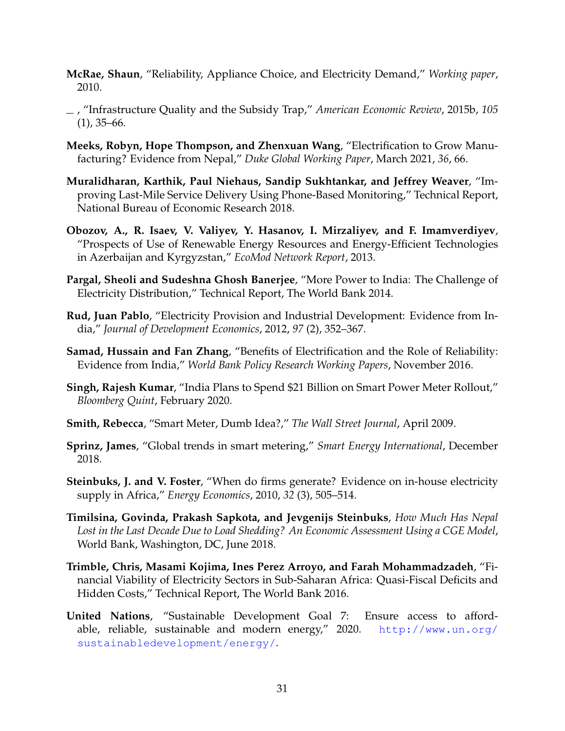**McRae, Shaun**, "Reliability, Appliance Choice, and Electricity Demand," *Working paper*, 2010.

_ , "Infrastructure Quality and the Subsidy Trap," *American Economic Review*, 2015b, *105* (1), 35–66.

**Meeks, Robyn, Hope Thompson, and Zhenxuan Wang**, "Electrification to Grow Manufacturing? Evidence from Nepal," *Duke Global Working Paper*, March 2021, *36*, 66.

**Muralidharan, Karthik, Paul Niehaus, Sandip Sukhtankar, and Jeffrey Weaver**, "Improving Last-Mile Service Delivery Using Phone-Based Monitoring," Technical Report, National Bureau of Economic Research 2018.

**Obozov, A., R. Isaev, V. Valiyev, Y. Hasanov, I. Mirzaliyev, and F. Imamverdiyev**, "Prospects of Use of Renewable Energy Resources and Energy-Efficient Technologies in Azerbaijan and Kyrgyzstan," *EcoMod Network Report*, 2013.

**Pargal, Sheoli and Sudeshna Ghosh Banerjee**, "More Power to India: The Challenge of Electricity Distribution," Technical Report, The World Bank 2014.

**Rud, Juan Pablo**, "Electricity Provision and Industrial Development: Evidence from India," *Journal of Development Economics*, 2012, *97* (2), 352–367.

**Samad, Hussain and Fan Zhang**, "Benefits of Electrification and the Role of Reliability: Evidence from India," *World Bank Policy Research Working Papers*, November 2016.

**Singh, Rajesh Kumar**, "India Plans to Spend $21 Billion on Smart Power Meter Rollout," *Bloomberg Quint*, February 2020.

**Smith, Rebecca**, "Smart Meter, Dumb Idea?," *The Wall Street Journal*, April 2009.

**Sprinz, James**, "Global trends in smart metering," *Smart Energy International*, December 2018.

**Steinbuks, J. and V. Foster**, "When do firms generate? Evidence on in-house electricity supply in Africa," *Energy Economics*, 2010, *32* (3), 505–514.

**Timilsina, Govinda, Prakash Sapkota, and Jevgenijs Steinbuks**, *How Much Has Nepal Lost in the Last Decade Due to Load Shedding? An Economic Assessment Using a CGE Model*, World Bank, Washington, DC, June 2018.

**Trimble, Chris, Masami Kojima, Ines Perez Arroyo, and Farah Mohammadzadeh**, "Financial Viability of Electricity Sectors in Sub-Saharan Africa: Quasi-Fiscal Deficits and Hidden Costs," Technical Report, The World Bank 2016.

**United Nations**, "Sustainable Development Goal 7: Ensure access to affordable, reliable, sustainable and modern energy," 2020. http://www.un.org/sustainabledevelopment/energy/.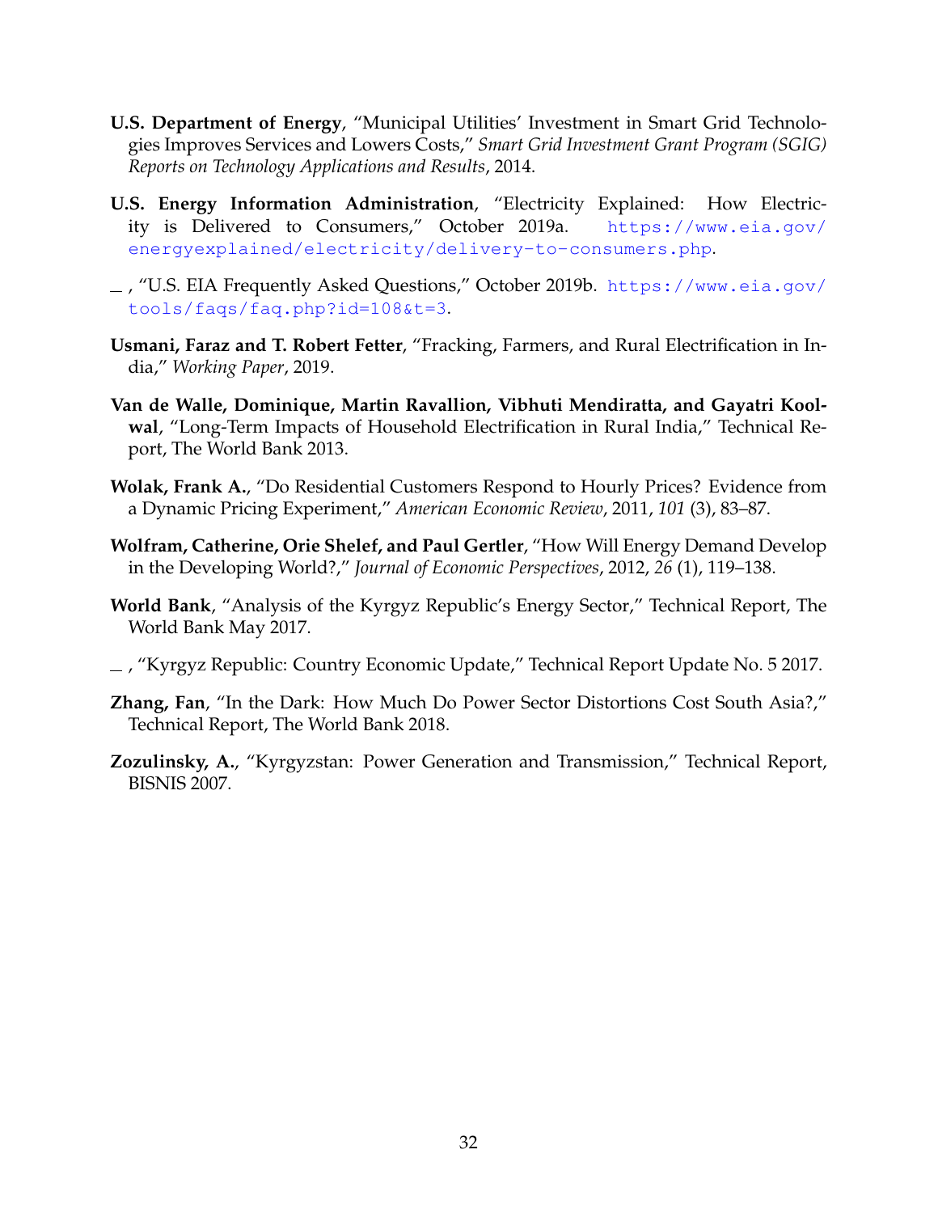**U.S. Department of Energy**, "Municipal Utilities' Investment in Smart Grid Technologies Improves Services and Lowers Costs," *Smart Grid Investment Grant Program (SGIG) Reports on Technology Applications and Results*, 2014.

**U.S. Energy Information Administration**, "Electricity Explained: How Electricity is Delivered to Consumers," October 2019a. https://www.eia.gov/energyexplained/electricity/delivery-to-consumers.php.

\_ , "U.S. EIA Frequently Asked Questions," October 2019b. https://www.eia.gov/tools/faqs/faq.php?id=108&t=3.

**Usmani, Faraz and T. Robert Fetter**, "Fracking, Farmers, and Rural Electrification in India," *Working Paper*, 2019.

**Van de Walle, Dominique, Martin Ravallion, Vibhuti Mendiratta, and Gayatri Koolwal**, "Long-Term Impacts of Household Electrification in Rural India," Technical Report, The World Bank 2013.

**Wolak, Frank A.**, "Do Residential Customers Respond to Hourly Prices? Evidence from a Dynamic Pricing Experiment," *American Economic Review*, 2011, *101* (3), 83–87.

**Wolfram, Catherine, Orie Shelef, and Paul Gertler**, "How Will Energy Demand Develop in the Developing World?," *Journal of Economic Perspectives*, 2012, *26* (1), 119–138.

**World Bank**, "Analysis of the Kyrgyz Republic's Energy Sector," Technical Report, The World Bank May 2017.

\_ , "Kyrgyz Republic: Country Economic Update," Technical Report Update No. 5 2017.

**Zhang, Fan**, "In the Dark: How Much Do Power Sector Distortions Cost South Asia?," Technical Report, The World Bank 2018.

**Zozulinsky, A.**, "Kyrgyzstan: Power Generation and Transmission," Technical Report, BISNIS 2007.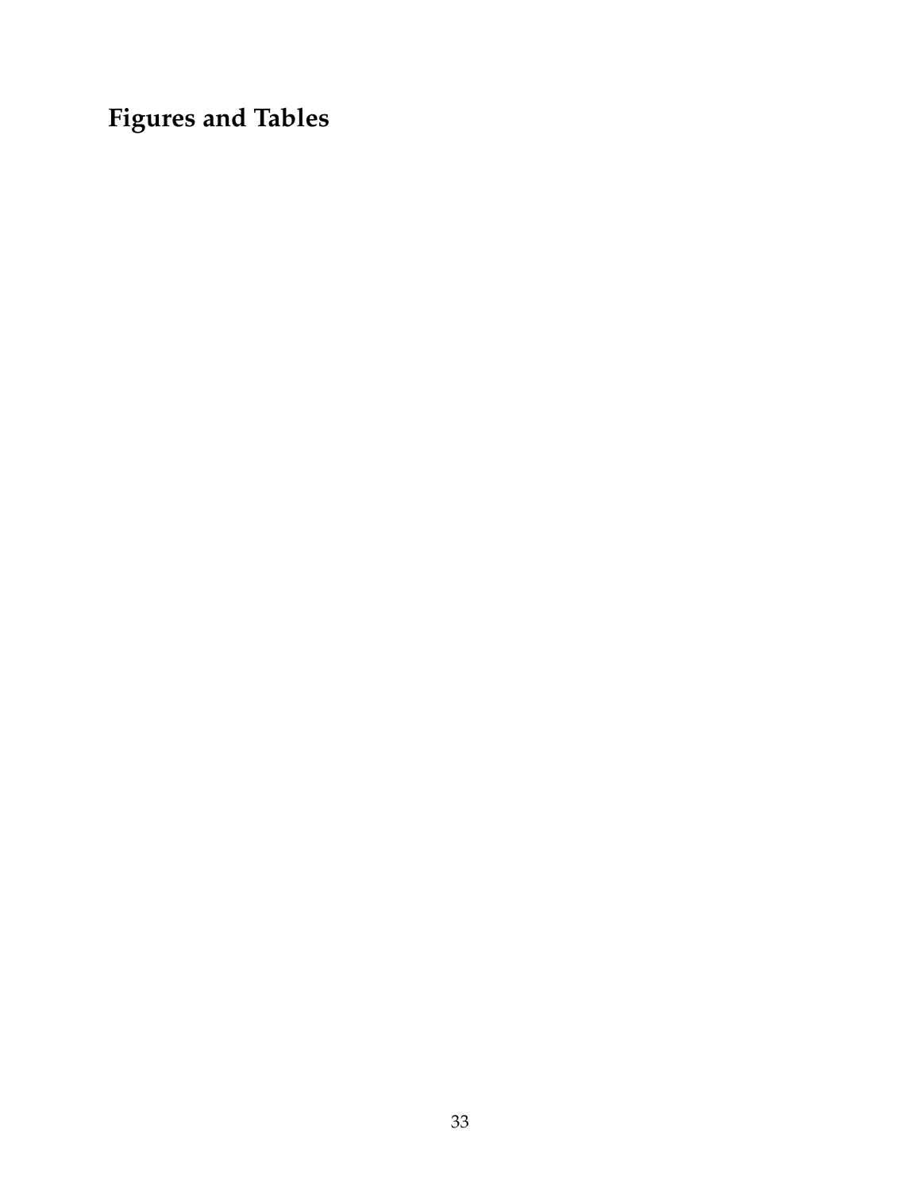# Figures and Tables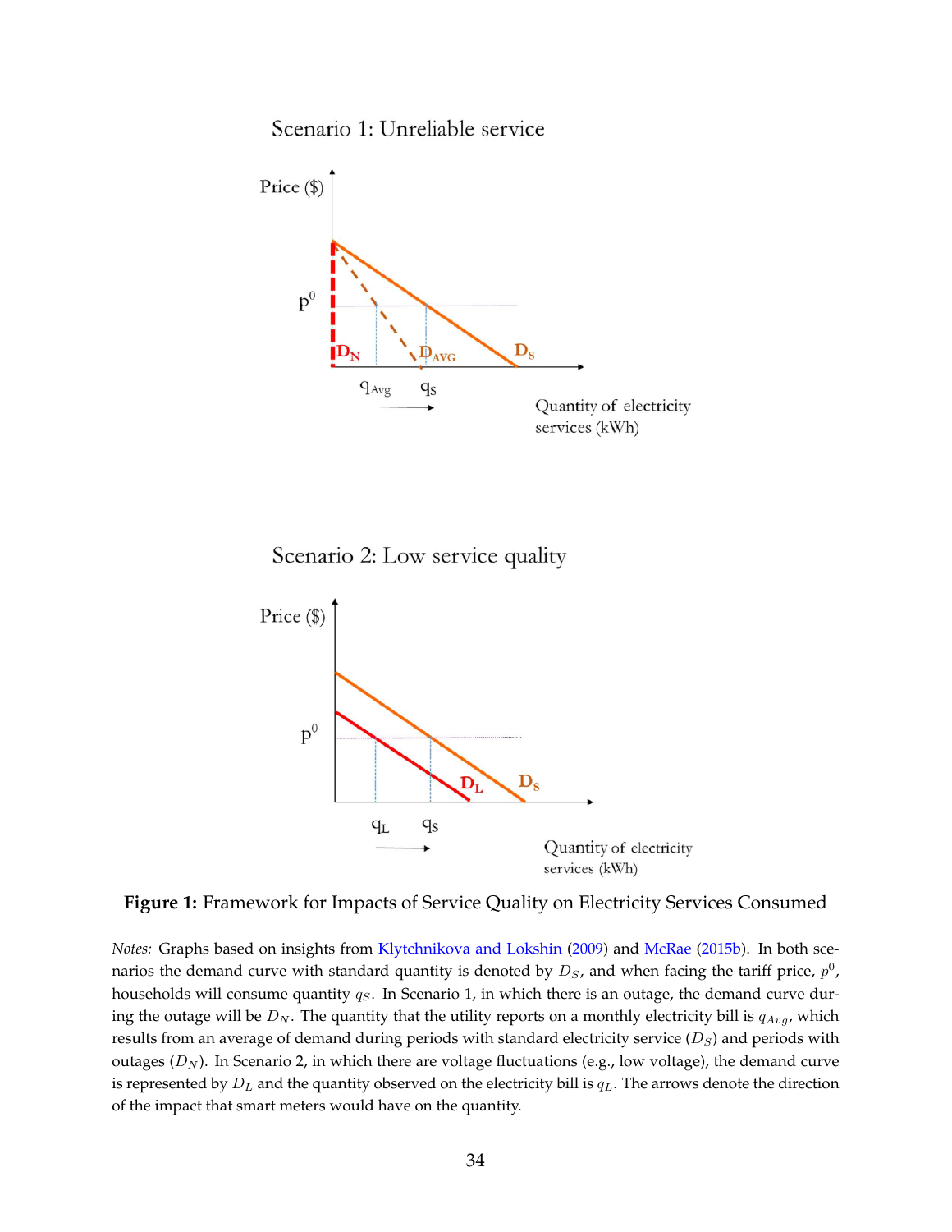Scenario 1: Unreliable service

Scenario 2: Low service quality

**Figure 1:** Framework for Impacts of Service Quality on Electricity Services Consumed

*Notes:* Graphs based on insights from Klytchnikova and Lokshin (2009) and McRae (2015b). In both scenarios the demand curve with standard quantity is denoted by $D_S$, and when facing the tariff price, $p^0$, households will consume quantity $q_S$. In Scenario 1, in which there is an outage, the demand curve during the outage will be $D_N$. The quantity that the utility reports on a monthly electricity bill is $q_{Avg}$, which results from an average of demand during periods with standard electricity service ($D_S$) and periods with outages ($D_N$). In Scenario 2, in which there are voltage fluctuations (e.g., low voltage), the demand curve is represented by $D_L$ and the quantity observed on the electricity bill is $q_L$. The arrows denote the direction of the impact that smart meters would have on the quantity.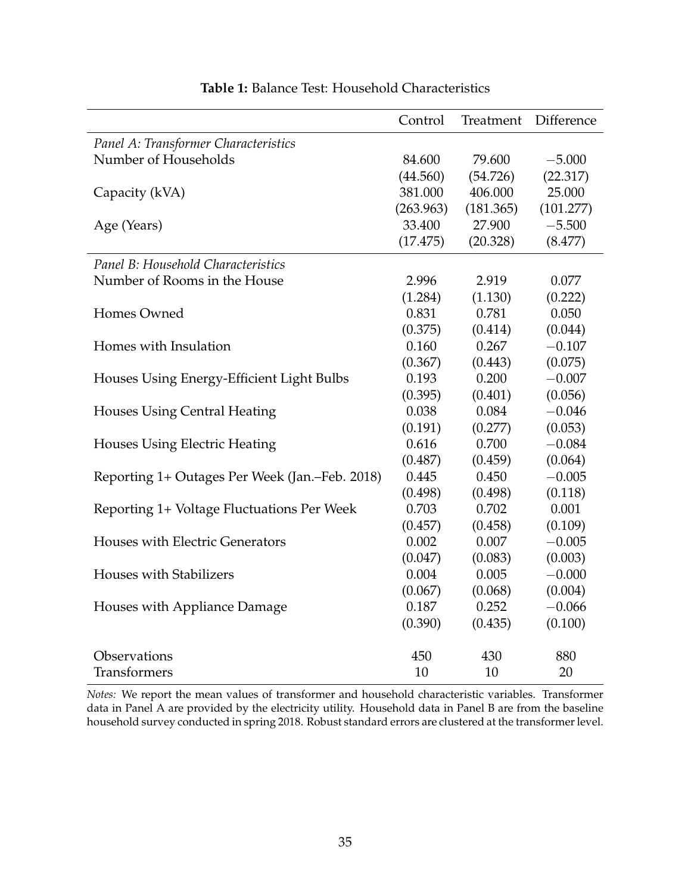**Table 1:** Balance Test: Household Characteristics

| | Control | Treatment | Difference |
|---|---|---|---|
| *Panel A: Transformer Characteristics* | | | |
| Number of Households | 84.600 | 79.600 | −5.000 |
| | (44.560) | (54.726) | (22.317) |
| Capacity (kVA) | 381.000 | 406.000 | 25.000 |
| | (263.963) | (181.365) | (101.277) |
| Age (Years) | 33.400 | 27.900 | −5.500 |
| | (17.475) | (20.328) | (8.477) |
| *Panel B: Household Characteristics* | | | |
| Number of Rooms in the House | 2.996 | 2.919 | 0.077 |
| | (1.284) | (1.130) | (0.222) |
| Homes Owned | 0.831 | 0.781 | 0.050 |
| | (0.375) | (0.414) | (0.044) |
| Homes with Insulation | 0.160 | 0.267 | −0.107 |
| | (0.367) | (0.443) | (0.075) |
| Houses Using Energy-Efficient Light Bulbs | 0.193 | 0.200 | −0.007 |
| | (0.395) | (0.401) | (0.056) |
| Houses Using Central Heating | 0.038 | 0.084 | −0.046 |
| | (0.191) | (0.277) | (0.053) |
| Houses Using Electric Heating | 0.616 | 0.700 | −0.084 |
| | (0.487) | (0.459) | (0.064) |
| Reporting 1+ Outages Per Week (Jan.–Feb. 2018) | 0.445 | 0.450 | −0.005 |
| | (0.498) | (0.498) | (0.118) |
| Reporting 1+ Voltage Fluctuations Per Week | 0.703 | 0.702 | 0.001 |
| | (0.457) | (0.458) | (0.109) |
| Houses with Electric Generators | 0.002 | 0.007 | −0.005 |
| | (0.047) | (0.083) | (0.003) |
| Houses with Stabilizers | 0.004 | 0.005 | −0.000 |
| | (0.067) | (0.068) | (0.004) |
| Houses with Appliance Damage | 0.187 | 0.252 | −0.066 |
| | (0.390) | (0.435) | (0.100) |
| Observations | 450 | 430 | 880 |
| Transformers | 10 | 10 | 20 |

*Notes:* We report the mean values of transformer and household characteristic variables. Transformer data in Panel A are provided by the electricity utility. Household data in Panel B are from the baseline household survey conducted in spring 2018. Robust standard errors are clustered at the transformer level.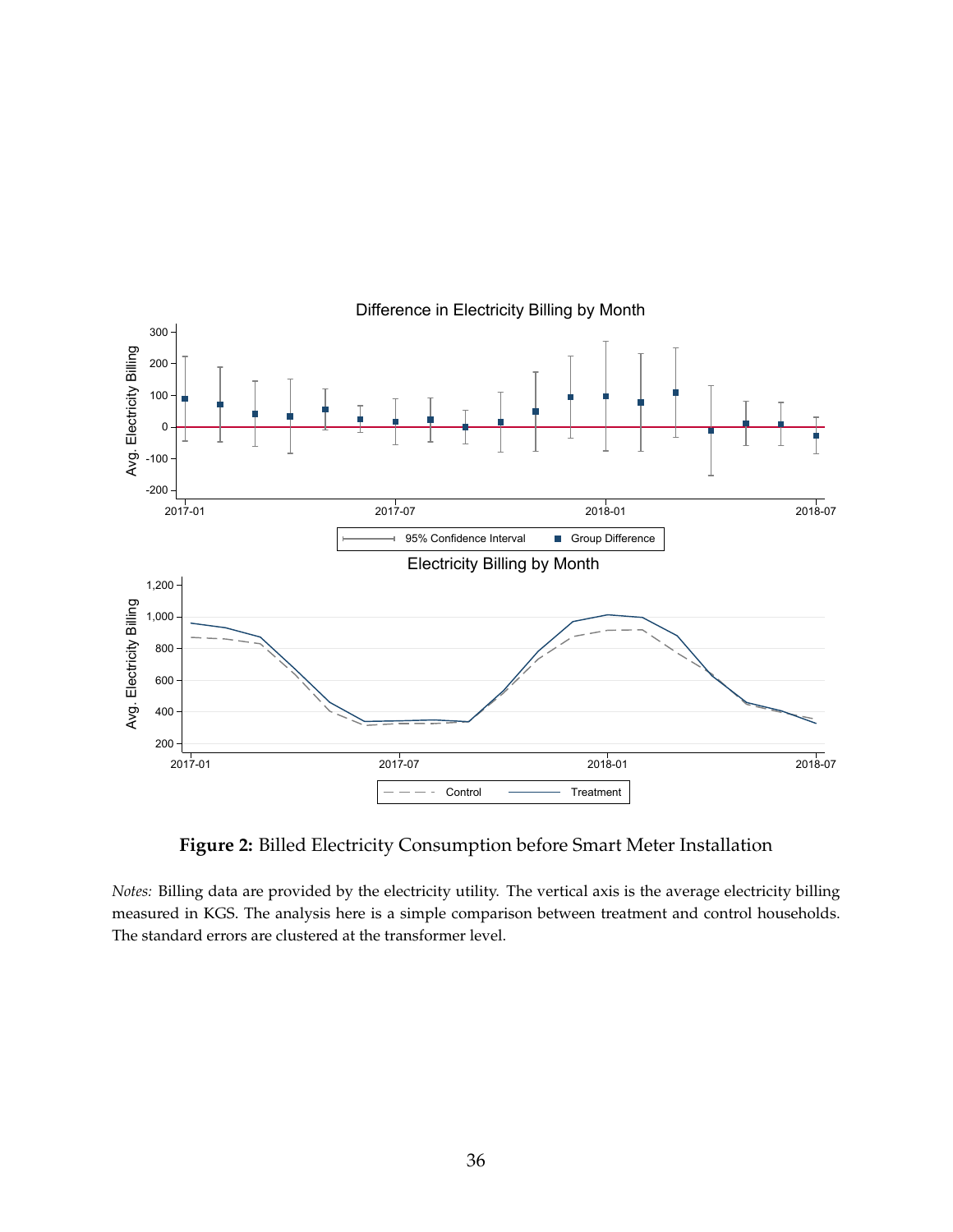**Figure 2:** Billed Electricity Consumption before Smart Meter Installation

*Notes:* Billing data are provided by the electricity utility. The vertical axis is the average electricity billing measured in KGS. The analysis here is a simple comparison between treatment and control households. The standard errors are clustered at the transformer level.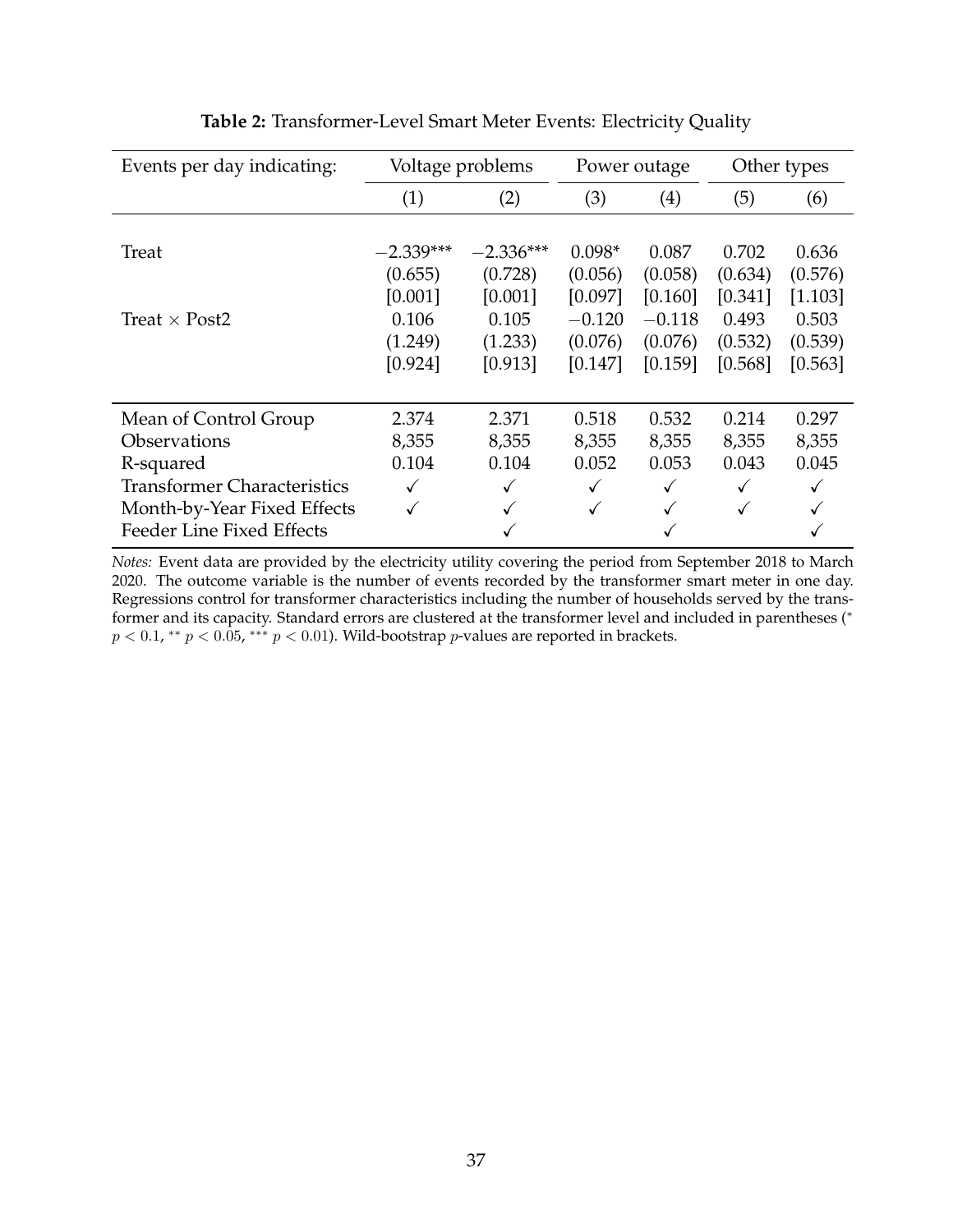**Table 2:** Transformer-Level Smart Meter Events: Electricity Quality

| Events per day indicating: | Voltage problems | | Power outage | | Other types | |
|---|---|---|---|---|---|---|
| | (1) | (2) | (3) | (4) | (5) | (6) |
| Treat | −2.339*** | −2.336*** | 0.098* | 0.087 | 0.702 | 0.636 |
| | (0.655) | (0.728) | (0.056) | (0.058) | (0.634) | (0.576) |
| | [0.001] | [0.001] | [0.097] | [0.160] | [0.341] | [1.103] |
| Treat × Post2 | 0.106 | 0.105 | −0.120 | −0.118 | 0.493 | 0.503 |
| | (1.249) | (1.233) | (0.076) | (0.076) | (0.532) | (0.539) |
| | [0.924] | [0.913] | [0.147] | [0.159] | [0.568] | [0.563] |
| Mean of Control Group | 2.374 | 2.371 | 0.518 | 0.532 | 0.214 | 0.297 |
| Observations | 8,355 | 8,355 | 8,355 | 8,355 | 8,355 | 8,355 |
| R-squared | 0.104 | 0.104 | 0.052 | 0.053 | 0.043 | 0.045 |
| Transformer Characteristics | ✓ | ✓ | ✓ | ✓ | ✓ | ✓ |
| Month-by-Year Fixed Effects | ✓ | ✓ | ✓ | ✓ | ✓ | ✓ |
| Feeder Line Fixed Effects | | ✓ | | ✓ | | ✓ |

*Notes:* Event data are provided by the electricity utility covering the period from September 2018 to March 2020. The outcome variable is the number of events recorded by the transformer smart meter in one day. Regressions control for transformer characteristics including the number of households served by the transformer and its capacity. Standard errors are clustered at the transformer level and included in parentheses (* $p < 0.1$, ** $p < 0.05$, *** $p < 0.01$). Wild-bootstrap $p$-values are reported in brackets.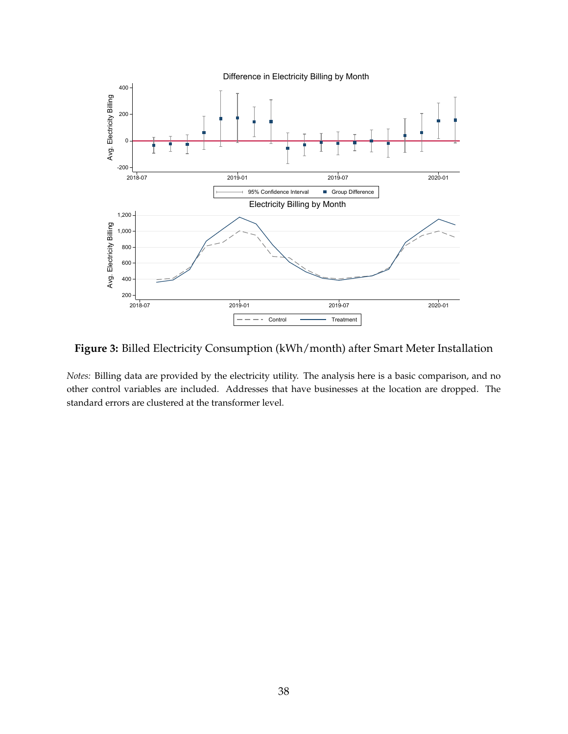**Figure 3:** Billed Electricity Consumption (kWh/month) after Smart Meter Installation

*Notes:* Billing data are provided by the electricity utility. The analysis here is a basic comparison, and no other control variables are included. Addresses that have businesses at the location are dropped. The standard errors are clustered at the transformer level.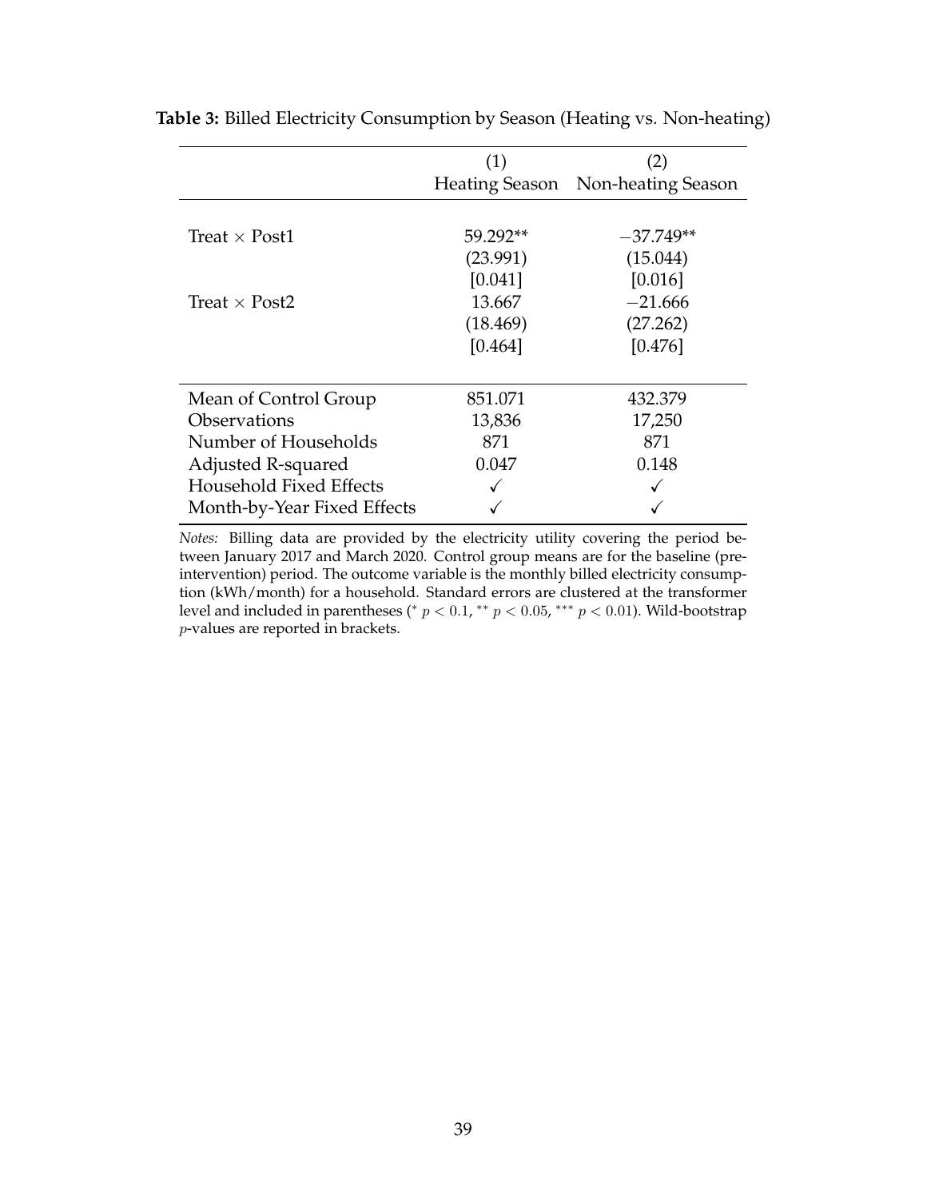**Table 3:** Billed Electricity Consumption by Season (Heating vs. Non-heating)

| | (1) | (2) |
|---|---|---|
| | Heating Season | Non-heating Season |
| Treat × Post1 | 59.292** | −37.749** |
| | (23.991) | (15.044) |
| | [0.041] | [0.016] |
| Treat × Post2 | 13.667 | −21.666 |
| | (18.469) | (27.262) |
| | [0.464] | [0.476] |
| Mean of Control Group | 851.071 | 432.379 |
| Observations | 13,836 | 17,250 |
| Number of Households | 871 | 871 |
| Adjusted R-squared | 0.047 | 0.148 |
| Household Fixed Effects | ✓ | ✓ |
| Month-by-Year Fixed Effects | ✓ | ✓ |

*Notes:* Billing data are provided by the electricity utility covering the period between January 2017 and March 2020. Control group means are for the baseline (pre-intervention) period. The outcome variable is the monthly billed electricity consumption (kWh/month) for a household. Standard errors are clustered at the transformer level and included in parentheses (* $p < 0.1$, ** $p < 0.05$, *** $p < 0.01$). Wild-bootstrap $p$-values are reported in brackets.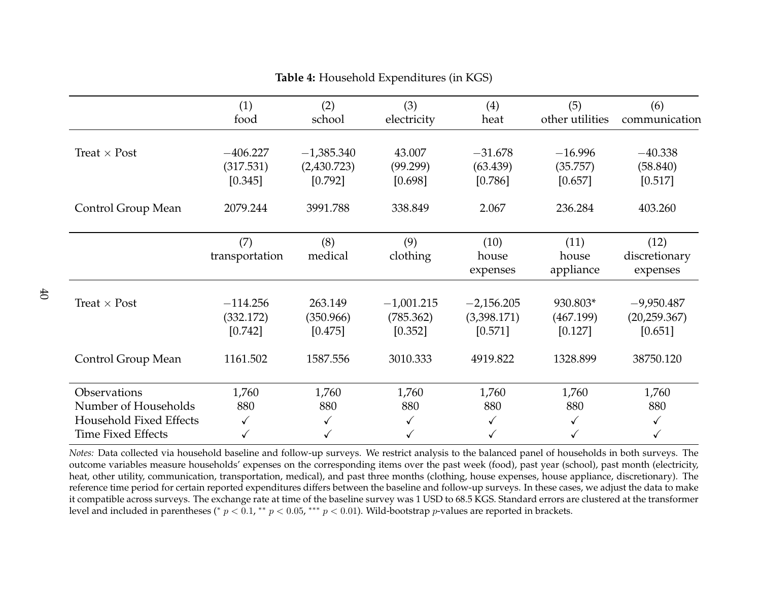**Table 4:** Household Expenditures (in KGS)

| | (1) food | (2) school | (3) electricity | (4) heat | (5) other utilities | (6) communication |
|---|---|---|---|---|---|---|
| Treat × Post | −406.227 | −1,385.340 | 43.007 | −31.678 | −16.996 | −40.338 |
| | (317.531) | (2,430.723) | (99.299) | (63.439) | (35.757) | (58.840) |
| | [0.345] | [0.792] | [0.698] | [0.786] | [0.657] | [0.517] |
| Control Group Mean | 2079.244 | 3991.788 | 338.849 | 2.067 | 236.284 | 403.260 |
| | **(7) transportation** | **(8) medical** | **(9) clothing** | **(10) house expenses** | **(11) house appliance** | **(12) discretionary expenses** |
| Treat × Post | −114.256 | 263.149 | −1,001.215 | −2,156.205 | 930.803* | −9,950.487 |
| | (332.172) | (350.966) | (785.362) | (3,398.171) | (467.199) | (20,259.367) |
| | [0.742] | [0.475] | [0.352] | [0.571] | [0.127] | [0.651] |
| Control Group Mean | 1161.502 | 1587.556 | 3010.333 | 4919.822 | 1328.899 | 38750.120 |
| Observations | 1,760 | 1,760 | 1,760 | 1,760 | 1,760 | 1,760 |
| Number of Households | 880 | 880 | 880 | 880 | 880 | 880 |
| Household Fixed Effects | ✓ | ✓ | ✓ | ✓ | ✓ | ✓ |
| Time Fixed Effects | ✓ | ✓ | ✓ | ✓ | ✓ | ✓ |

*Notes:* Data collected via household baseline and follow-up surveys. We restrict analysis to the balanced panel of households in both surveys. The outcome variables measure households' expenses on the corresponding items over the past week (food), past year (school), past month (electricity, heat, other utility, communication, transportation, medical), and past three months (clothing, house expenses, house appliance, discretionary). The reference time period for certain reported expenditures differs between the baseline and follow-up surveys. In these cases, we adjust the data to make it compatible across surveys. The exchange rate at time of the baseline survey was 1 USD to 68.5 KGS. Standard errors are clustered at the transformer level and included in parentheses (* $p < 0.1$, ** $p < 0.05$, *** $p < 0.01$). Wild-bootstrap $p$-values are reported in brackets.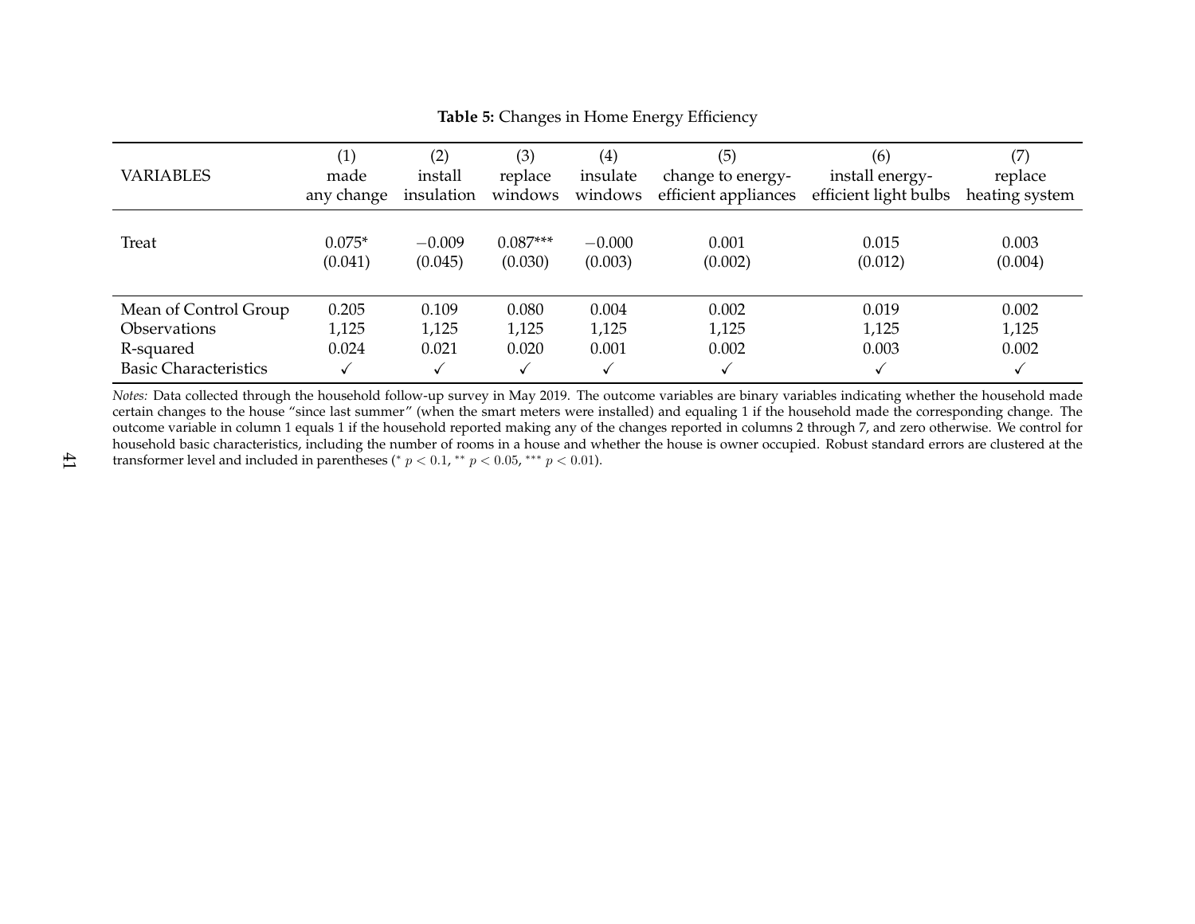**Table 5:** Changes in Home Energy Efficiency

| VARIABLES | (1) made any change | (2) install insulation | (3) replace windows | (4) insulate windows | (5) change to energy-efficient appliances | (6) install energy-efficient light bulbs | (7) replace heating system |
|---|---|---|---|---|---|---|---|
| Treat | 0.075* | −0.009 | 0.087*** | −0.000 | 0.001 | 0.015 | 0.003 |
| | (0.041) | (0.045) | (0.030) | (0.003) | (0.002) | (0.012) | (0.004) |
| Mean of Control Group | 0.205 | 0.109 | 0.080 | 0.004 | 0.002 | 0.019 | 0.002 |
| Observations | 1,125 | 1,125 | 1,125 | 1,125 | 1,125 | 1,125 | 1,125 |
| R-squared | 0.024 | 0.021 | 0.020 | 0.001 | 0.002 | 0.003 | 0.002 |
| Basic Characteristics | ✓ | ✓ | ✓ | ✓ | ✓ | ✓ | ✓ |

*Notes:* Data collected through the household follow-up survey in May 2019. The outcome variables are binary variables indicating whether the household made certain changes to the house "since last summer" (when the smart meters were installed) and equaling 1 if the household made the corresponding change. The outcome variable in column 1 equals 1 if the household reported making any of the changes reported in columns 2 through 7, and zero otherwise. We control for household basic characteristics, including the number of rooms in a house and whether the house is owner occupied. Robust standard errors are clustered at the transformer level and included in parentheses (* $p < 0.1$, ** $p < 0.05$, *** $p < 0.01$).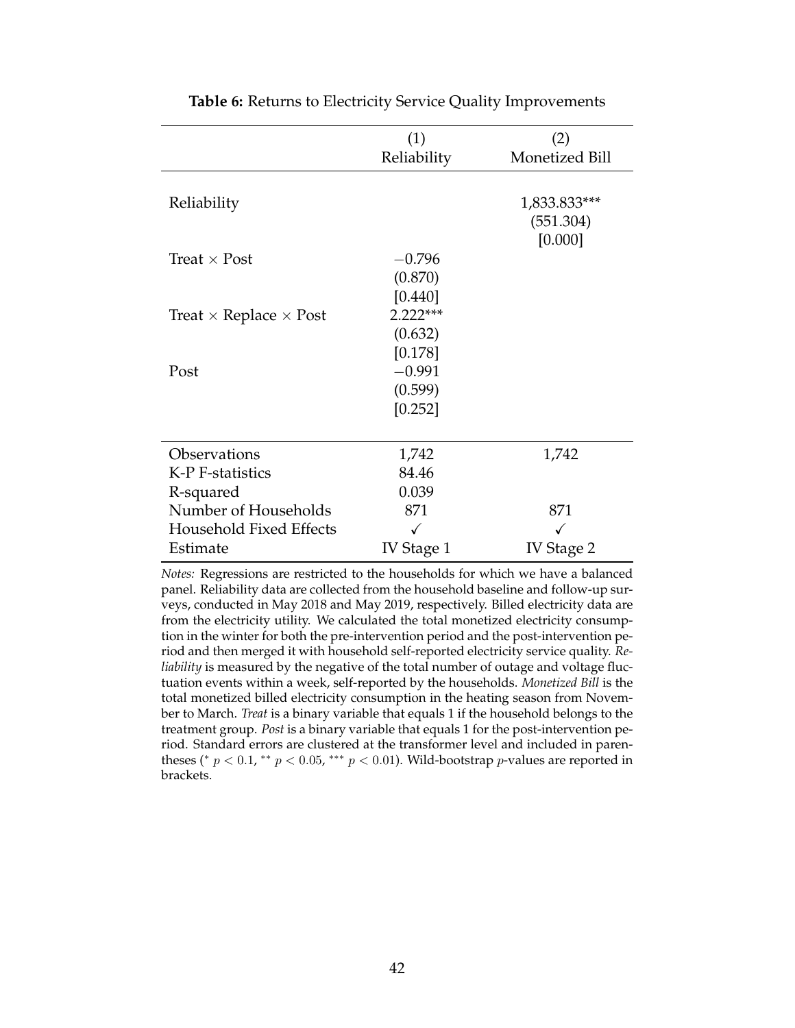**Table 6:** Returns to Electricity Service Quality Improvements

| | (1) | (2) |
|---|---|---|
| | Reliability | Monetized Bill |
| Reliability | | 1,833.833*** |
| | | (551.304) |
| | | [0.000] |
| Treat × Post | −0.796 | |
| | (0.870) | |
| | [0.440] | |
| Treat × Replace × Post | 2.222*** | |
| | (0.632) | |
| | [0.178] | |
| Post | −0.991 | |
| | (0.599) | |
| | [0.252] | |
| Observations | 1,742 | 1,742 |
| K-P F-statistics | 84.46 | |
| R-squared | 0.039 | |
| Number of Households | 871 | 871 |
| Household Fixed Effects | ✓ | ✓ |
| Estimate | IV Stage 1 | IV Stage 2 |

*Notes:* Regressions are restricted to the households for which we have a balanced panel. Reliability data are collected from the household baseline and follow-up surveys, conducted in May 2018 and May 2019, respectively. Billed electricity data are from the electricity utility. We calculated the total monetized electricity consumption in the winter for both the pre-intervention period and the post-intervention period and then merged it with household self-reported electricity service quality. *Reliability* is measured by the negative of the total number of outage and voltage fluctuation events within a week, self-reported by the households. *Monetized Bill* is the total monetized billed electricity consumption in the heating season from November to March. *Treat* is a binary variable that equals 1 if the household belongs to the treatment group. *Post* is a binary variable that equals 1 for the post-intervention period. Standard errors are clustered at the transformer level and included in parentheses (* $p < 0.1$, ** $p < 0.05$, *** $p < 0.01$). Wild-bootstrap $p$-values are reported in brackets.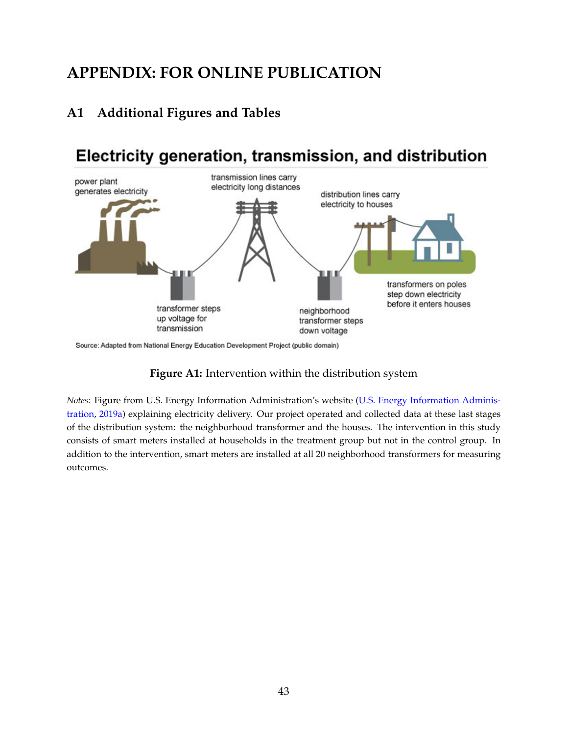# APPENDIX: FOR ONLINE PUBLICATION

## A1 Additional Figures and Tables

**Figure A1:** Intervention within the distribution system

*Notes:* Figure from U.S. Energy Information Administration's website (U.S. Energy Information Administration, 2019a) explaining electricity delivery. Our project operated and collected data at these last stages of the distribution system: the neighborhood transformer and the houses. The intervention in this study consists of smart meters installed at households in the treatment group but not in the control group. In addition to the intervention, smart meters are installed at all 20 neighborhood transformers for measuring outcomes.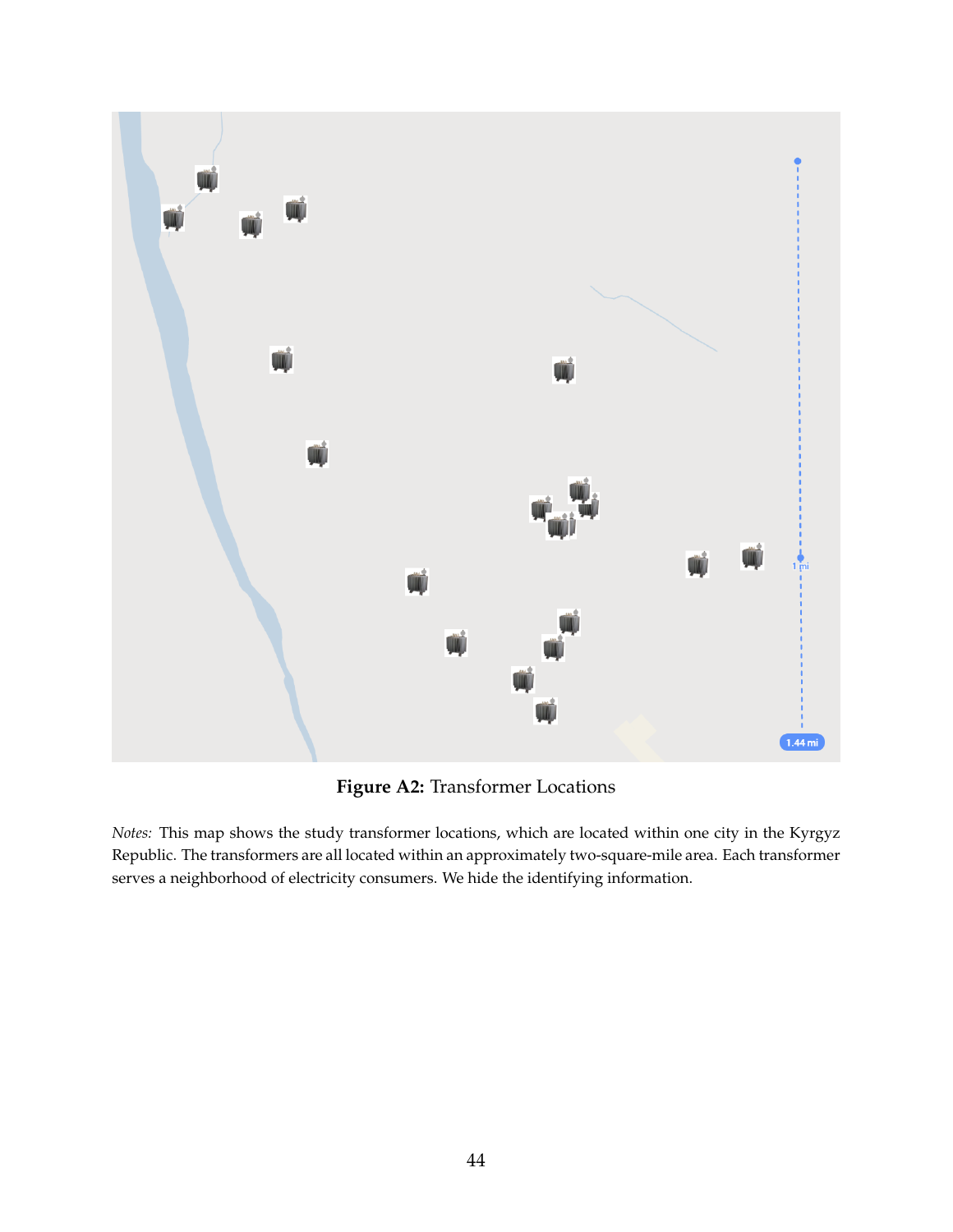**Figure A2:** Transformer Locations

*Notes:* This map shows the study transformer locations, which are located within one city in the Kyrgyz Republic. The transformers are all located within an approximately two-square-mile area. Each transformer serves a neighborhood of electricity consumers. We hide the identifying information.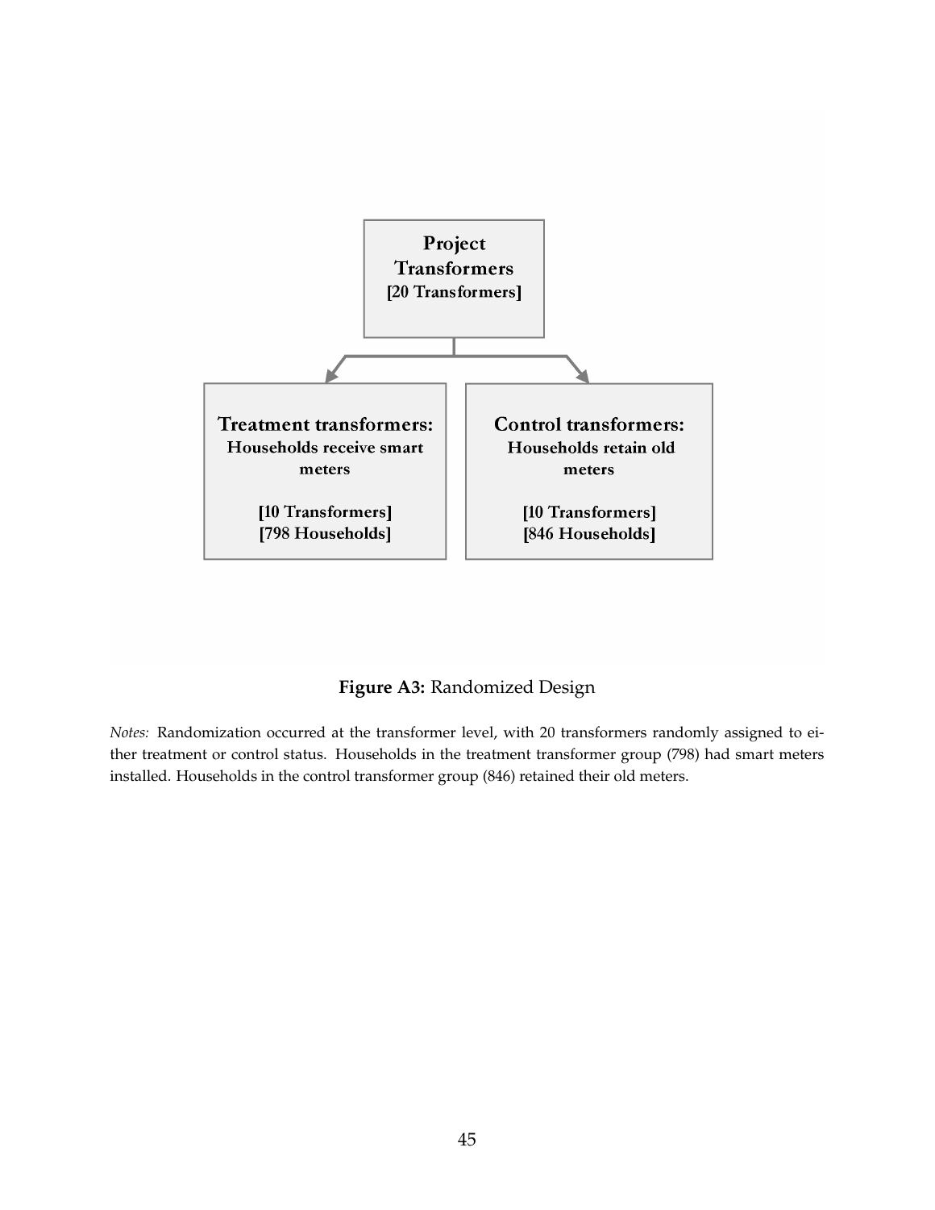**Project Transformers**
[20 Transformers]

**Treatment transformers:**
Households receive smart meters

[10 Transformers]
[798 Households]

**Control transformers:**
Households retain old meters

[10 Transformers]
[846 Households]

**Figure A3:** Randomized Design

*Notes:* Randomization occurred at the transformer level, with 20 transformers randomly assigned to either treatment or control status. Households in the treatment transformer group (798) had smart meters installed. Households in the control transformer group (846) retained their old meters.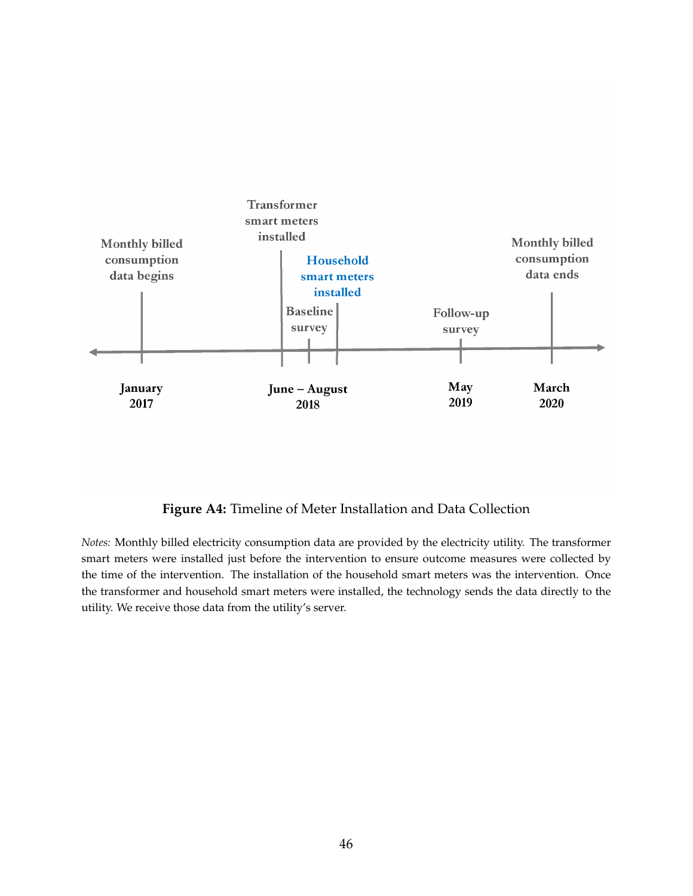Transformer smart meters installed

Monthly billed consumption data begins

Household smart meters installed

Baseline survey

Follow-up survey

Monthly billed consumption data ends

January 2017

June – August 2018

May 2019

March 2020

**Figure A4:** Timeline of Meter Installation and Data Collection

*Notes:* Monthly billed electricity consumption data are provided by the electricity utility. The transformer smart meters were installed just before the intervention to ensure outcome measures were collected by the time of the intervention. The installation of the household smart meters was the intervention. Once the transformer and household smart meters were installed, the technology sends the data directly to the utility. We receive those data from the utility's server.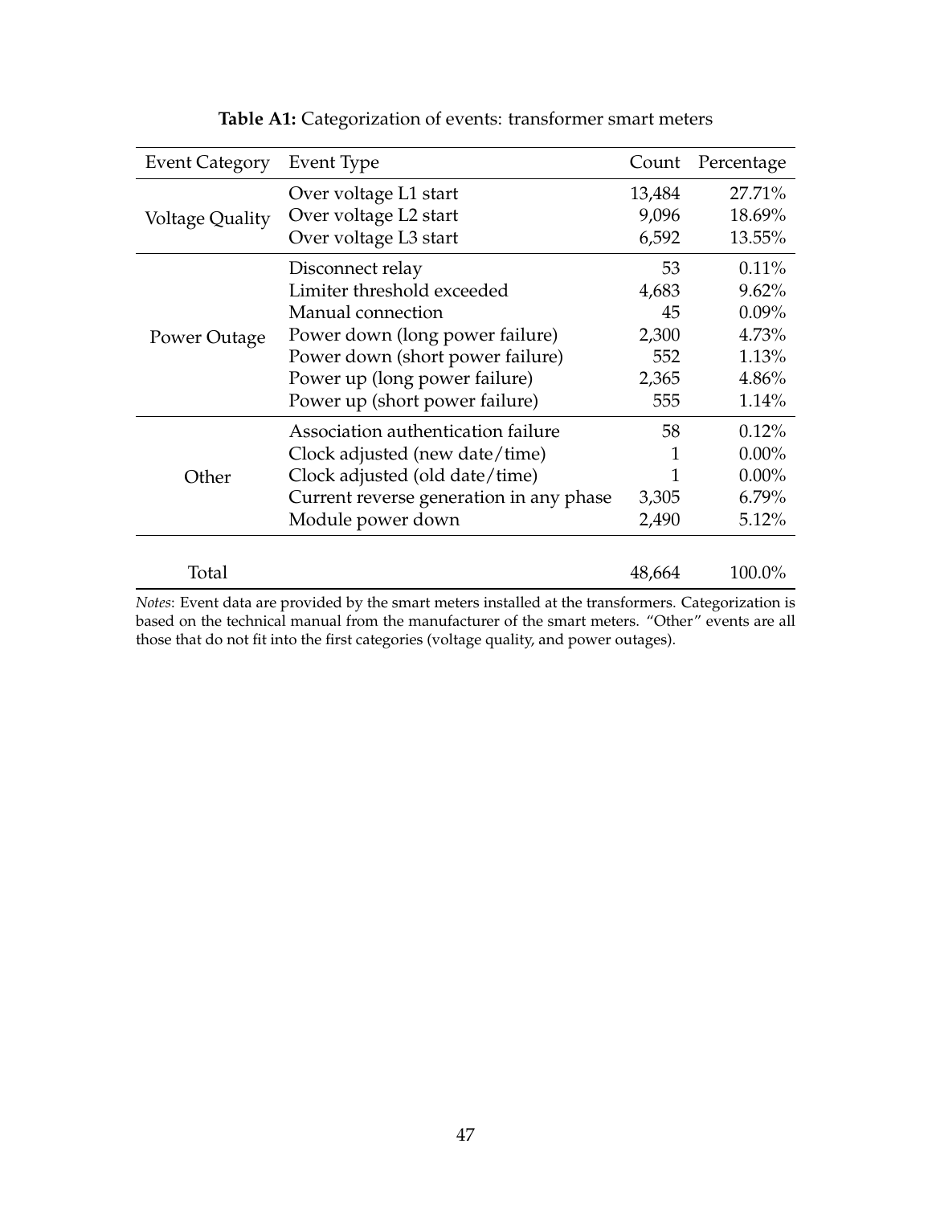**Table A1:** Categorization of events: transformer smart meters

| Event Category | Event Type | Count | Percentage |
|---|---|---|---|
| Voltage Quality | Over voltage L1 start | 13,484 | 27.71% |
| | Over voltage L2 start | 9,096 | 18.69% |
| | Over voltage L3 start | 6,592 | 13.55% |
| Power Outage | Disconnect relay | 53 | 0.11% |
| | Limiter threshold exceeded | 4,683 | 9.62% |
| | Manual connection | 45 | 0.09% |
| | Power down (long power failure) | 2,300 | 4.73% |
| | Power down (short power failure) | 552 | 1.13% |
| | Power up (long power failure) | 2,365 | 4.86% |
| | Power up (short power failure) | 555 | 1.14% |
| Other | Association authentication failure | 58 | 0.12% |
| | Clock adjusted (new date/time) | 1 | 0.00% |
| | Clock adjusted (old date/time) | 1 | 0.00% |
| | Current reverse generation in any phase | 3,305 | 6.79% |
| | Module power down | 2,490 | 5.12% |
| Total | | 48,664 | 100.0% |

*Notes*: Event data are provided by the smart meters installed at the transformers. Categorization is based on the technical manual from the manufacturer of the smart meters. "Other" events are all those that do not fit into the first categories (voltage quality, and power outages).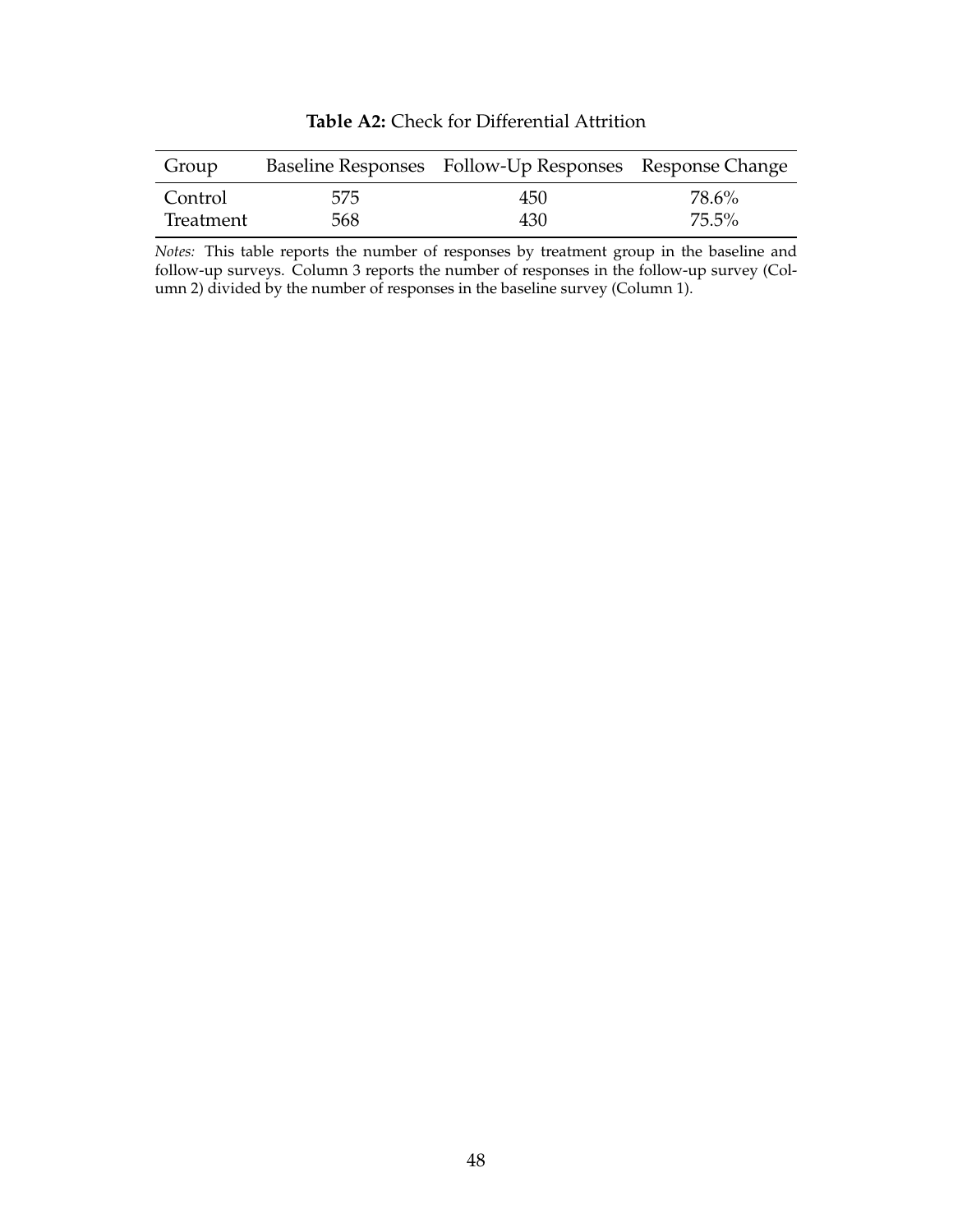**Table A2:** Check for Differential Attrition

| Group | Baseline Responses | Follow-Up Responses | Response Change |
|---|---|---|---|
| Control | 575 | 450 | 78.6% |
| Treatment | 568 | 430 | 75.5% |

*Notes:* This table reports the number of responses by treatment group in the baseline and follow-up surveys. Column 3 reports the number of responses in the follow-up survey (Column 2) divided by the number of responses in the baseline survey (Column 1).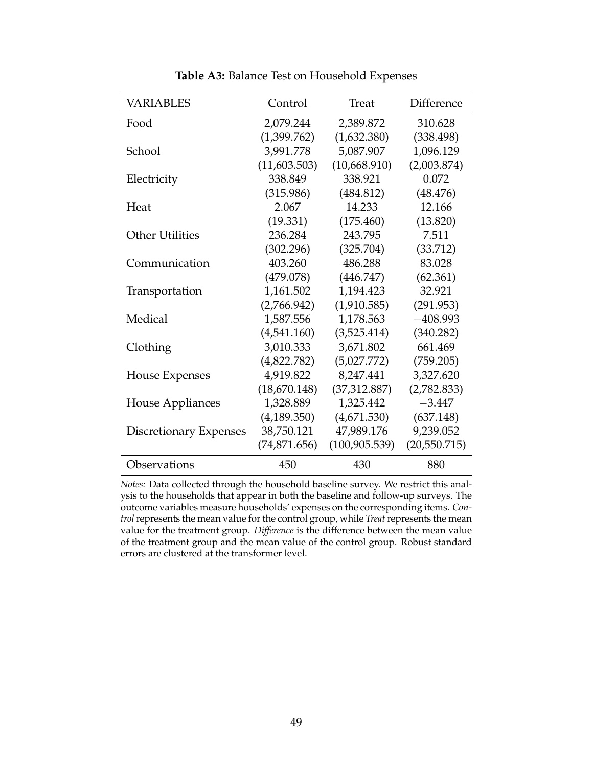**Table A3:** Balance Test on Household Expenses

| VARIABLES | Control | Treat | Difference |
|---|---|---|---|
| Food | 2,079.244 | 2,389.872 | 310.628 |
| | (1,399.762) | (1,632.380) | (338.498) |
| School | 3,991.778 | 5,087.907 | 1,096.129 |
| | (11,603.503) | (10,668.910) | (2,003.874) |
| Electricity | 338.849 | 338.921 | 0.072 |
| | (315.986) | (484.812) | (48.476) |
| Heat | 2.067 | 14.233 | 12.166 |
| | (19.331) | (175.460) | (13.820) |
| Other Utilities | 236.284 | 243.795 | 7.511 |
| | (302.296) | (325.704) | (33.712) |
| Communication | 403.260 | 486.288 | 83.028 |
| | (479.078) | (446.747) | (62.361) |
| Transportation | 1,161.502 | 1,194.423 | 32.921 |
| | (2,766.942) | (1,910.585) | (291.953) |
| Medical | 1,587.556 | 1,178.563 | −408.993 |
| | (4,541.160) | (3,525.414) | (340.282) |
| Clothing | 3,010.333 | 3,671.802 | 661.469 |
| | (4,822.782) | (5,027.772) | (759.205) |
| House Expenses | 4,919.822 | 8,247.441 | 3,327.620 |
| | (18,670.148) | (37,312.887) | (2,782.833) |
| House Appliances | 1,328.889 | 1,325.442 | −3.447 |
| | (4,189.350) | (4,671.530) | (637.148) |
| Discretionary Expenses | 38,750.121 | 47,989.176 | 9,239.052 |
| | (74,871.656) | (100,905.539) | (20,550.715) |
| Observations | 450 | 430 | 880 |

*Notes:* Data collected through the household baseline survey. We restrict this analysis to the households that appear in both the baseline and follow-up surveys. The outcome variables measure households' expenses on the corresponding items. *Control* represents the mean value for the control group, while *Treat* represents the mean value for the treatment group. *Difference* is the difference between the mean value of the treatment group and the mean value of the control group. Robust standard errors are clustered at the transformer level.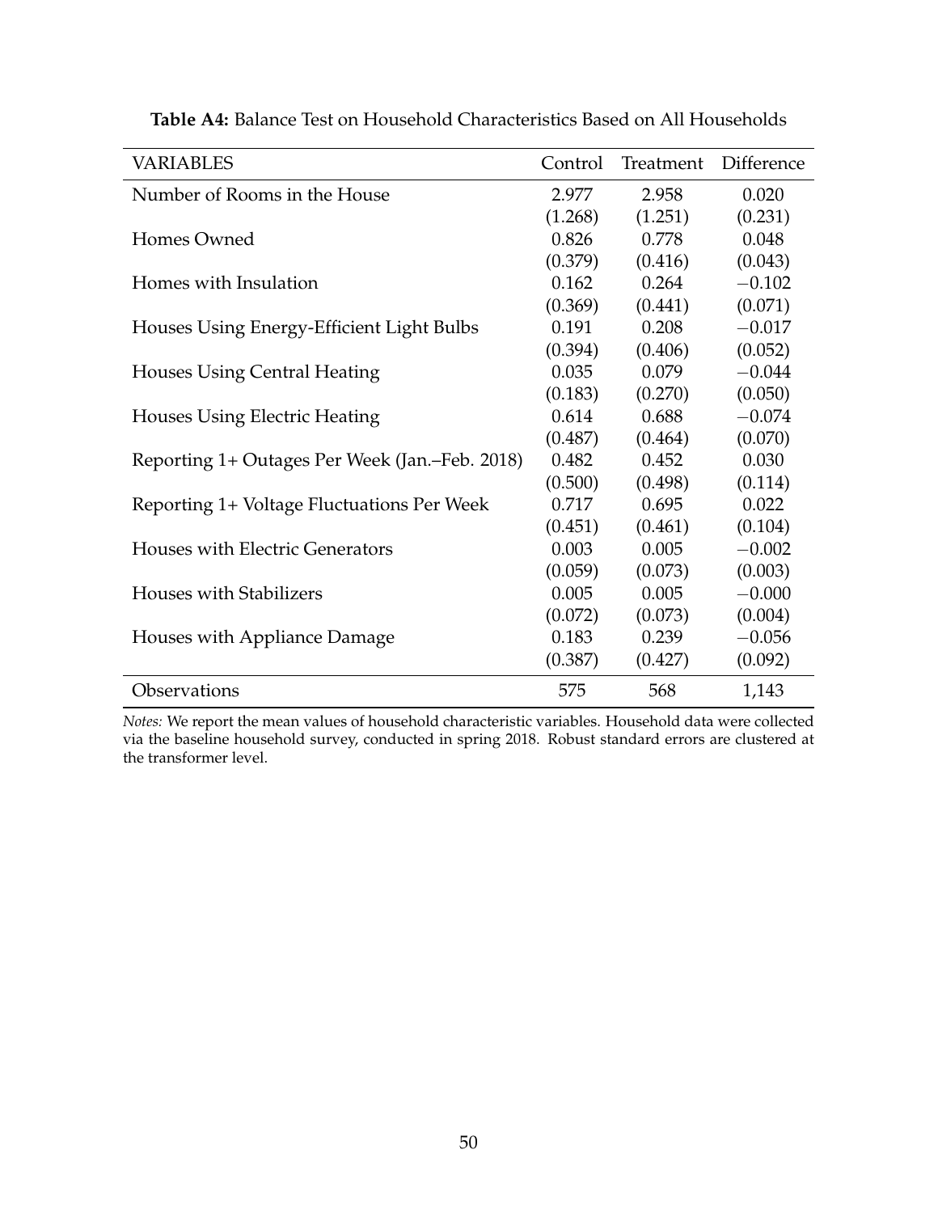**Table A4:** Balance Test on Household Characteristics Based on All Households

| VARIABLES | Control | Treatment | Difference |
|---|---|---|---|
| Number of Rooms in the House | 2.977 | 2.958 | 0.020 |
| | (1.268) | (1.251) | (0.231) |
| Homes Owned | 0.826 | 0.778 | 0.048 |
| | (0.379) | (0.416) | (0.043) |
| Homes with Insulation | 0.162 | 0.264 | −0.102 |
| | (0.369) | (0.441) | (0.071) |
| Houses Using Energy-Efficient Light Bulbs | 0.191 | 0.208 | −0.017 |
| | (0.394) | (0.406) | (0.052) |
| Houses Using Central Heating | 0.035 | 0.079 | −0.044 |
| | (0.183) | (0.270) | (0.050) |
| Houses Using Electric Heating | 0.614 | 0.688 | −0.074 |
| | (0.487) | (0.464) | (0.070) |
| Reporting 1+ Outages Per Week (Jan.–Feb. 2018) | 0.482 | 0.452 | 0.030 |
| | (0.500) | (0.498) | (0.114) |
| Reporting 1+ Voltage Fluctuations Per Week | 0.717 | 0.695 | 0.022 |
| | (0.451) | (0.461) | (0.104) |
| Houses with Electric Generators | 0.003 | 0.005 | −0.002 |
| | (0.059) | (0.073) | (0.003) |
| Houses with Stabilizers | 0.005 | 0.005 | −0.000 |
| | (0.072) | (0.073) | (0.004) |
| Houses with Appliance Damage | 0.183 | 0.239 | −0.056 |
| | (0.387) | (0.427) | (0.092) |
| Observations | 575 | 568 | 1,143 |

*Notes:* We report the mean values of household characteristic variables. Household data were collected via the baseline household survey, conducted in spring 2018. Robust standard errors are clustered at the transformer level.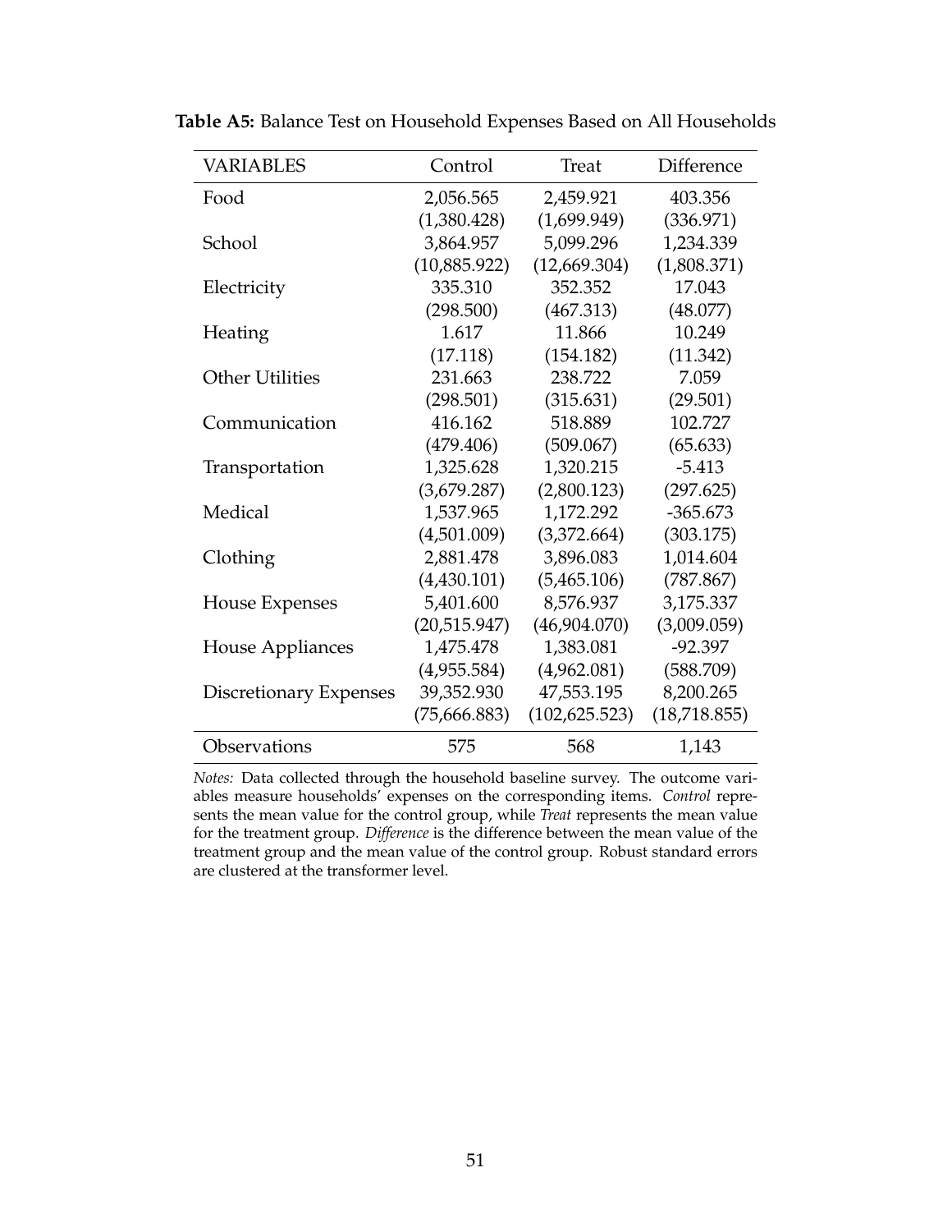**Table A5:** Balance Test on Household Expenses Based on All Households

| VARIABLES | Control | Treat | Difference |
|---|---|---|---|
| Food | 2,056.565 | 2,459.921 | 403.356 |
| | (1,380.428) | (1,699.949) | (336.971) |
| School | 3,864.957 | 5,099.296 | 1,234.339 |
| | (10,885.922) | (12,669.304) | (1,808.371) |
| Electricity | 335.310 | 352.352 | 17.043 |
| | (298.500) | (467.313) | (48.077) |
| Heating | 1.617 | 11.866 | 10.249 |
| | (17.118) | (154.182) | (11.342) |
| Other Utilities | 231.663 | 238.722 | 7.059 |
| | (298.501) | (315.631) | (29.501) |
| Communication | 416.162 | 518.889 | 102.727 |
| | (479.406) | (509.067) | (65.633) |
| Transportation | 1,325.628 | 1,320.215 | -5.413 |
| | (3,679.287) | (2,800.123) | (297.625) |
| Medical | 1,537.965 | 1,172.292 | -365.673 |
| | (4,501.009) | (3,372.664) | (303.175) |
| Clothing | 2,881.478 | 3,896.083 | 1,014.604 |
| | (4,430.101) | (5,465.106) | (787.867) |
| House Expenses | 5,401.600 | 8,576.937 | 3,175.337 |
| | (20,515.947) | (46,904.070) | (3,009.059) |
| House Appliances | 1,475.478 | 1,383.081 | -92.397 |
| | (4,955.584) | (4,962.081) | (588.709) |
| Discretionary Expenses | 39,352.930 | 47,553.195 | 8,200.265 |
| | (75,666.883) | (102,625.523) | (18,718.855) |
| Observations | 575 | 568 | 1,143 |

*Notes:* Data collected through the household baseline survey. The outcome variables measure households' expenses on the corresponding items. *Control* represents the mean value for the control group, while *Treat* represents the mean value for the treatment group. *Difference* is the difference between the mean value of the treatment group and the mean value of the control group. Robust standard errors are clustered at the transformer level.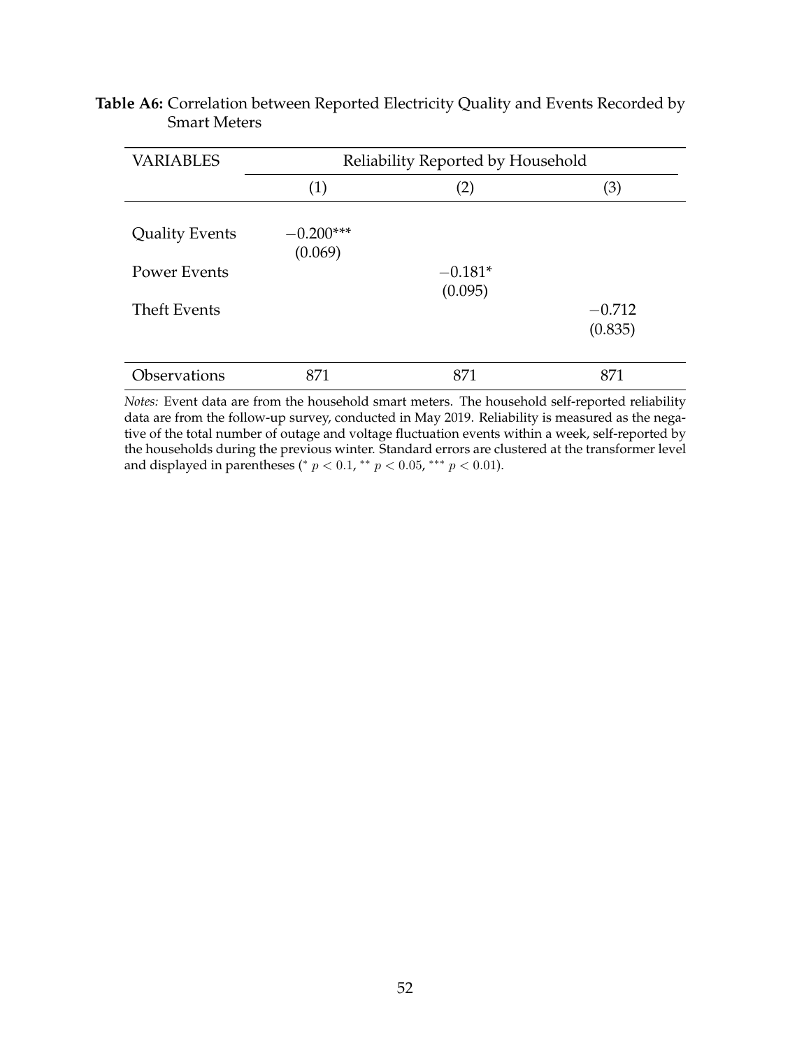**Table A6:** Correlation between Reported Electricity Quality and Events Recorded by Smart Meters

| VARIABLES | Reliability Reported by Household | | |
|---|---|---|---|
| | (1) | (2) | (3) |
| Quality Events | $-0.200$*** | | |
| | (0.069) | | |
| Power Events | | $-0.181$* | |
| | | (0.095) | |
| Theft Events | | | $-0.712$ |
| | | | (0.835) |
| Observations | 871 | 871 | 871 |

*Notes:* Event data are from the household smart meters. The household self-reported reliability data are from the follow-up survey, conducted in May 2019. Reliability is measured as the negative of the total number of outage and voltage fluctuation events within a week, self-reported by the households during the previous winter. Standard errors are clustered at the transformer level and displayed in parentheses ($^{*}$ $p < 0.1$, $^{**}$ $p < 0.05$, $^{***}$ $p < 0.01$).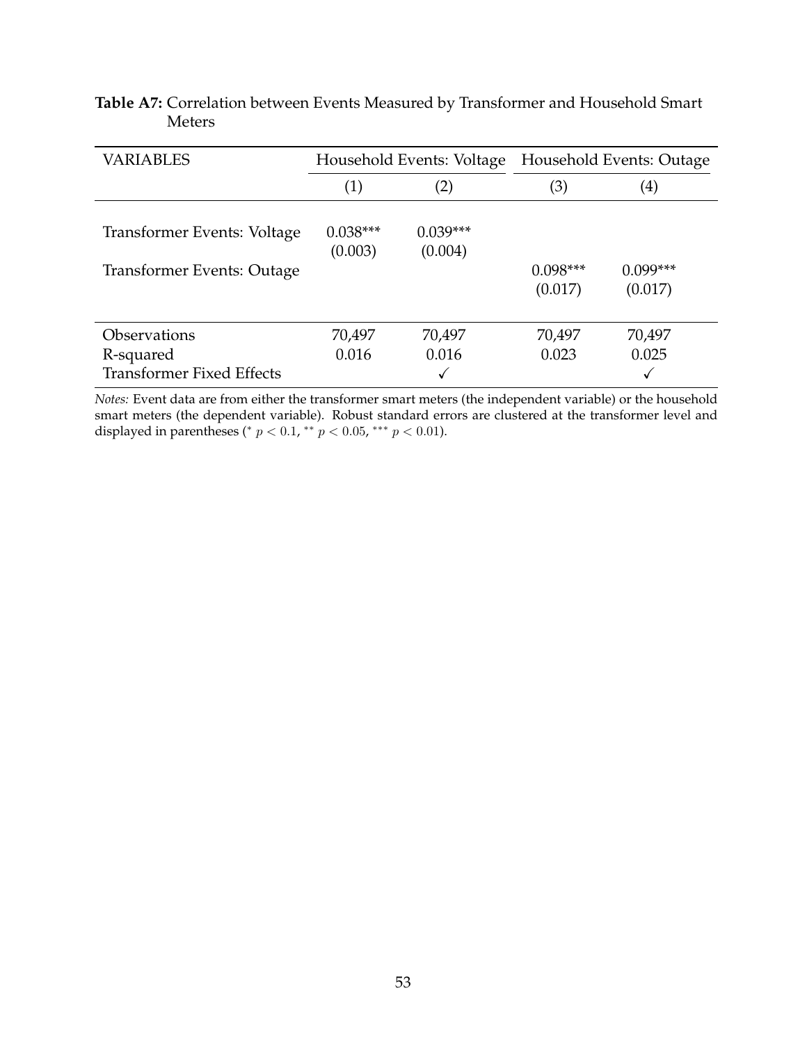**Table A7:** Correlation between Events Measured by Transformer and Household Smart Meters

| VARIABLES | Household Events: Voltage | | Household Events: Outage | |
|---|---|---|---|---|
| | (1) | (2) | (3) | (4) |
| Transformer Events: Voltage | 0.038*** | 0.039*** | | |
| | (0.003) | (0.004) | | |
| Transformer Events: Outage | | | 0.098*** | 0.099*** |
| | | | (0.017) | (0.017) |
| Observations | 70,497 | 70,497 | 70,497 | 70,497 |
| R-squared | 0.016 | 0.016 | 0.023 | 0.025 |
| Transformer Fixed Effects | | ✓ | | ✓ |

*Notes:* Event data are from either the transformer smart meters (the independent variable) or the household smart meters (the dependent variable). Robust standard errors are clustered at the transformer level and displayed in parentheses ($^{*}$ $p < 0.1$, $^{**}$ $p < 0.05$, $^{***}$ $p < 0.01$).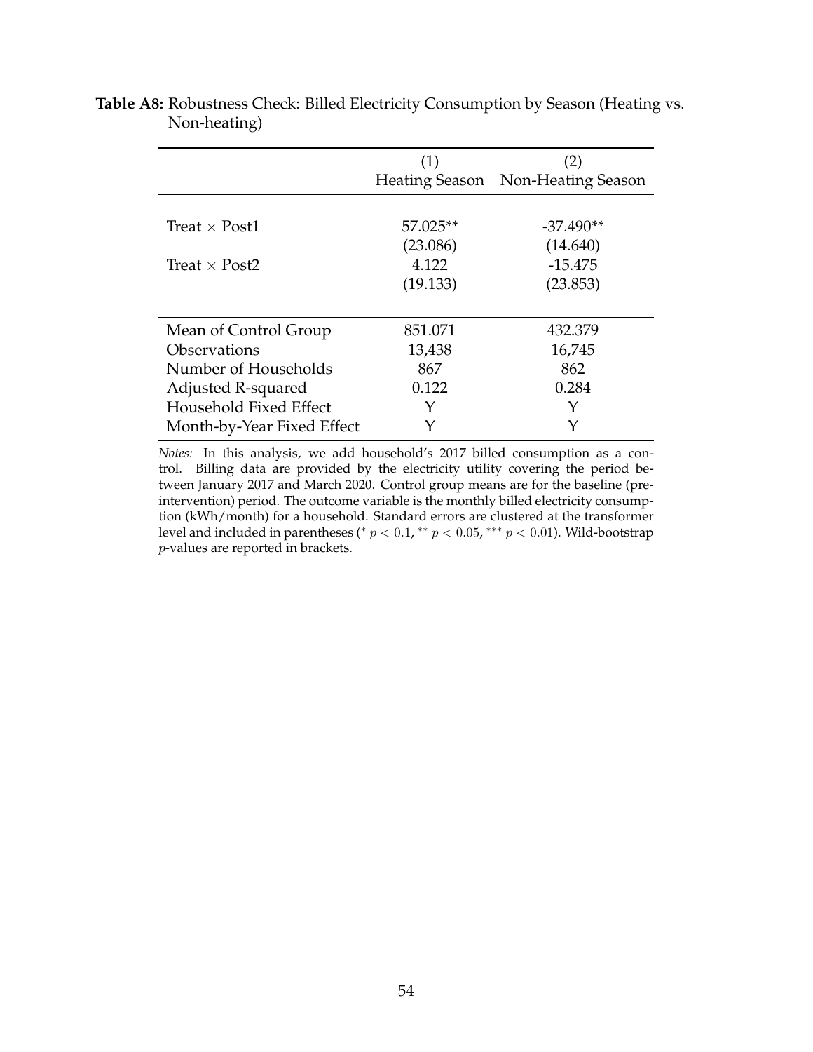**Table A8:** Robustness Check: Billed Electricity Consumption by Season (Heating vs. Non-heating)

| | (1) Heating Season | (2) Non-Heating Season |
|---|---|---|
| Treat × Post1 | 57.025** | -37.490** |
| | (23.086) | (14.640) |
| Treat × Post2 | 4.122 | -15.475 |
| | (19.133) | (23.853) |
| Mean of Control Group | 851.071 | 432.379 |
| Observations | 13,438 | 16,745 |
| Number of Households | 867 | 862 |
| Adjusted R-squared | 0.122 | 0.284 |
| Household Fixed Effect | Y | Y |
| Month-by-Year Fixed Effect | Y | Y |

*Notes:* In this analysis, we add household's 2017 billed consumption as a control. Billing data are provided by the electricity utility covering the period between January 2017 and March 2020. Control group means are for the baseline (pre-intervention) period. The outcome variable is the monthly billed electricity consumption (kWh/month) for a household. Standard errors are clustered at the transformer level and included in parentheses ($^{*}$ $p < 0.1$, $^{**}$ $p < 0.05$, $^{***}$ $p < 0.01$). Wild-bootstrap $p$-values are reported in brackets.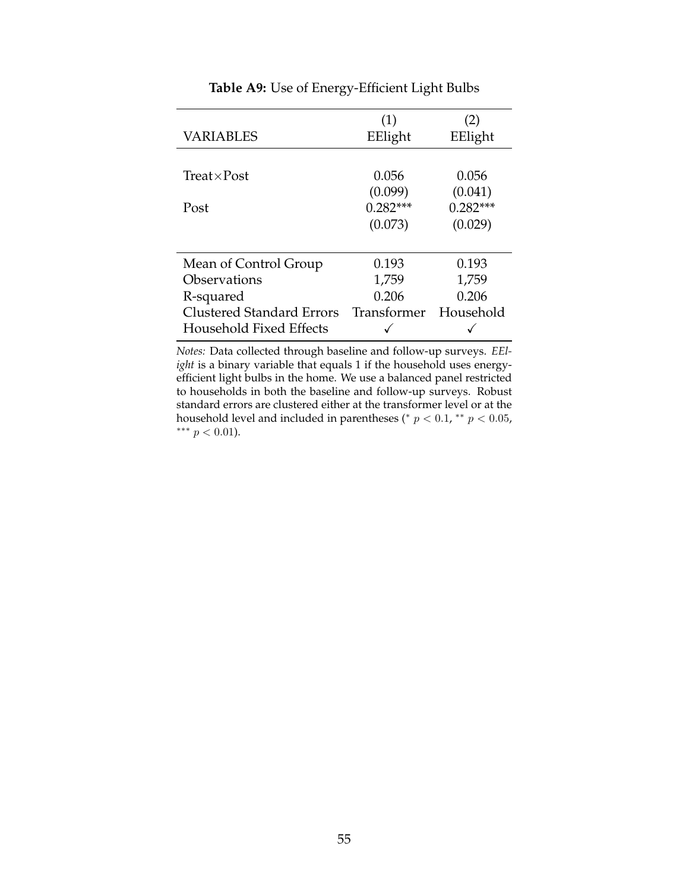**Table A9:** Use of Energy-Efficient Light Bulbs

| VARIABLES | (1)<br>EElight | (2)<br>EElight |
|---|---|---|
| Treat×Post | 0.056 | 0.056 |
| | (0.099) | (0.041) |
| Post | 0.282*** | 0.282*** |
| | (0.073) | (0.029) |
| Mean of Control Group | 0.193 | 0.193 |
| Observations | 1,759 | 1,759 |
| R-squared | 0.206 | 0.206 |
| Clustered Standard Errors | Transformer | Household |
| Household Fixed Effects | ✓ | ✓ |

*Notes:* Data collected through baseline and follow-up surveys. *EElight* is a binary variable that equals 1 if the household uses energy-efficient light bulbs in the home. We use a balanced panel restricted to households in both the baseline and follow-up surveys. Robust standard errors are clustered either at the transformer level or at the household level and included in parentheses (* $p < 0.1$, ** $p < 0.05$, *** $p < 0.01$).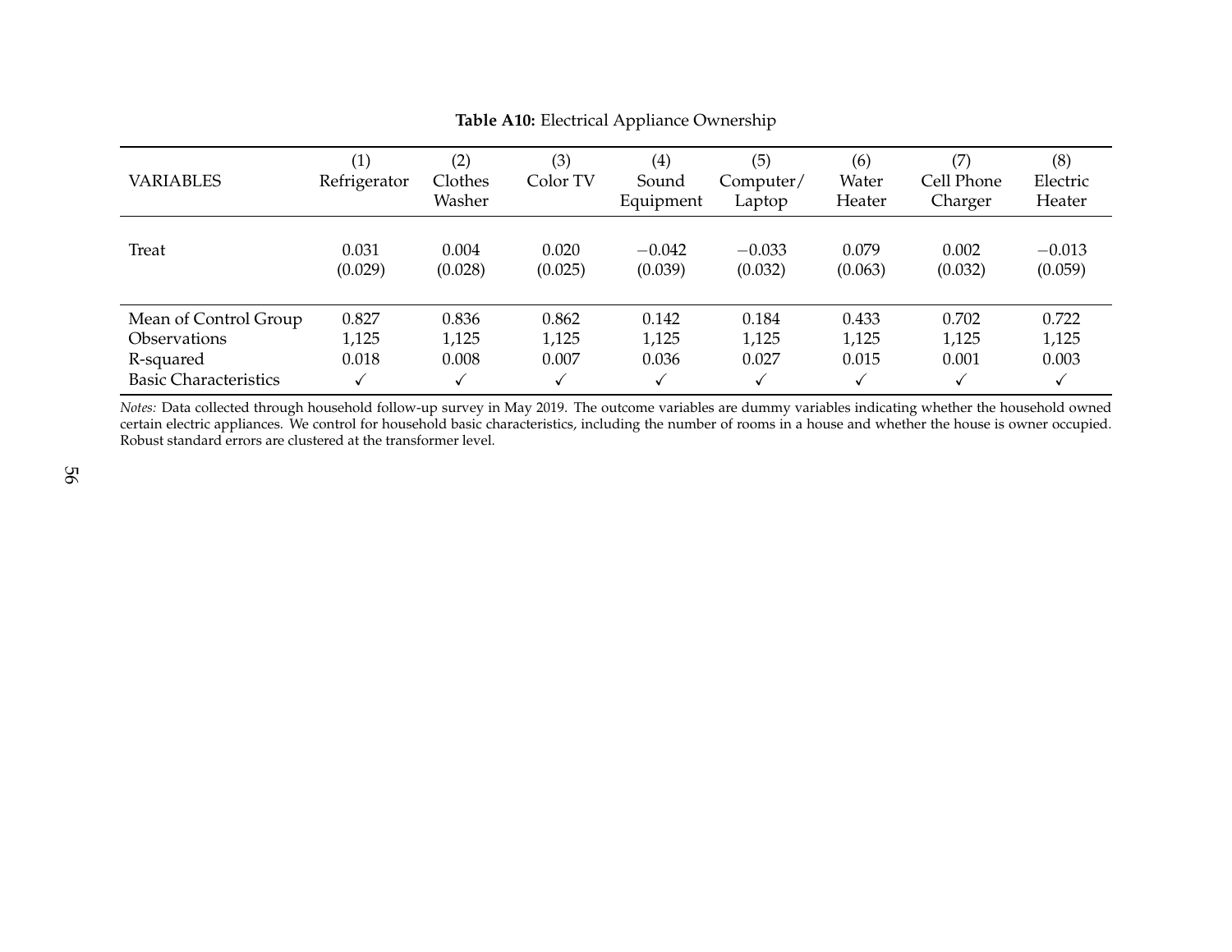**Table A10:** Electrical Appliance Ownership

| VARIABLES | (1) Refrigerator | (2) Clothes Washer | (3) Color TV | (4) Sound Equipment | (5) Computer/ Laptop | (6) Water Heater | (7) Cell Phone Charger | (8) Electric Heater |
|---|---|---|---|---|---|---|---|---|
| Treat | 0.031 | 0.004 | 0.020 | −0.042 | −0.033 | 0.079 | 0.002 | −0.013 |
| | (0.029) | (0.028) | (0.025) | (0.039) | (0.032) | (0.063) | (0.032) | (0.059) |
| Mean of Control Group | 0.827 | 0.836 | 0.862 | 0.142 | 0.184 | 0.433 | 0.702 | 0.722 |
| Observations | 1,125 | 1,125 | 1,125 | 1,125 | 1,125 | 1,125 | 1,125 | 1,125 |
| R-squared | 0.018 | 0.008 | 0.007 | 0.036 | 0.027 | 0.015 | 0.001 | 0.003 |
| Basic Characteristics | ✓ | ✓ | ✓ | ✓ | ✓ | ✓ | ✓ | ✓ |

*Notes:* Data collected through household follow-up survey in May 2019. The outcome variables are dummy variables indicating whether the household owned certain electric appliances. We control for household basic characteristics, including the number of rooms in a house and whether the house is owner occupied. Robust standard errors are clustered at the transformer level.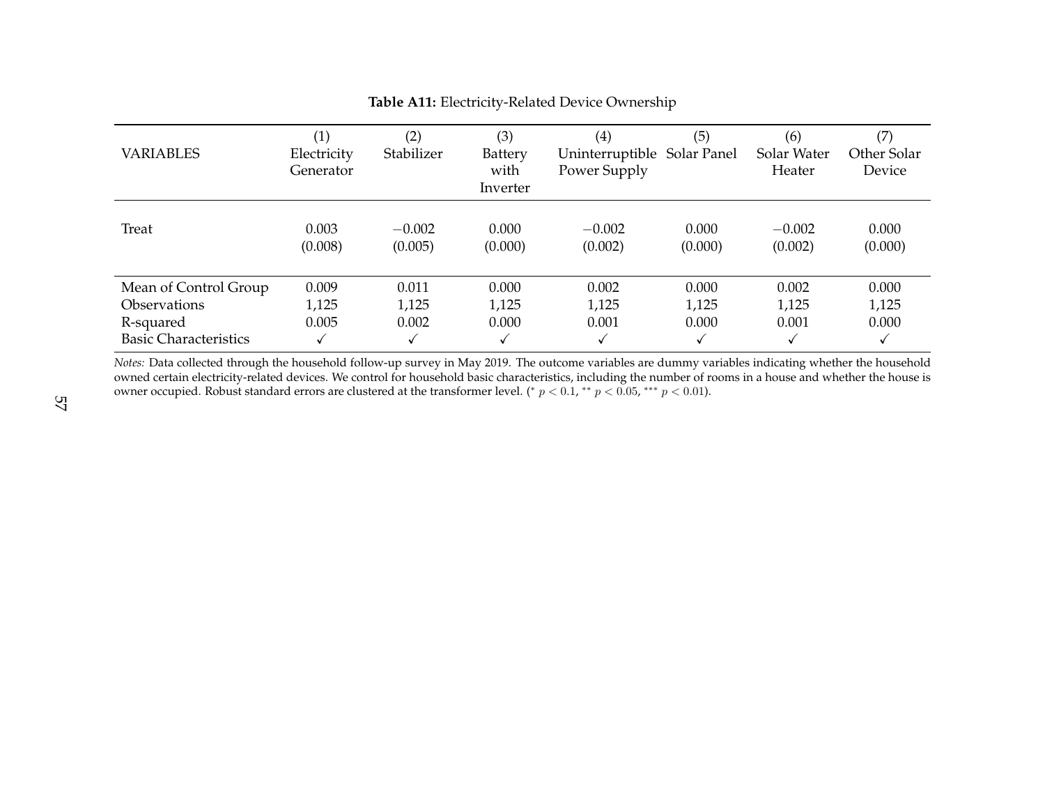**Table A11:** Electricity-Related Device Ownership

| VARIABLES | (1) Electricity Generator | (2) Stabilizer | (3) Battery with Inverter | (4) Uninterruptible Power Supply | (5) Solar Panel | (6) Solar Water Heater | (7) Other Solar Device |
|---|---|---|---|---|---|---|---|
| Treat | 0.003 | −0.002 | 0.000 | −0.002 | 0.000 | −0.002 | 0.000 |
| | (0.008) | (0.005) | (0.000) | (0.002) | (0.000) | (0.002) | (0.000) |
| Mean of Control Group | 0.009 | 0.011 | 0.000 | 0.002 | 0.000 | 0.002 | 0.000 |
| Observations | 1,125 | 1,125 | 1,125 | 1,125 | 1,125 | 1,125 | 1,125 |
| R-squared | 0.005 | 0.002 | 0.000 | 0.001 | 0.000 | 0.001 | 0.000 |
| Basic Characteristics | ✓ | ✓ | ✓ | ✓ | ✓ | ✓ | ✓ |

*Notes:* Data collected through the household follow-up survey in May 2019. The outcome variables are dummy variables indicating whether the household owned certain electricity-related devices. We control for household basic characteristics, including the number of rooms in a house and whether the house is owner occupied. Robust standard errors are clustered at the transformer level. ($^{*}$ $p < 0.1$, $^{**}$ $p < 0.05$, $^{***}$ $p < 0.01$).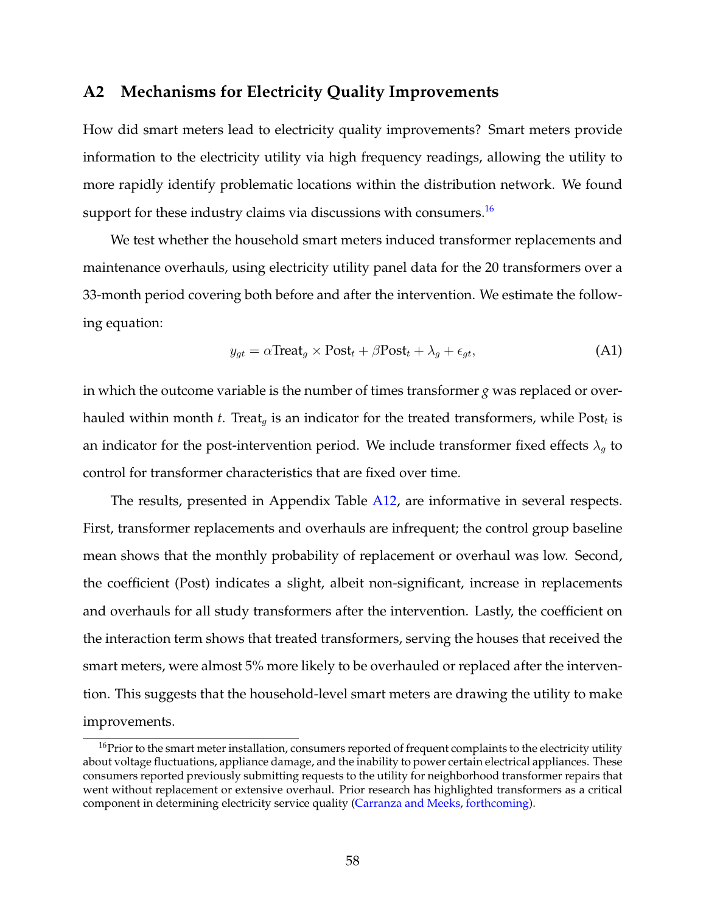## A2 Mechanisms for Electricity Quality Improvements

How did smart meters lead to electricity quality improvements? Smart meters provide information to the electricity utility via high frequency readings, allowing the utility to more rapidly identify problematic locations within the distribution network. We found support for these industry claims via discussions with consumers.[16]

We test whether the household smart meters induced transformer replacements and maintenance overhauls, using electricity utility panel data for the 20 transformers over a 33-month period covering both before and after the intervention. We estimate the following equation:

$$y_{gt} = \alpha \text{Treat}_g \times \text{Post}_t + \beta \text{Post}_t + \lambda_g + \epsilon_{gt}, \tag{A1}$$

in which the outcome variable is the number of times transformer $g$ was replaced or overhauled within month $t$. $\text{Treat}_g$ is an indicator for the treated transformers, while $\text{Post}_t$ is an indicator for the post-intervention period. We include transformer fixed effects $\lambda_g$ to control for transformer characteristics that are fixed over time.

The results, presented in Appendix Table A12, are informative in several respects. First, transformer replacements and overhauls are infrequent; the control group baseline mean shows that the monthly probability of replacement or overhaul was low. Second, the coefficient (Post) indicates a slight, albeit non-significant, increase in replacements and overhauls for all study transformers after the intervention. Lastly, the coefficient on the interaction term shows that treated transformers, serving the houses that received the smart meters, were almost 5% more likely to be overhauled or replaced after the intervention. This suggests that the household-level smart meters are drawing the utility to make improvements.

[16] Prior to the smart meter installation, consumers reported of frequent complaints to the electricity utility about voltage fluctuations, appliance damage, and the inability to power certain electrical appliances. These consumers reported previously submitting requests to the utility for neighborhood transformer repairs that went without replacement or extensive overhaul. Prior research has highlighted transformers as a critical component in determining electricity service quality (Carranza and Meeks, forthcoming).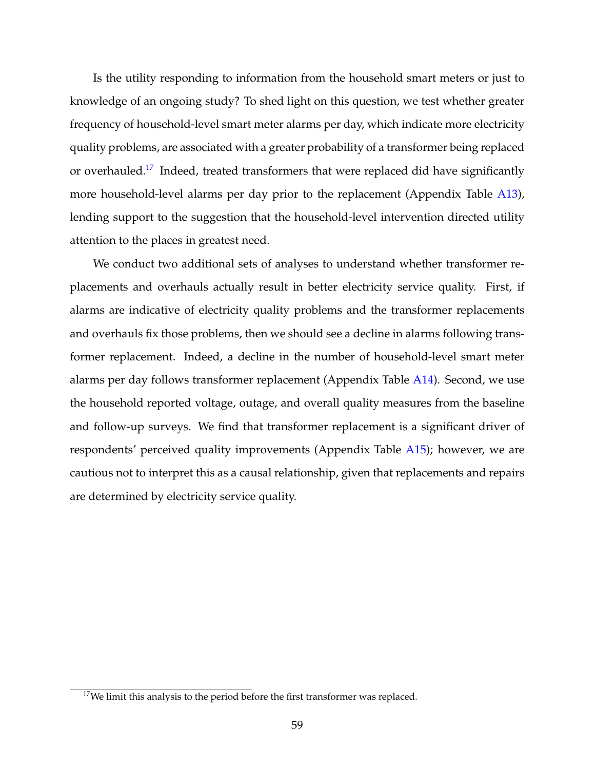Is the utility responding to information from the household smart meters or just to knowledge of an ongoing study? To shed light on this question, we test whether greater frequency of household-level smart meter alarms per day, which indicate more electricity quality problems, are associated with a greater probability of a transformer being replaced or overhauled.[17] Indeed, treated transformers that were replaced did have significantly more household-level alarms per day prior to the replacement (Appendix Table A13), lending support to the suggestion that the household-level intervention directed utility attention to the places in greatest need.

We conduct two additional sets of analyses to understand whether transformer replacements and overhauls actually result in better electricity service quality. First, if alarms are indicative of electricity quality problems and the transformer replacements and overhauls fix those problems, then we should see a decline in alarms following transformer replacement. Indeed, a decline in the number of household-level smart meter alarms per day follows transformer replacement (Appendix Table A14). Second, we use the household reported voltage, outage, and overall quality measures from the baseline and follow-up surveys. We find that transformer replacement is a significant driver of respondents' perceived quality improvements (Appendix Table A15); however, we are cautious not to interpret this as a causal relationship, given that replacements and repairs are determined by electricity service quality.

[17] We limit this analysis to the period before the first transformer was replaced.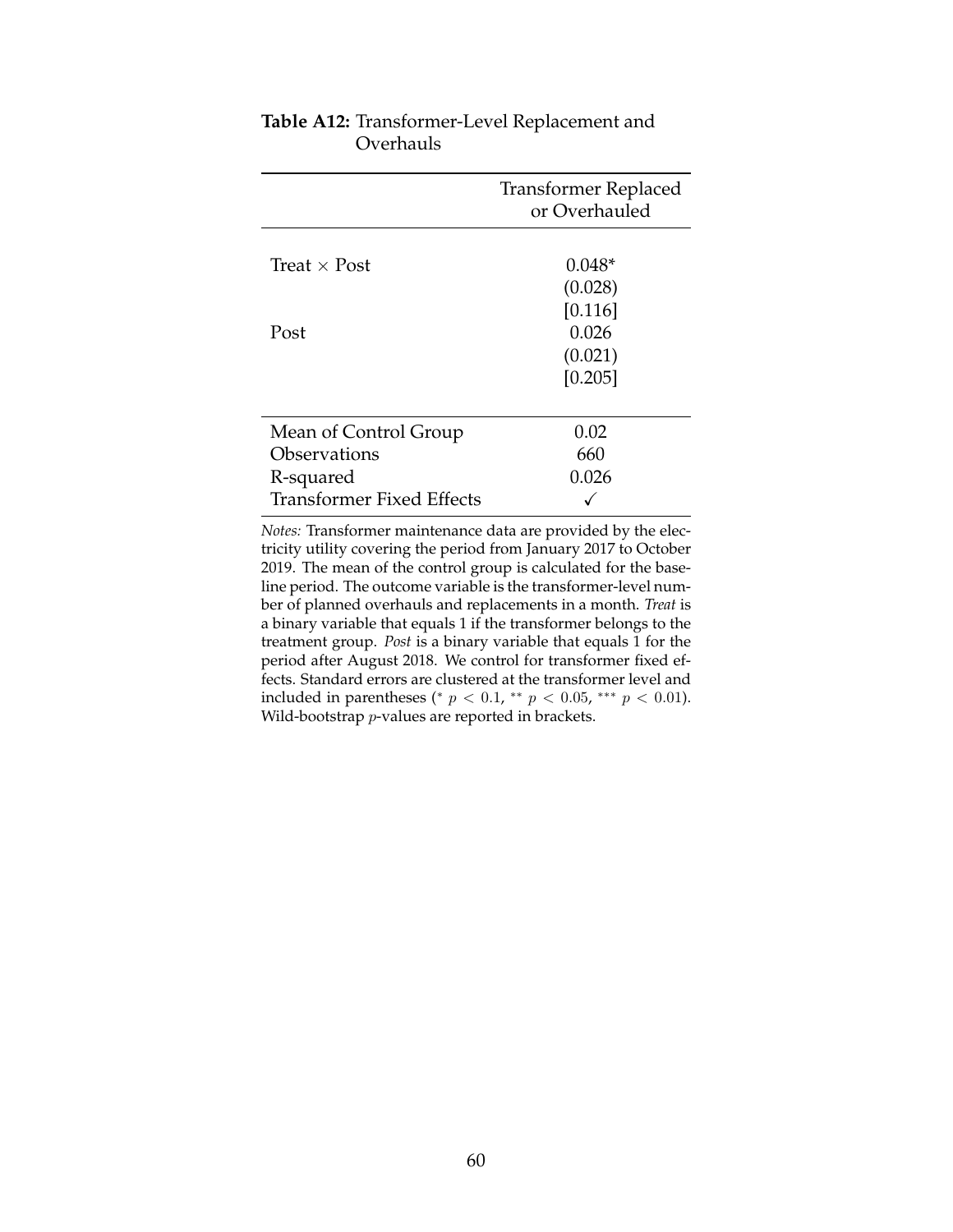**Table A12:** Transformer-Level Replacement and Overhauls

| | Transformer Replaced or Overhauled |
|---|---|
| Treat $\times$ Post | 0.048* |
| | (0.028) |
| | [0.116] |
| Post | 0.026 |
| | (0.021) |
| | [0.205] |
| Mean of Control Group | 0.02 |
| Observations | 660 |
| R-squared | 0.026 |
| Transformer Fixed Effects | ✓ |

*Notes:* Transformer maintenance data are provided by the electricity utility covering the period from January 2017 to October 2019. The mean of the control group is calculated for the baseline period. The outcome variable is the transformer-level number of planned overhauls and replacements in a month. *Treat* is a binary variable that equals 1 if the transformer belongs to the treatment group. *Post* is a binary variable that equals 1 for the period after August 2018. We control for transformer fixed effects. Standard errors are clustered at the transformer level and included in parentheses (* $p < 0.1$, ** $p < 0.05$, *** $p < 0.01$). Wild-bootstrap $p$-values are reported in brackets.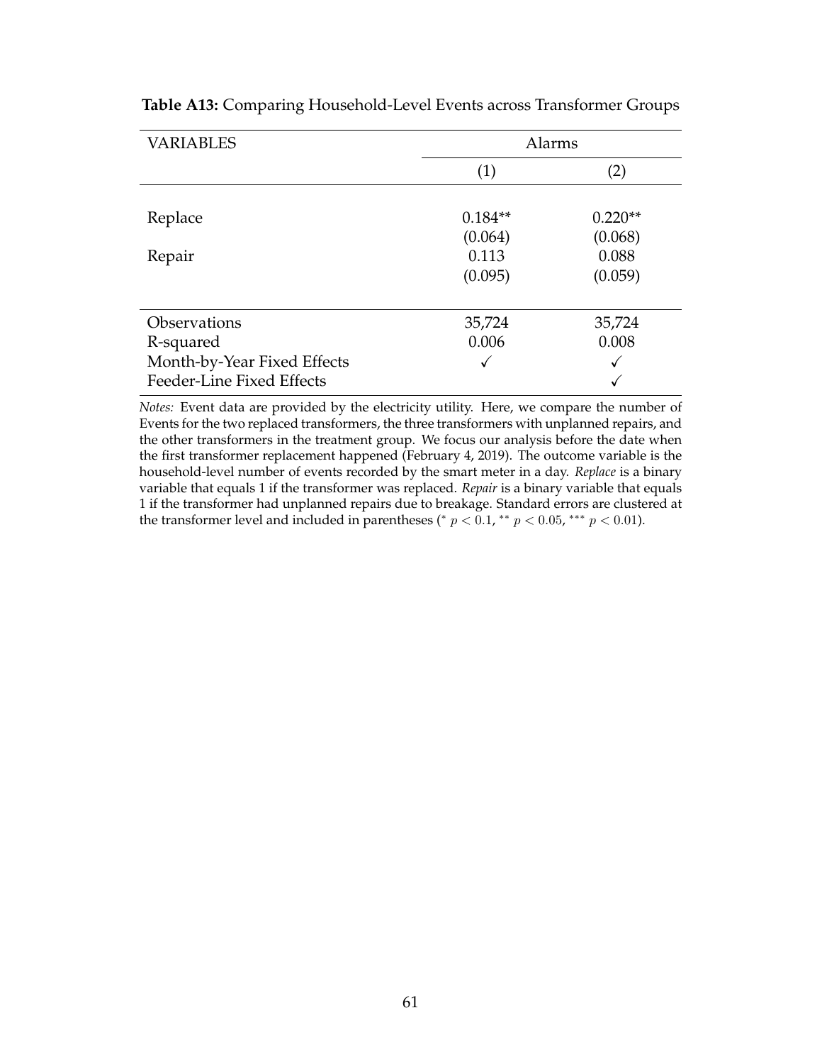**Table A13:** Comparing Household-Level Events across Transformer Groups

| VARIABLES | Alarms | |
|---|---|---|
| | (1) | (2) |
| Replace | 0.184** | 0.220** |
| | (0.064) | (0.068) |
| Repair | 0.113 | 0.088 |
| | (0.095) | (0.059) |
| Observations | 35,724 | 35,724 |
| R-squared | 0.006 | 0.008 |
| Month-by-Year Fixed Effects | ✓ | ✓ |
| Feeder-Line Fixed Effects | | ✓ |

*Notes:* Event data are provided by the electricity utility. Here, we compare the number of Events for the two replaced transformers, the three transformers with unplanned repairs, and the other transformers in the treatment group. We focus our analysis before the date when the first transformer replacement happened (February 4, 2019). The outcome variable is the household-level number of events recorded by the smart meter in a day. *Replace* is a binary variable that equals 1 if the transformer was replaced. *Repair* is a binary variable that equals 1 if the transformer had unplanned repairs due to breakage. Standard errors are clustered at the transformer level and included in parentheses ($^{*}$ $p < 0.1$, $^{**}$ $p < 0.05$, $^{***}$ $p < 0.01$).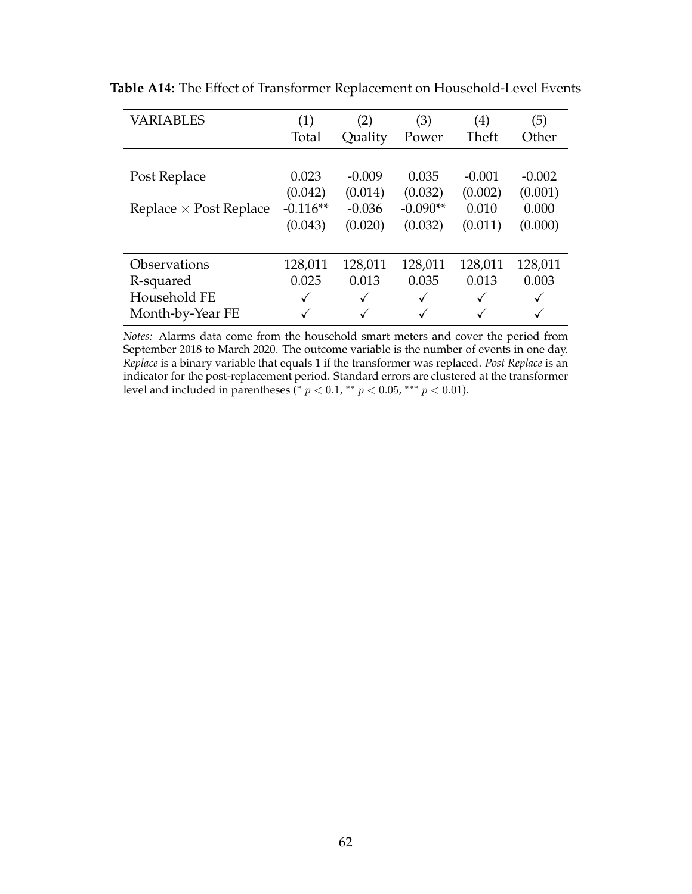**Table A14:** The Effect of Transformer Replacement on Household-Level Events

| VARIABLES | (1) Total | (2) Quality | (3) Power | (4) Theft | (5) Other |
|---|---|---|---|---|---|
| Post Replace | 0.023 | -0.009 | 0.035 | -0.001 | -0.002 |
| | (0.042) | (0.014) | (0.032) | (0.002) | (0.001) |
| Replace × Post Replace | -0.116** | -0.036 | -0.090** | 0.010 | 0.000 |
| | (0.043) | (0.020) | (0.032) | (0.011) | (0.000) |
| Observations | 128,011 | 128,011 | 128,011 | 128,011 | 128,011 |
| R-squared | 0.025 | 0.013 | 0.035 | 0.013 | 0.003 |
| Household FE | ✓ | ✓ | ✓ | ✓ | ✓ |
| Month-by-Year FE | ✓ | ✓ | ✓ | ✓ | ✓ |

*Notes:* Alarms data come from the household smart meters and cover the period from September 2018 to March 2020. The outcome variable is the number of events in one day. *Replace* is a binary variable that equals 1 if the transformer was replaced. *Post Replace* is an indicator for the post-replacement period. Standard errors are clustered at the transformer level and included in parentheses ($^{*}$ $p < 0.1$, $^{**}$ $p < 0.05$, $^{***}$ $p < 0.01$).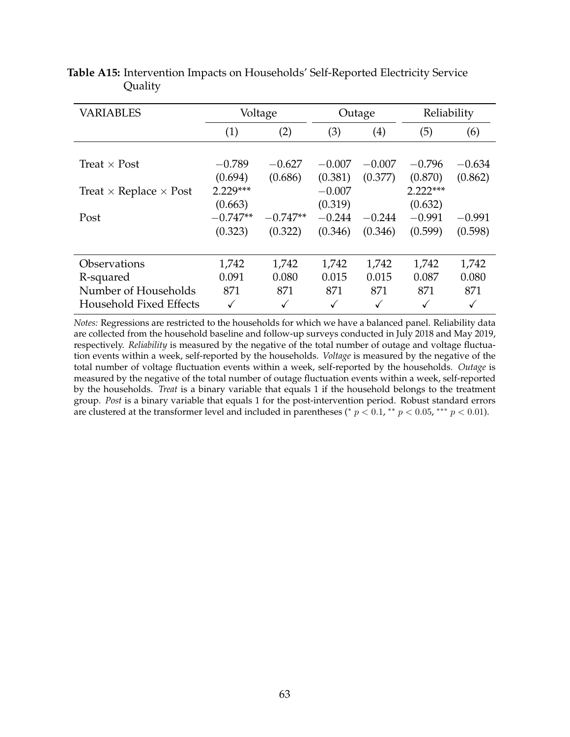**Table A15:** Intervention Impacts on Households' Self-Reported Electricity Service Quality

| VARIABLES | Voltage | | Outage | | Reliability | |
|---|---|---|---|---|---|---|
| | (1) | (2) | (3) | (4) | (5) | (6) |
| Treat × Post | −0.789 | −0.627 | −0.007 | −0.007 | −0.796 | −0.634 |
| | (0.694) | (0.686) | (0.381) | (0.377) | (0.870) | (0.862) |
| Treat × Replace × Post | 2.229*** | | −0.007 | | 2.222*** | |
| | (0.663) | | (0.319) | | (0.632) | |
| Post | −0.747** | −0.747** | −0.244 | −0.244 | −0.991 | −0.991 |
| | (0.323) | (0.322) | (0.346) | (0.346) | (0.599) | (0.598) |
| Observations | 1,742 | 1,742 | 1,742 | 1,742 | 1,742 | 1,742 |
| R-squared | 0.091 | 0.080 | 0.015 | 0.015 | 0.087 | 0.080 |
| Number of Households | 871 | 871 | 871 | 871 | 871 | 871 |
| Household Fixed Effects | ✓ | ✓ | ✓ | ✓ | ✓ | ✓ |

*Notes:* Regressions are restricted to the households for which we have a balanced panel. Reliability data are collected from the household baseline and follow-up surveys conducted in July 2018 and May 2019, respectively. *Reliability* is measured by the negative of the total number of outage and voltage fluctuation events within a week, self-reported by the households. *Voltage* is measured by the negative of the total number of voltage fluctuation events within a week, self-reported by the households. *Outage* is measured by the negative of the total number of outage fluctuation events within a week, self-reported by the households. *Treat* is a binary variable that equals 1 if the household belongs to the treatment group. *Post* is a binary variable that equals 1 for the post-intervention period. Robust standard errors are clustered at the transformer level and included in parentheses ($^{*}$ $p < 0.1$, $^{**}$ $p < 0.05$, $^{***}$ $p < 0.01$).